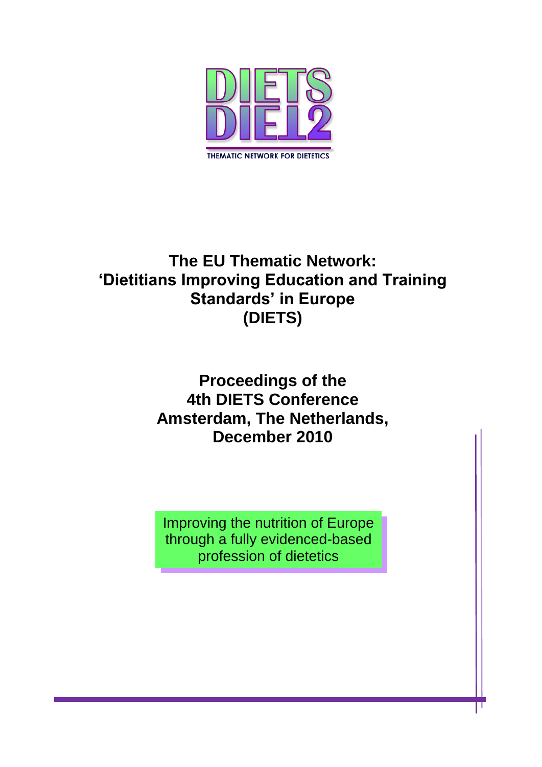DIETS
DIET2

THEMATIC NETWORK FOR DIETETICS

# The EU Thematic Network: 'Dietitians Improving Education and Training Standards' in Europe (DIETS)

## Proceedings of the 4th DIETS Conference Amsterdam, The Netherlands, December 2010

Improving the nutrition of Europe through a fully evidenced-based profession of dietetics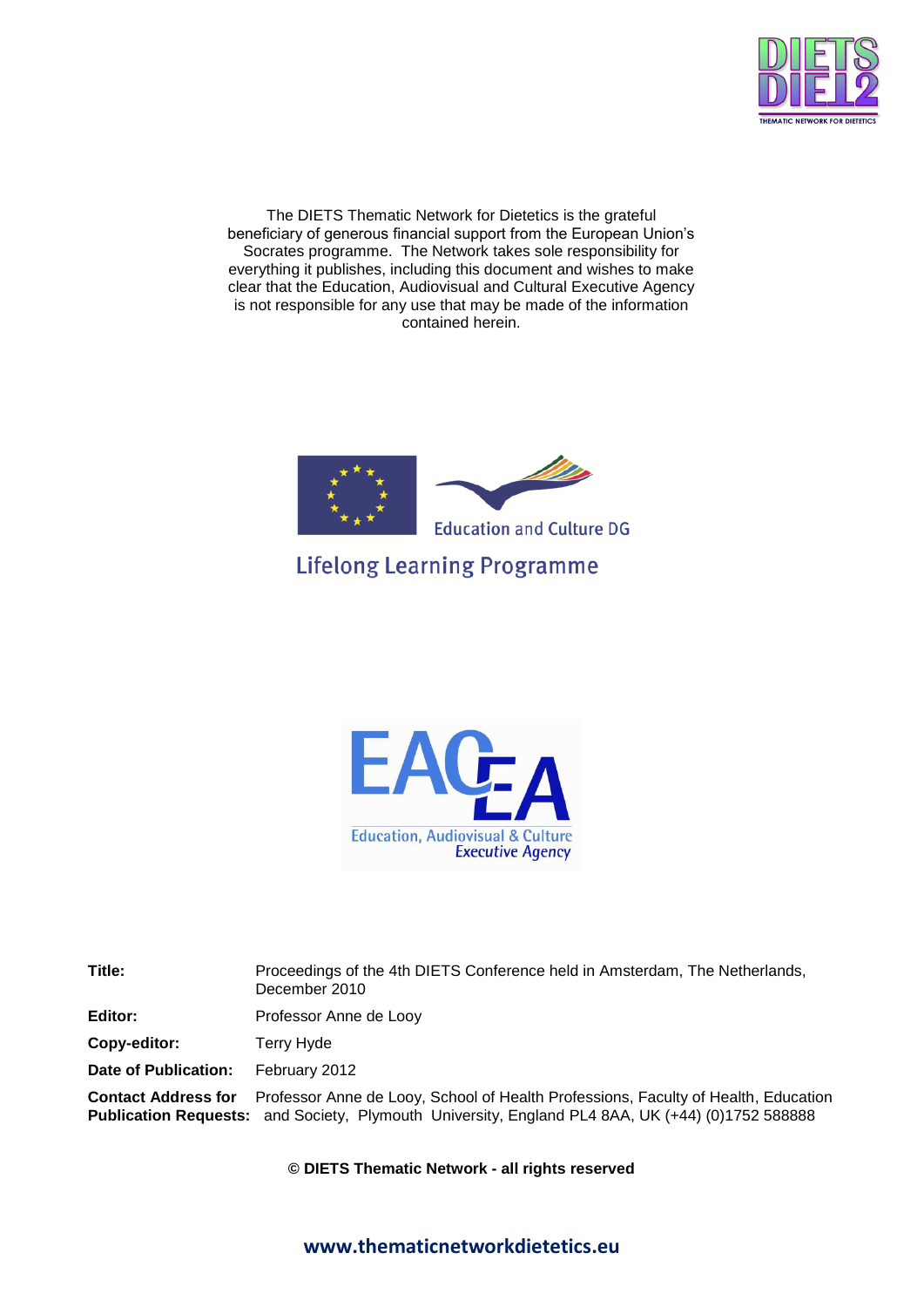The DIETS Thematic Network for Dietetics is the grateful beneficiary of generous financial support from the European Union's Socrates programme. The Network takes sole responsibility for everything it publishes, including this document and wishes to make clear that the Education, Audiovisual and Cultural Executive Agency is not responsible for any use that may be made of the information contained herein.

Education and Culture DG

Lifelong Learning Programme

Education, Audiovisual & Culture Executive Agency

| | |
|---|---|
| **Title:** | Proceedings of the 4th DIETS Conference held in Amsterdam, The Netherlands, December 2010 |
| **Editor:** | Professor Anne de Looy |
| **Copy-editor:** | Terry Hyde |
| **Date of Publication:** | February 2012 |
| **Contact Address for Publication Requests:** | Professor Anne de Looy, School of Health Professions, Faculty of Health, Education and Society, Plymouth University, England PL4 8AA, UK (+44) (0)1752 588888 |

**© DIETS Thematic Network - all rights reserved**

**www.thematicnetworkdietetics.eu**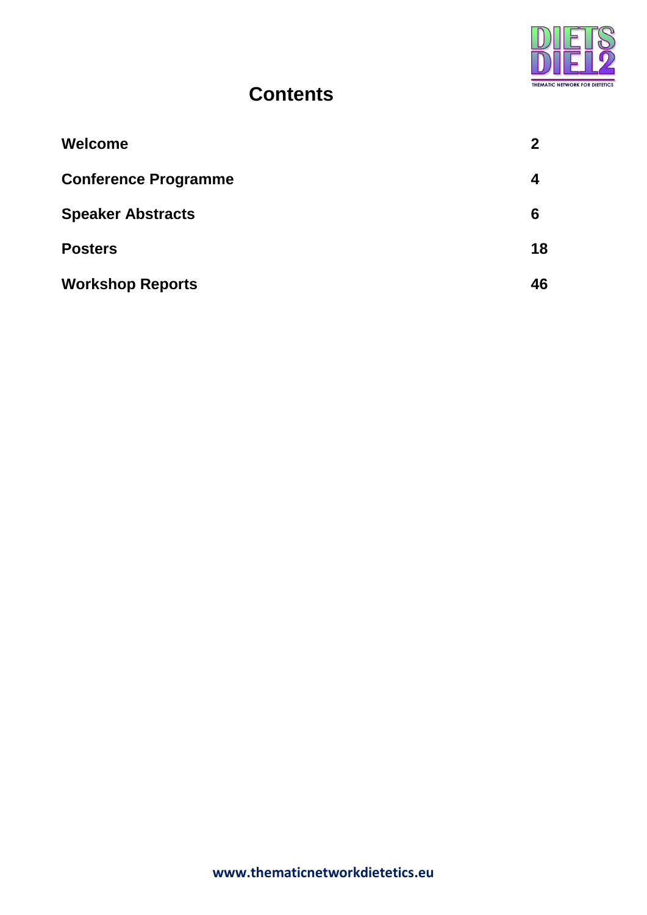# Contents

| | |
|---|---|
| **Welcome** | **2** |
| **Conference Programme** | **4** |
| **Speaker Abstracts** | **6** |
| **Posters** | **18** |
| **Workshop Reports** | **46** |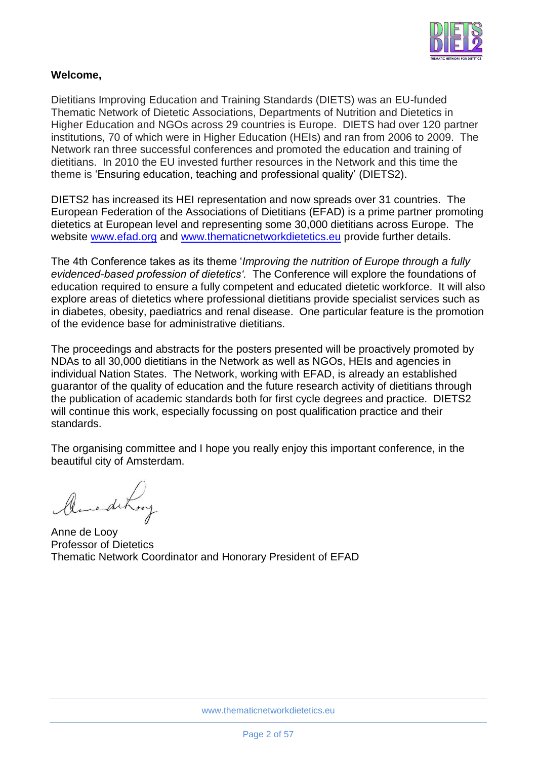**Welcome,**

Dietitians Improving Education and Training Standards (DIETS) was an EU-funded Thematic Network of Dietetic Associations, Departments of Nutrition and Dietetics in Higher Education and NGOs across 29 countries is Europe. DIETS had over 120 partner institutions, 70 of which were in Higher Education (HEIs) and ran from 2006 to 2009. The Network ran three successful conferences and promoted the education and training of dietitians. In 2010 the EU invested further resources in the Network and this time the theme is 'Ensuring education, teaching and professional quality' (DIETS2).

DIETS2 has increased its HEI representation and now spreads over 31 countries. The European Federation of the Associations of Dietitians (EFAD) is a prime partner promoting dietetics at European level and representing some 30,000 dietitians across Europe. The website www.efad.org and www.thematicnetworkdietetics.eu provide further details.

The 4th Conference takes as its theme '*Improving the nutrition of Europe through a fully evidenced-based profession of dietetics'.* The Conference will explore the foundations of education required to ensure a fully competent and educated dietetic workforce. It will also explore areas of dietetics where professional dietitians provide specialist services such as in diabetes, obesity, paediatrics and renal disease. One particular feature is the promotion of the evidence base for administrative dietitians.

The proceedings and abstracts for the posters presented will be proactively promoted by NDAs to all 30,000 dietitians in the Network as well as NGOs, HEIs and agencies in individual Nation States. The Network, working with EFAD, is already an established guarantor of the quality of education and the future research activity of dietitians through the publication of academic standards both for first cycle degrees and practice. DIETS2 will continue this work, especially focussing on post qualification practice and their standards.

The organising committee and I hope you really enjoy this important conference, in the beautiful city of Amsterdam.

Anne de Looy
Professor of Dietetics
Thematic Network Coordinator and Honorary President of EFAD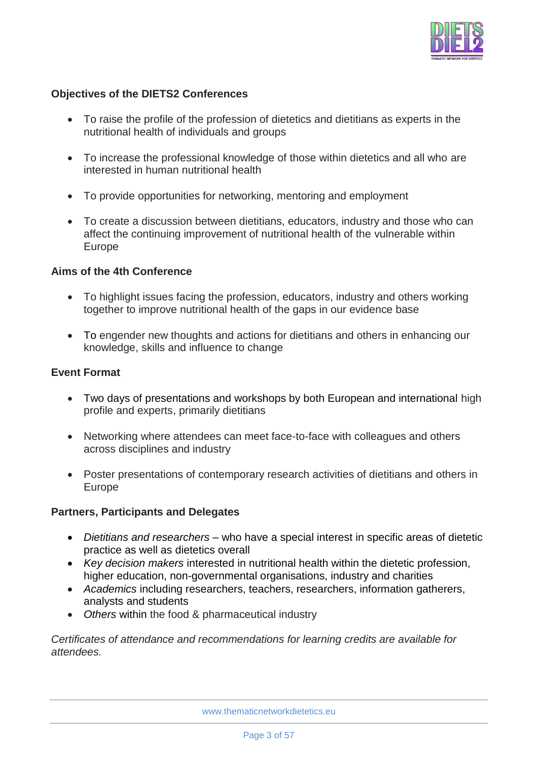**Objectives of the DIETS2 Conferences**

- To raise the profile of the profession of dietetics and dietitians as experts in the nutritional health of individuals and groups

- To increase the professional knowledge of those within dietetics and all who are interested in human nutritional health

- To provide opportunities for networking, mentoring and employment

- To create a discussion between dietitians, educators, industry and those who can affect the continuing improvement of nutritional health of the vulnerable within Europe

**Aims of the 4th Conference**

- To highlight issues facing the profession, educators, industry and others working together to improve nutritional health of the gaps in our evidence base

- To engender new thoughts and actions for dietitians and others in enhancing our knowledge, skills and influence to change

**Event Format**

- Two days of presentations and workshops by both European and international high profile and experts, primarily dietitians

- Networking where attendees can meet face-to-face with colleagues and others across disciplines and industry

- Poster presentations of contemporary research activities of dietitians and others in Europe

**Partners, Participants and Delegates**

- *Dietitians and researchers* – who have a special interest in specific areas of dietetic practice as well as dietetics overall
- *Key decision makers* interested in nutritional health within the dietetic profession, higher education, non-governmental organisations, industry and charities
- *Academics* including researchers, teachers, researchers, information gatherers, analysts and students
- *Others* within the food & pharmaceutical industry

*Certificates of attendance and recommendations for learning credits are available for attendees.*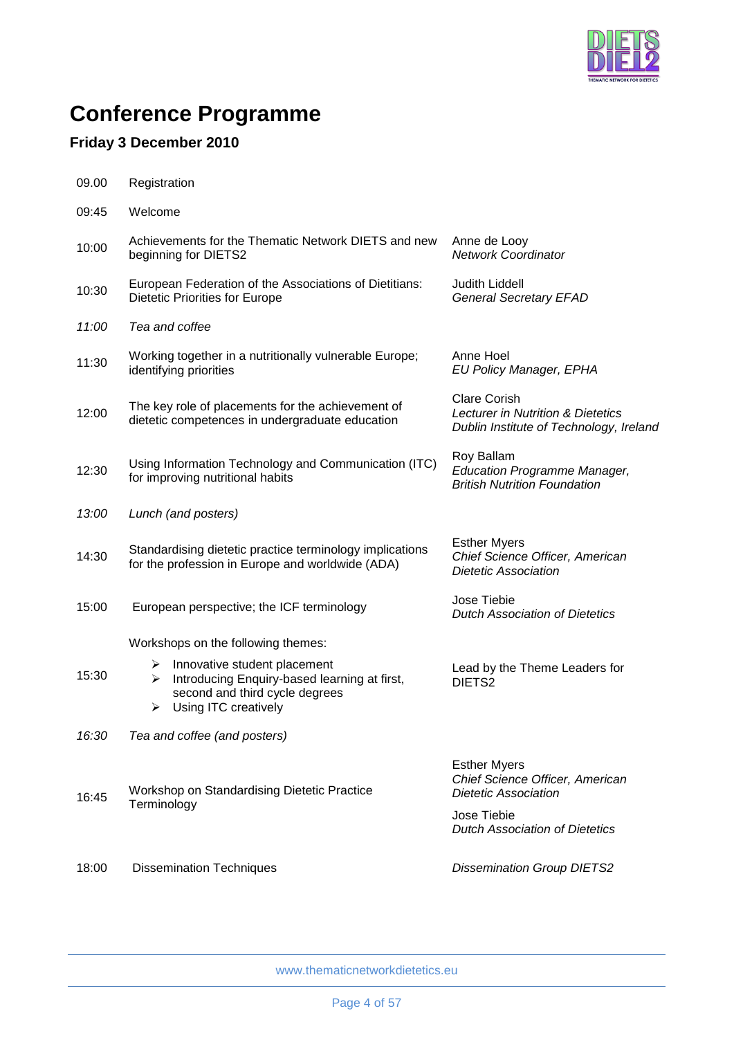# Conference Programme

## Friday 3 December 2010

| Time | Session | Speaker |
|---|---|---|
| 09.00 | Registration | |
| 09:45 | Welcome | |
| 10:00 | Achievements for the Thematic Network DIETS and new beginning for DIETS2 | Anne de Looy<br>*Network Coordinator* |
| 10:30 | European Federation of the Associations of Dietitians: Dietetic Priorities for Europe | Judith Liddell<br>*General Secretary EFAD* |
| *11:00* | *Tea and coffee* | |
| 11:30 | Working together in a nutritionally vulnerable Europe; identifying priorities | Anne Hoel<br>*EU Policy Manager, EPHA* |
| 12:00 | The key role of placements for the achievement of dietetic competences in undergraduate education | Clare Corish<br>*Lecturer in Nutrition & Dietetics*<br>*Dublin Institute of Technology, Ireland* |
| 12:30 | Using Information Technology and Communication (ITC) for improving nutritional habits | Roy Ballam<br>*Education Programme Manager, British Nutrition Foundation* |
| *13:00* | *Lunch (and posters)* | |
| 14:30 | Standardising dietetic practice terminology implications for the profession in Europe and worldwide (ADA) | Esther Myers<br>*Chief Science Officer, American Dietetic Association* |
| 15:00 | European perspective; the ICF terminology | Jose Tiebie<br>*Dutch Association of Dietetics* |
| 15:30 | Workshops on the following themes:<br>➢ Innovative student placement<br>➢ Introducing Enquiry-based learning at first, second and third cycle degrees<br>➢ Using ITC creatively | Lead by the Theme Leaders for DIETS2 |
| *16:30* | *Tea and coffee (and posters)* | |
| 16:45 | Workshop on Standardising Dietetic Practice Terminology | Esther Myers<br>*Chief Science Officer, American Dietetic Association*<br>Jose Tiebie<br>*Dutch Association of Dietetics* |
| 18:00 | Dissemination Techniques | *Dissemination Group DIETS2* |

www.thematicnetworkdietetics.eu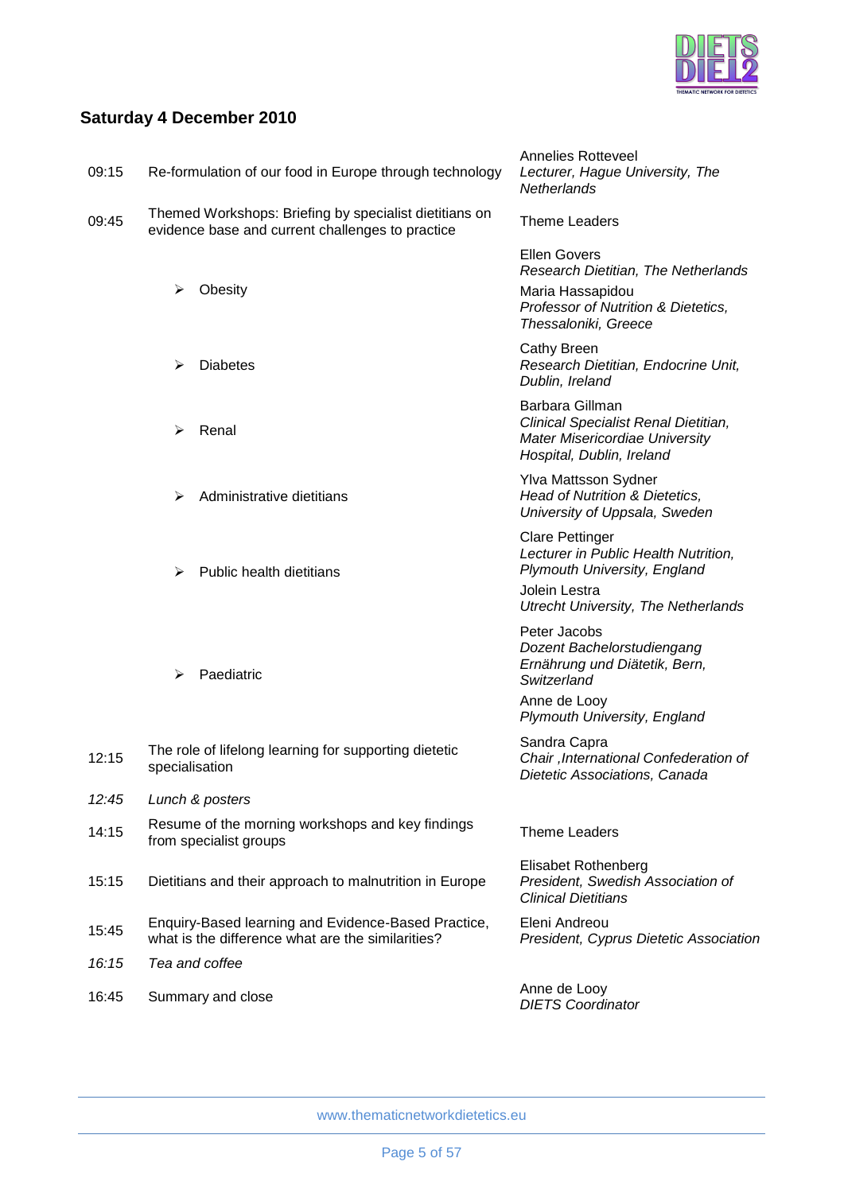## Saturday 4 December 2010

| | | |
|---|---|---|
| 09:15 | Re-formulation of our food in Europe through technology | Annelies Rotteveel<br>*Lecturer, Hague University, The Netherlands* |
| 09:45 | Themed Workshops: Briefing by specialist dietitians on evidence base and current challenges to practice | Theme Leaders |
| | ➢ Obesity | Ellen Govers<br>*Research Dietitian, The Netherlands*<br>Maria Hassapidou<br>*Professor of Nutrition & Dietetics, Thessaloniki, Greece* |
| | ➢ Diabetes | Cathy Breen<br>*Research Dietitian, Endocrine Unit, Dublin, Ireland* |
| | ➢ Renal | Barbara Gillman<br>*Clinical Specialist Renal Dietitian, Mater Misericordiae University Hospital, Dublin, Ireland* |
| | ➢ Administrative dietitians | Ylva Mattsson Sydner<br>*Head of Nutrition & Dietetics, University of Uppsala, Sweden* |
| | ➢ Public health dietitians | Clare Pettinger<br>*Lecturer in Public Health Nutrition, Plymouth University, England*<br>Jolein Lestra<br>*Utrecht University, The Netherlands* |
| | ➢ Paediatric | Peter Jacobs<br>*Dozent Bachelorstudiengang Ernährung und Diätetik, Bern, Switzerland*<br>Anne de Looy<br>*Plymouth University, England* |
| 12:15 | The role of lifelong learning for supporting dietetic specialisation | Sandra Capra<br>*Chair ,International Confederation of Dietetic Associations, Canada* |
| *12:45* | *Lunch & posters* | |
| 14:15 | Resume of the morning workshops and key findings from specialist groups | Theme Leaders |
| 15:15 | Dietitians and their approach to malnutrition in Europe | Elisabet Rothenberg<br>*President, Swedish Association of Clinical Dietitians* |
| 15:45 | Enquiry-Based learning and Evidence-Based Practice, what is the difference what are the similarities? | Eleni Andreou<br>*President, Cyprus Dietetic Association* |
| *16:15* | *Tea and coffee* | |
| 16:45 | Summary and close | Anne de Looy<br>*DIETS Coordinator* |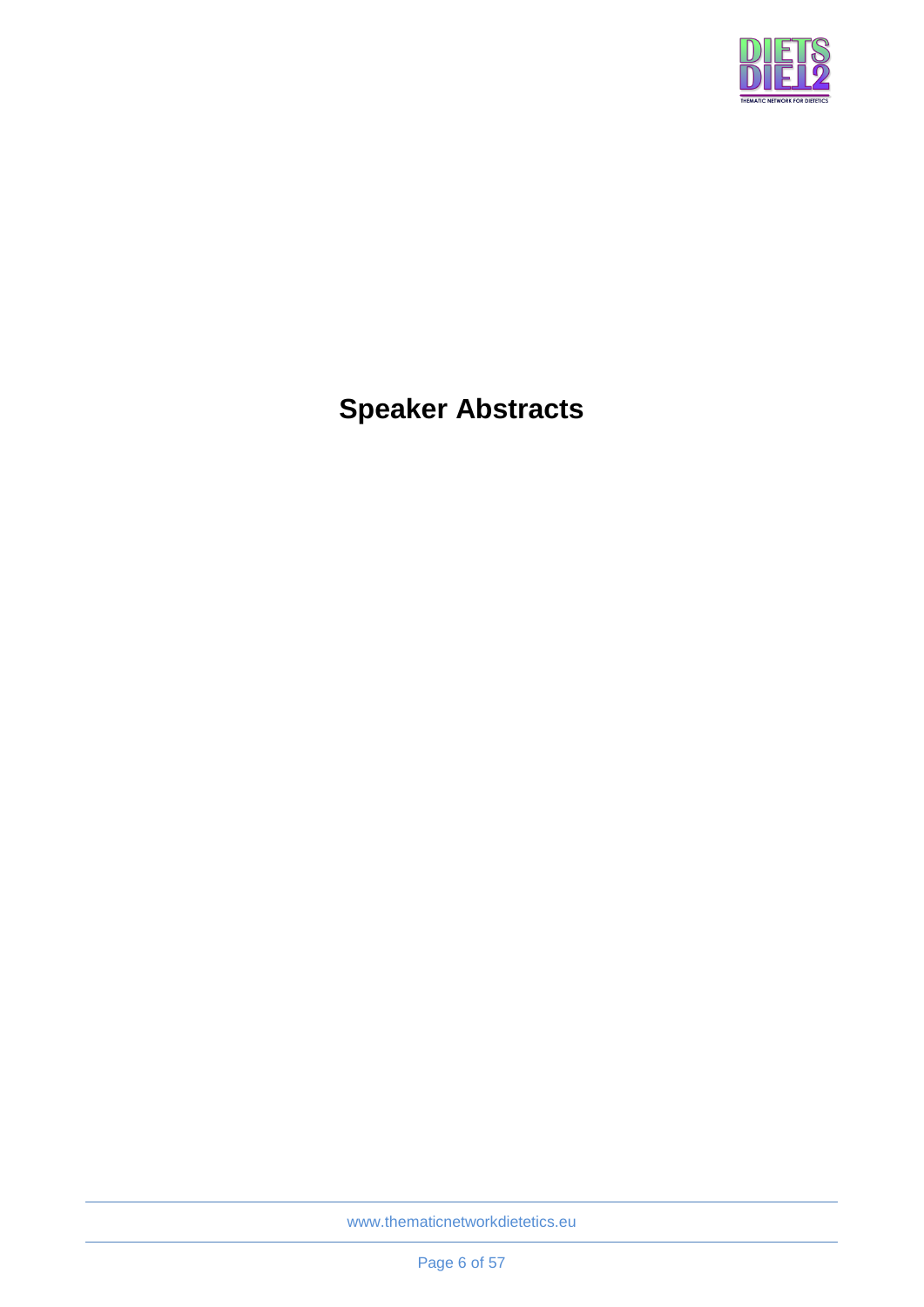# Speaker Abstracts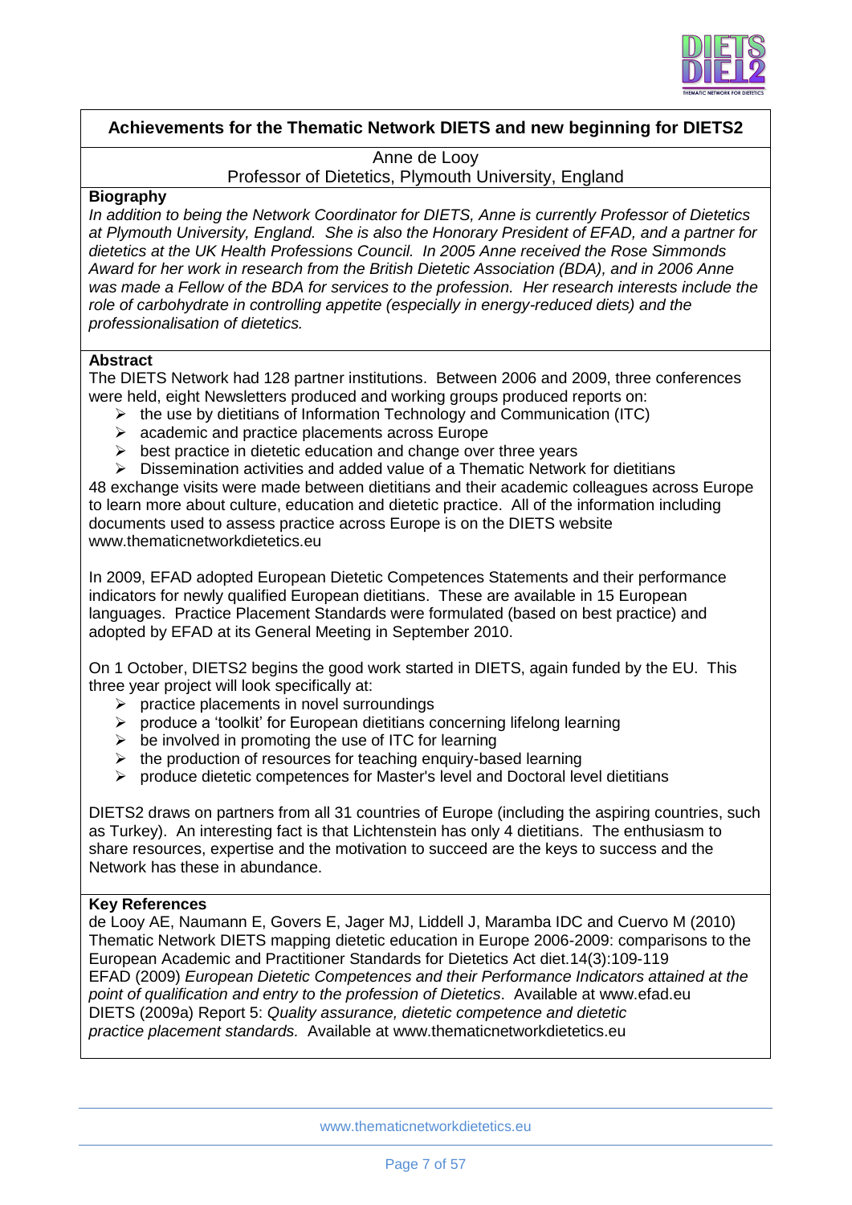## Achievements for the Thematic Network DIETS and new beginning for DIETS2

Anne de Looy
Professor of Dietetics, Plymouth University, England

**Biography**

*In addition to being the Network Coordinator for DIETS, Anne is currently Professor of Dietetics at Plymouth University, England. She is also the Honorary President of EFAD, and a partner for dietetics at the UK Health Professions Council. In 2005 Anne received the Rose Simmonds Award for her work in research from the British Dietetic Association (BDA), and in 2006 Anne was made a Fellow of the BDA for services to the profession. Her research interests include the role of carbohydrate in controlling appetite (especially in energy-reduced diets) and the professionalisation of dietetics.*

**Abstract**

The DIETS Network had 128 partner institutions. Between 2006 and 2009, three conferences were held, eight Newsletters produced and working groups produced reports on:

- the use by dietitians of Information Technology and Communication (ITC)
- academic and practice placements across Europe
- best practice in dietetic education and change over three years
- Dissemination activities and added value of a Thematic Network for dietitians

48 exchange visits were made between dietitians and their academic colleagues across Europe to learn more about culture, education and dietetic practice. All of the information including documents used to assess practice across Europe is on the DIETS website www.thematicnetworkdietetics.eu

In 2009, EFAD adopted European Dietetic Competences Statements and their performance indicators for newly qualified European dietitians. These are available in 15 European languages. Practice Placement Standards were formulated (based on best practice) and adopted by EFAD at its General Meeting in September 2010.

On 1 October, DIETS2 begins the good work started in DIETS, again funded by the EU. This three year project will look specifically at:

- practice placements in novel surroundings
- produce a 'toolkit' for European dietitians concerning lifelong learning
- be involved in promoting the use of ITC for learning
- the production of resources for teaching enquiry-based learning
- produce dietetic competences for Master's level and Doctoral level dietitians

DIETS2 draws on partners from all 31 countries of Europe (including the aspiring countries, such as Turkey). An interesting fact is that Lichtenstein has only 4 dietitians. The enthusiasm to share resources, expertise and the motivation to succeed are the keys to success and the Network has these in abundance.

**Key References**

de Looy AE, Naumann E, Govers E, Jager MJ, Liddell J, Maramba IDC and Cuervo M (2010) Thematic Network DIETS mapping dietetic education in Europe 2006-2009: comparisons to the European Academic and Practitioner Standards for Dietetics Act diet.14(3):109-119

EFAD (2009) *European Dietetic Competences and their Performance Indicators attained at the point of qualification and entry to the profession of Dietetics*. Available at www.efad.eu

DIETS (2009a) Report 5: *Quality assurance, dietetic competence and dietetic practice placement standards.* Available at www.thematicnetworkdietetics.eu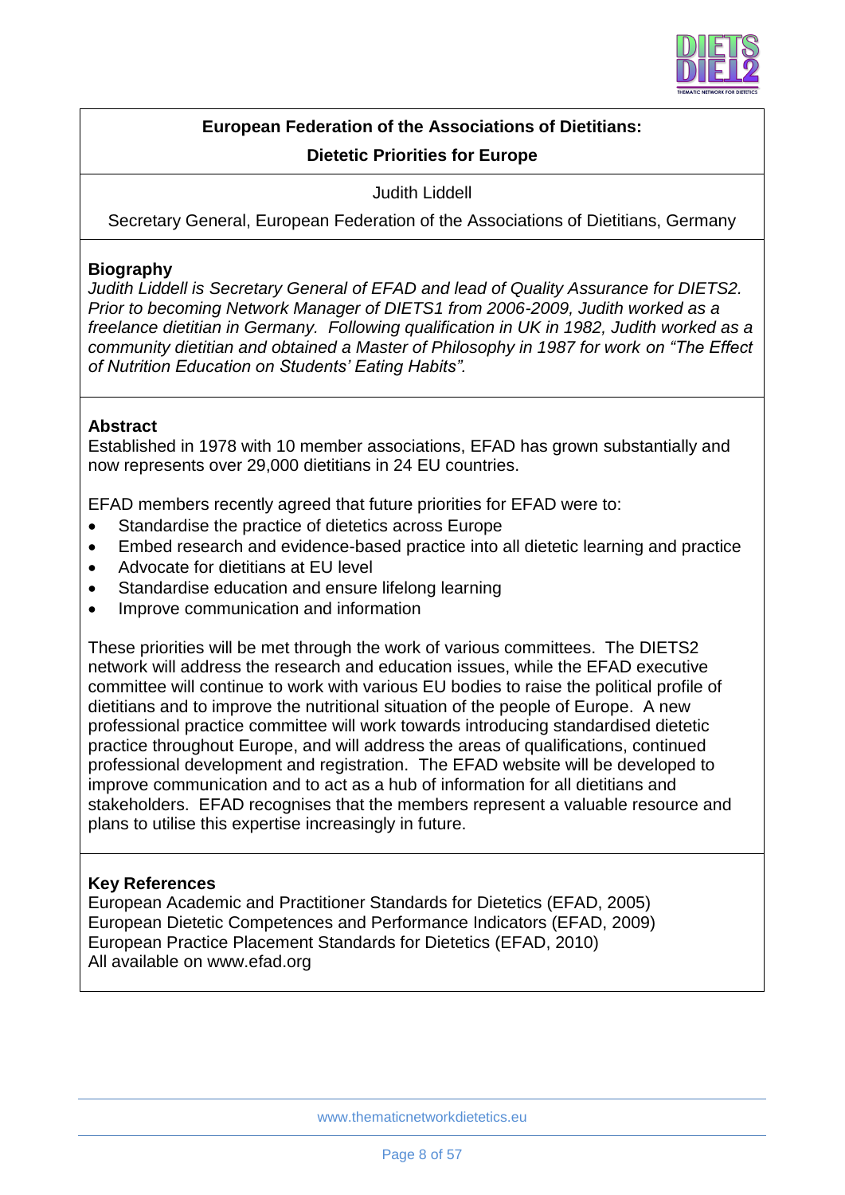## European Federation of the Associations of Dietitians:

## Dietetic Priorities for Europe

Judith Liddell

Secretary General, European Federation of the Associations of Dietitians, Germany

### Biography

*Judith Liddell is Secretary General of EFAD and lead of Quality Assurance for DIETS2. Prior to becoming Network Manager of DIETS1 from 2006-2009, Judith worked as a freelance dietitian in Germany. Following qualification in UK in 1982, Judith worked as a community dietitian and obtained a Master of Philosophy in 1987 for work on "The Effect of Nutrition Education on Students' Eating Habits".*

### Abstract

Established in 1978 with 10 member associations, EFAD has grown substantially and now represents over 29,000 dietitians in 24 EU countries.

EFAD members recently agreed that future priorities for EFAD were to:

- Standardise the practice of dietetics across Europe
- Embed research and evidence-based practice into all dietetic learning and practice
- Advocate for dietitians at EU level
- Standardise education and ensure lifelong learning
- Improve communication and information

These priorities will be met through the work of various committees. The DIETS2 network will address the research and education issues, while the EFAD executive committee will continue to work with various EU bodies to raise the political profile of dietitians and to improve the nutritional situation of the people of Europe. A new professional practice committee will work towards introducing standardised dietetic practice throughout Europe, and will address the areas of qualifications, continued professional development and registration. The EFAD website will be developed to improve communication and to act as a hub of information for all dietitians and stakeholders. EFAD recognises that the members represent a valuable resource and plans to utilise this expertise increasingly in future.

### Key References

European Academic and Practitioner Standards for Dietetics (EFAD, 2005)
European Dietetic Competences and Performance Indicators (EFAD, 2009)
European Practice Placement Standards for Dietetics (EFAD, 2010)
All available on www.efad.org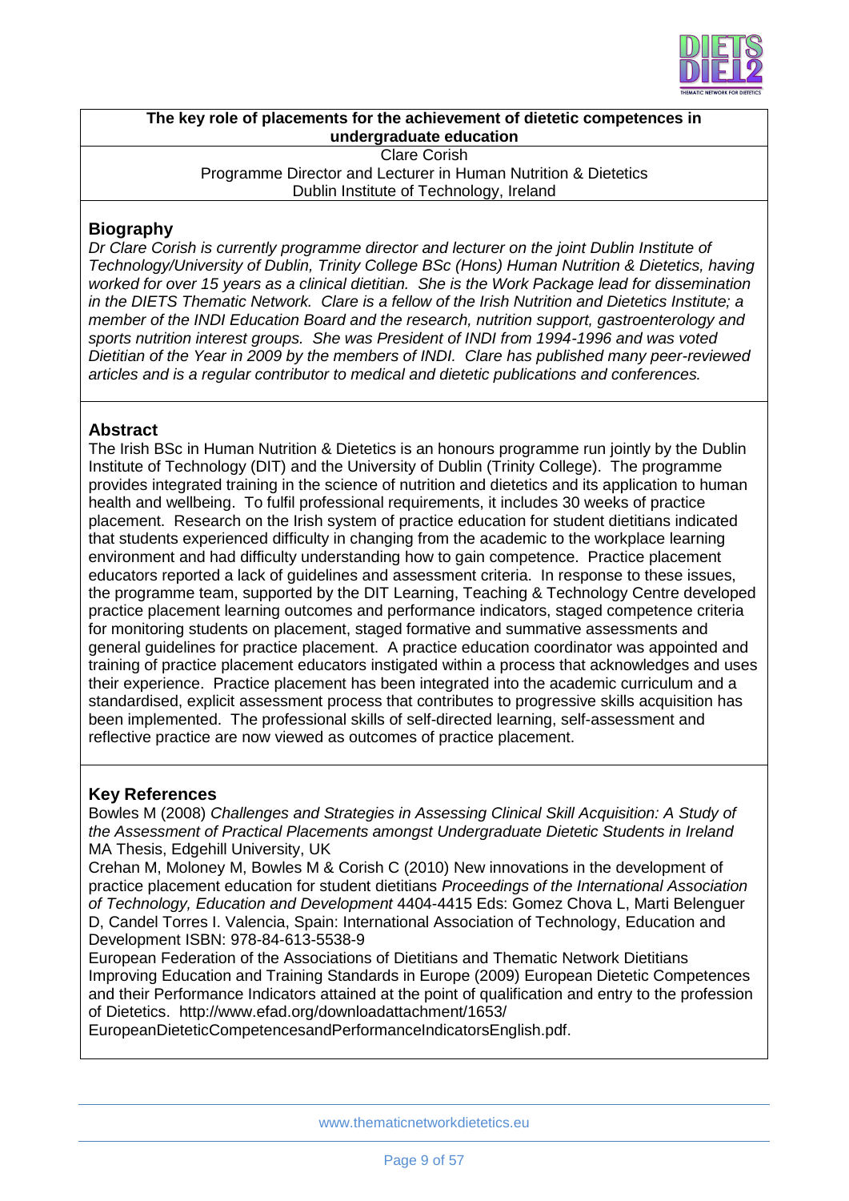**The key role of placements for the achievement of dietetic competences in undergraduate education**

Clare Corish

Programme Director and Lecturer in Human Nutrition & Dietetics

Dublin Institute of Technology, Ireland

## Biography

*Dr Clare Corish is currently programme director and lecturer on the joint Dublin Institute of Technology/University of Dublin, Trinity College BSc (Hons) Human Nutrition & Dietetics, having worked for over 15 years as a clinical dietitian. She is the Work Package lead for dissemination in the DIETS Thematic Network. Clare is a fellow of the Irish Nutrition and Dietetics Institute; a member of the INDI Education Board and the research, nutrition support, gastroenterology and sports nutrition interest groups. She was President of INDI from 1994-1996 and was voted Dietitian of the Year in 2009 by the members of INDI. Clare has published many peer-reviewed articles and is a regular contributor to medical and dietetic publications and conferences.*

## Abstract

The Irish BSc in Human Nutrition & Dietetics is an honours programme run jointly by the Dublin Institute of Technology (DIT) and the University of Dublin (Trinity College). The programme provides integrated training in the science of nutrition and dietetics and its application to human health and wellbeing. To fulfil professional requirements, it includes 30 weeks of practice placement. Research on the Irish system of practice education for student dietitians indicated that students experienced difficulty in changing from the academic to the workplace learning environment and had difficulty understanding how to gain competence. Practice placement educators reported a lack of guidelines and assessment criteria. In response to these issues, the programme team, supported by the DIT Learning, Teaching & Technology Centre developed practice placement learning outcomes and performance indicators, staged competence criteria for monitoring students on placement, staged formative and summative assessments and general guidelines for practice placement. A practice education coordinator was appointed and training of practice placement educators instigated within a process that acknowledges and uses their experience. Practice placement has been integrated into the academic curriculum and a standardised, explicit assessment process that contributes to progressive skills acquisition has been implemented. The professional skills of self-directed learning, self-assessment and reflective practice are now viewed as outcomes of practice placement.

## Key References

Bowles M (2008) *Challenges and Strategies in Assessing Clinical Skill Acquisition: A Study of the Assessment of Practical Placements amongst Undergraduate Dietetic Students in Ireland* MA Thesis, Edgehill University, UK

Crehan M, Moloney M, Bowles M & Corish C (2010) New innovations in the development of practice placement education for student dietitians *Proceedings of the International Association of Technology, Education and Development* 4404-4415 Eds: Gomez Chova L, Marti Belenguer D, Candel Torres I. Valencia, Spain: International Association of Technology, Education and Development ISBN: 978-84-613-5538-9

European Federation of the Associations of Dietitians and Thematic Network Dietitians Improving Education and Training Standards in Europe (2009) European Dietetic Competences and their Performance Indicators attained at the point of qualification and entry to the profession of Dietetics. http://www.efad.org/downloadattachment/1653/EuropeanDieteticCompetencesandPerformanceIndicatorsEnglish.pdf.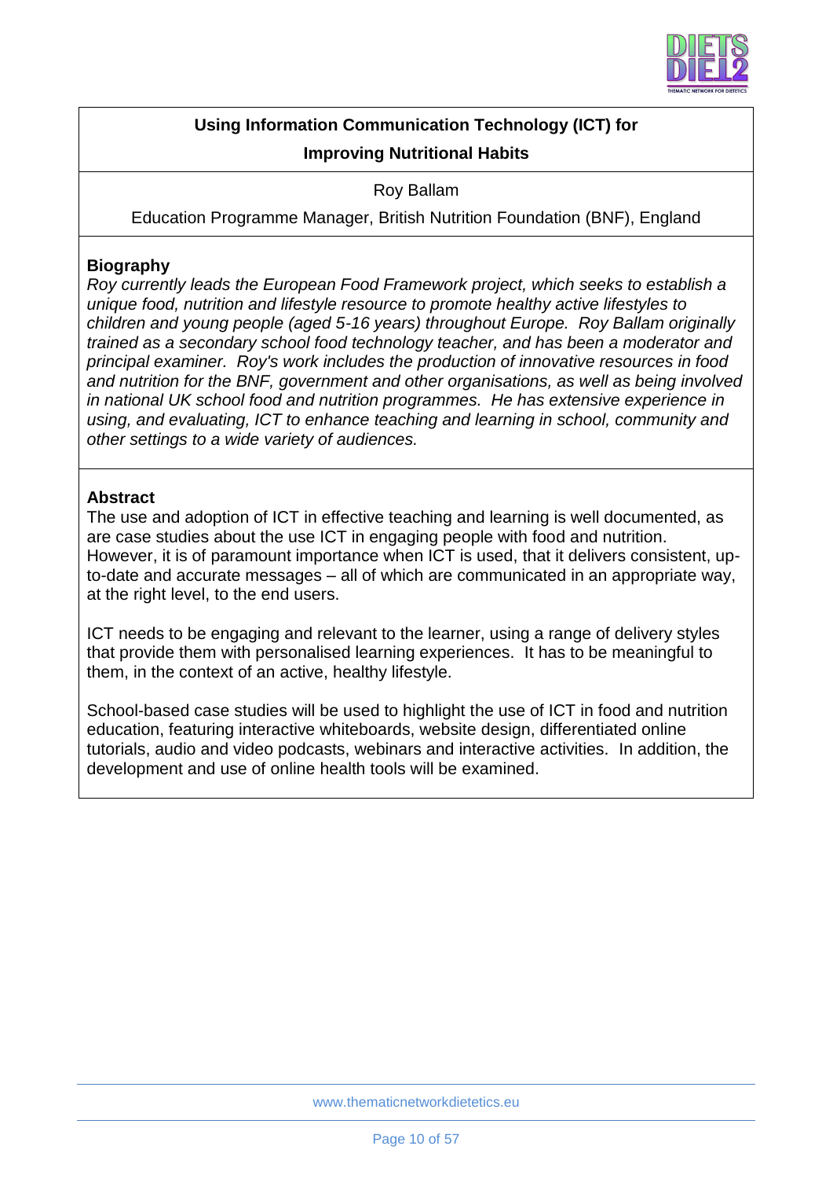## Using Information Communication Technology (ICT) for Improving Nutritional Habits

Roy Ballam

Education Programme Manager, British Nutrition Foundation (BNF), England

### Biography

*Roy currently leads the European Food Framework project, which seeks to establish a unique food, nutrition and lifestyle resource to promote healthy active lifestyles to children and young people (aged 5-16 years) throughout Europe. Roy Ballam originally trained as a secondary school food technology teacher, and has been a moderator and principal examiner. Roy's work includes the production of innovative resources in food and nutrition for the BNF, government and other organisations, as well as being involved in national UK school food and nutrition programmes. He has extensive experience in using, and evaluating, ICT to enhance teaching and learning in school, community and other settings to a wide variety of audiences.*

### Abstract

The use and adoption of ICT in effective teaching and learning is well documented, as are case studies about the use ICT in engaging people with food and nutrition. However, it is of paramount importance when ICT is used, that it delivers consistent, up-to-date and accurate messages – all of which are communicated in an appropriate way, at the right level, to the end users.

ICT needs to be engaging and relevant to the learner, using a range of delivery styles that provide them with personalised learning experiences. It has to be meaningful to them, in the context of an active, healthy lifestyle.

School-based case studies will be used to highlight the use of ICT in food and nutrition education, featuring interactive whiteboards, website design, differentiated online tutorials, audio and video podcasts, webinars and interactive activities. In addition, the development and use of online health tools will be examined.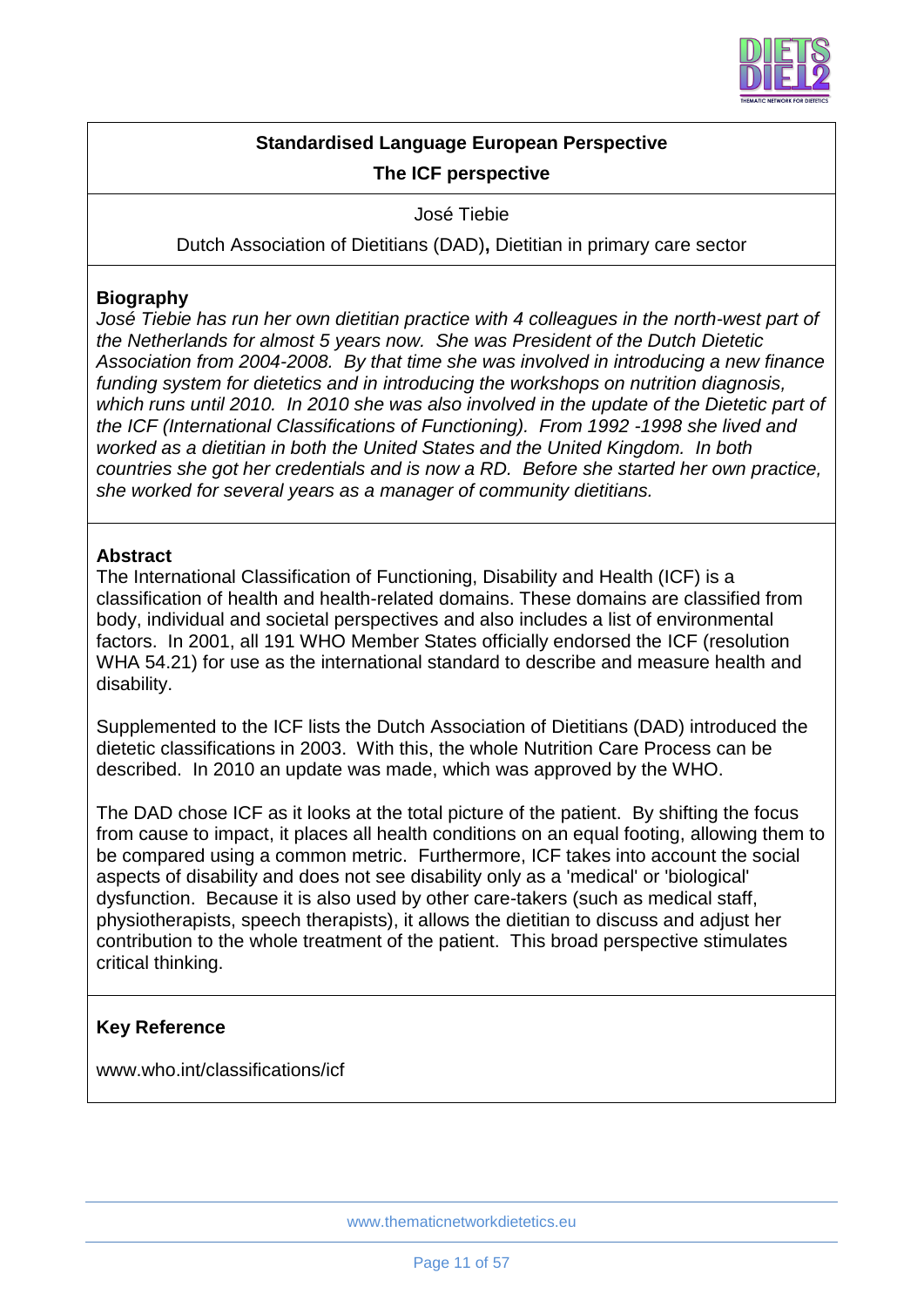**Standardised Language European Perspective**

**The ICF perspective**

José Tiebie

Dutch Association of Dietitians (DAD)**,** Dietitian in primary care sector

**Biography**

*José Tiebie has run her own dietitian practice with 4 colleagues in the north-west part of the Netherlands for almost 5 years now. She was President of the Dutch Dietetic Association from 2004-2008. By that time she was involved in introducing a new finance funding system for dietetics and in introducing the workshops on nutrition diagnosis, which runs until 2010. In 2010 she was also involved in the update of the Dietetic part of the ICF (International Classifications of Functioning). From 1992 -1998 she lived and worked as a dietitian in both the United States and the United Kingdom. In both countries she got her credentials and is now a RD. Before she started her own practice, she worked for several years as a manager of community dietitians.*

**Abstract**

The International Classification of Functioning, Disability and Health (ICF) is a classification of health and health-related domains. These domains are classified from body, individual and societal perspectives and also includes a list of environmental factors. In 2001, all 191 WHO Member States officially endorsed the ICF (resolution WHA 54.21) for use as the international standard to describe and measure health and disability.

Supplemented to the ICF lists the Dutch Association of Dietitians (DAD) introduced the dietetic classifications in 2003. With this, the whole Nutrition Care Process can be described. In 2010 an update was made, which was approved by the WHO.

The DAD chose ICF as it looks at the total picture of the patient. By shifting the focus from cause to impact, it places all health conditions on an equal footing, allowing them to be compared using a common metric. Furthermore, ICF takes into account the social aspects of disability and does not see disability only as a 'medical' or 'biological' dysfunction. Because it is also used by other care-takers (such as medical staff, physiotherapists, speech therapists), it allows the dietitian to discuss and adjust her contribution to the whole treatment of the patient. This broad perspective stimulates critical thinking.

**Key Reference**

www.who.int/classifications/icf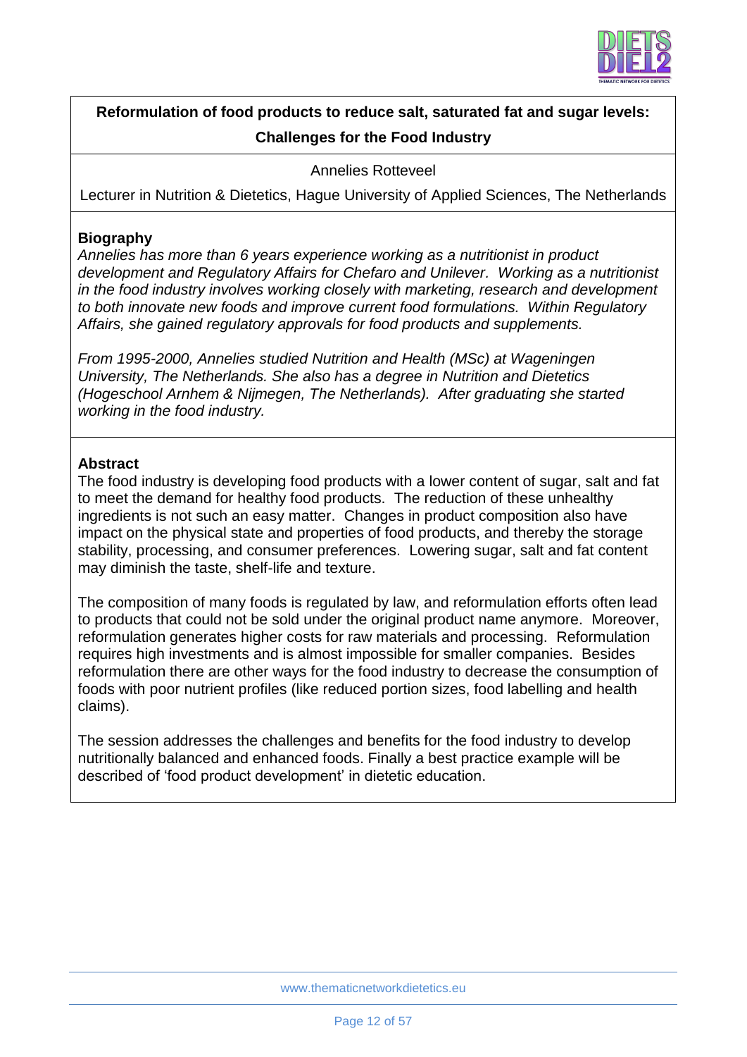## Reformulation of food products to reduce salt, saturated fat and sugar levels: Challenges for the Food Industry

Annelies Rotteveel

Lecturer in Nutrition & Dietetics, Hague University of Applied Sciences, The Netherlands

### Biography

*Annelies has more than 6 years experience working as a nutritionist in product development and Regulatory Affairs for Chefaro and Unilever. Working as a nutritionist in the food industry involves working closely with marketing, research and development to both innovate new foods and improve current food formulations. Within Regulatory Affairs, she gained regulatory approvals for food products and supplements.*

*From 1995-2000, Annelies studied Nutrition and Health (MSc) at Wageningen University, The Netherlands. She also has a degree in Nutrition and Dietetics (Hogeschool Arnhem & Nijmegen, The Netherlands). After graduating she started working in the food industry.*

### Abstract

The food industry is developing food products with a lower content of sugar, salt and fat to meet the demand for healthy food products. The reduction of these unhealthy ingredients is not such an easy matter. Changes in product composition also have impact on the physical state and properties of food products, and thereby the storage stability, processing, and consumer preferences. Lowering sugar, salt and fat content may diminish the taste, shelf-life and texture.

The composition of many foods is regulated by law, and reformulation efforts often lead to products that could not be sold under the original product name anymore. Moreover, reformulation generates higher costs for raw materials and processing. Reformulation requires high investments and is almost impossible for smaller companies. Besides reformulation there are other ways for the food industry to decrease the consumption of foods with poor nutrient profiles (like reduced portion sizes, food labelling and health claims).

The session addresses the challenges and benefits for the food industry to develop nutritionally balanced and enhanced foods. Finally a best practice example will be described of 'food product development' in dietetic education.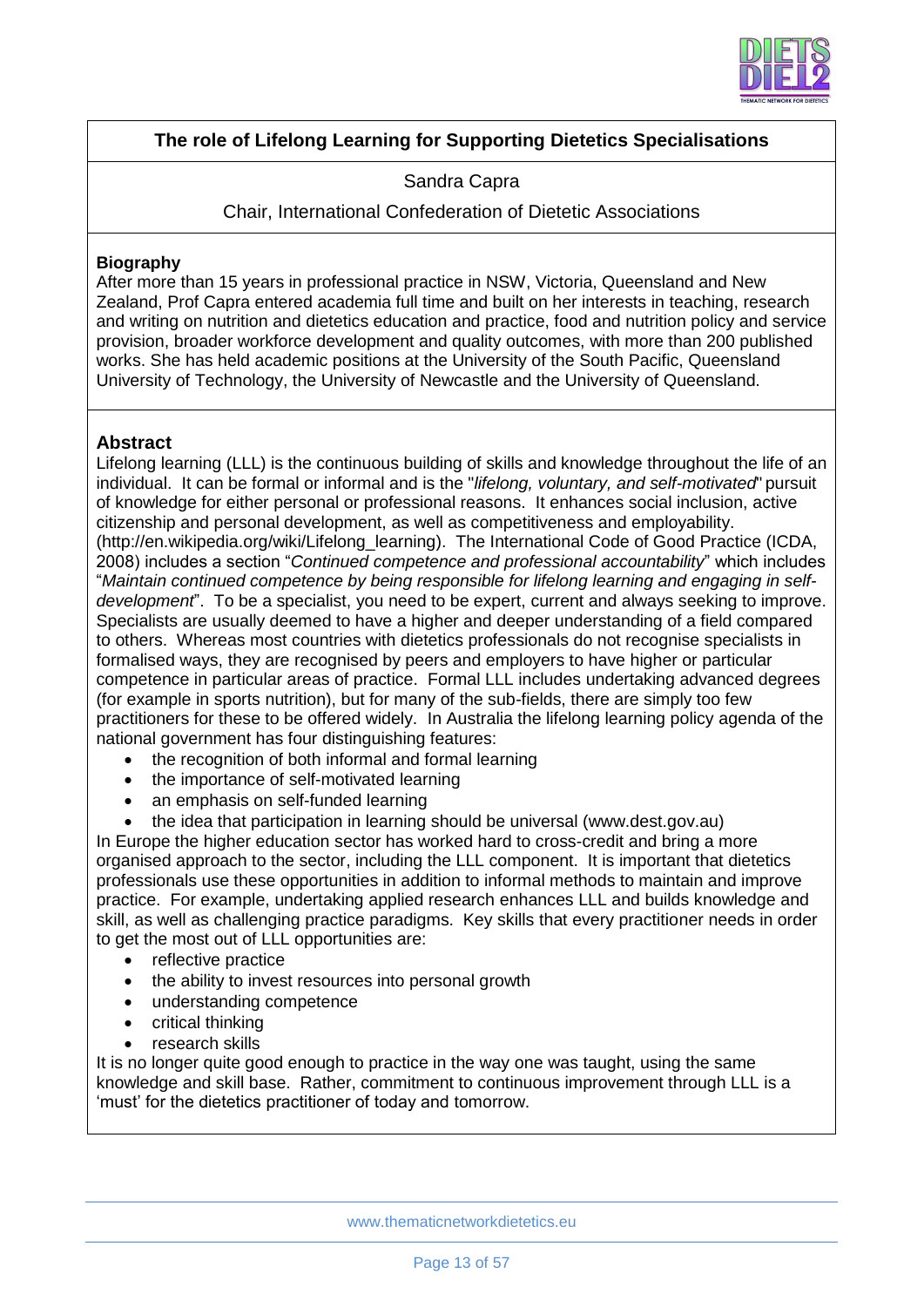## The role of Lifelong Learning for Supporting Dietetics Specialisations

Sandra Capra

Chair, International Confederation of Dietetic Associations

**Biography**

After more than 15 years in professional practice in NSW, Victoria, Queensland and New Zealand, Prof Capra entered academia full time and built on her interests in teaching, research and writing on nutrition and dietetics education and practice, food and nutrition policy and service provision, broader workforce development and quality outcomes, with more than 200 published works. She has held academic positions at the University of the South Pacific, Queensland University of Technology, the University of Newcastle and the University of Queensland.

**Abstract**

Lifelong learning (LLL) is the continuous building of skills and knowledge throughout the life of an individual. It can be formal or informal and is the "*lifelong, voluntary, and self-motivated*" pursuit of knowledge for either personal or professional reasons. It enhances social inclusion, active citizenship and personal development, as well as competitiveness and employability. (http://en.wikipedia.org/wiki/Lifelong_learning). The International Code of Good Practice (ICDA, 2008) includes a section "*Continued competence and professional accountability*" which includes "*Maintain continued competence by being responsible for lifelong learning and engaging in self-development*". To be a specialist, you need to be expert, current and always seeking to improve. Specialists are usually deemed to have a higher and deeper understanding of a field compared to others. Whereas most countries with dietetics professionals do not recognise specialists in formalised ways, they are recognised by peers and employers to have higher or particular competence in particular areas of practice. Formal LLL includes undertaking advanced degrees (for example in sports nutrition), but for many of the sub-fields, there are simply too few practitioners for these to be offered widely. In Australia the lifelong learning policy agenda of the national government has four distinguishing features:

- the recognition of both informal and formal learning
- the importance of self-motivated learning
- an emphasis on self-funded learning
- the idea that participation in learning should be universal (www.dest.gov.au)

In Europe the higher education sector has worked hard to cross-credit and bring a more organised approach to the sector, including the LLL component. It is important that dietetics professionals use these opportunities in addition to informal methods to maintain and improve practice. For example, undertaking applied research enhances LLL and builds knowledge and skill, as well as challenging practice paradigms. Key skills that every practitioner needs in order to get the most out of LLL opportunities are:

- reflective practice
- the ability to invest resources into personal growth
- understanding competence
- critical thinking
- research skills

It is no longer quite good enough to practice in the way one was taught, using the same knowledge and skill base. Rather, commitment to continuous improvement through LLL is a 'must' for the dietetics practitioner of today and tomorrow.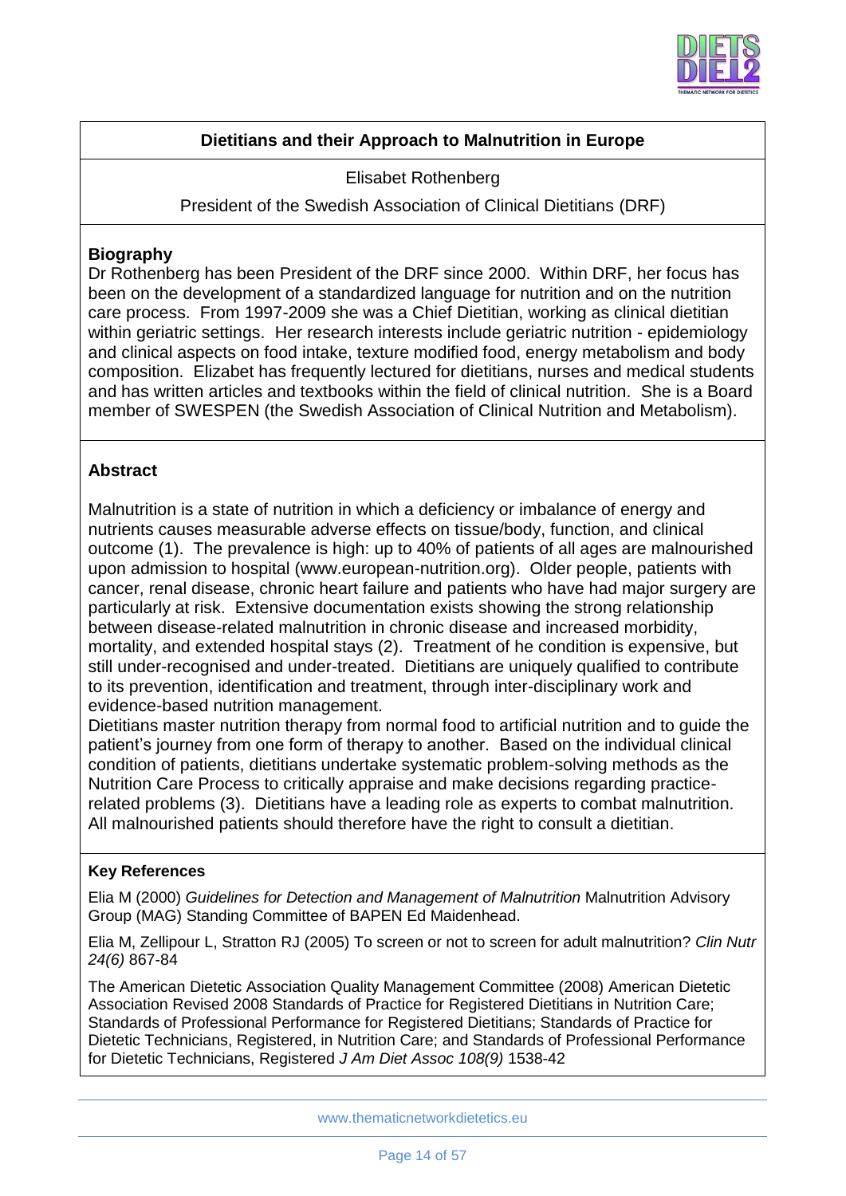## Dietitians and their Approach to Malnutrition in Europe

Elisabet Rothenberg

President of the Swedish Association of Clinical Dietitians (DRF)

### Biography

Dr Rothenberg has been President of the DRF since 2000. Within DRF, her focus has been on the development of a standardized language for nutrition and on the nutrition care process. From 1997-2009 she was a Chief Dietitian, working as clinical dietitian within geriatric settings. Her research interests include geriatric nutrition - epidemiology and clinical aspects on food intake, texture modified food, energy metabolism and body composition. Elizabet has frequently lectured for dietitians, nurses and medical students and has written articles and textbooks within the field of clinical nutrition. She is a Board member of SWESPEN (the Swedish Association of Clinical Nutrition and Metabolism).

### Abstract

Malnutrition is a state of nutrition in which a deficiency or imbalance of energy and nutrients causes measurable adverse effects on tissue/body, function, and clinical outcome (1). The prevalence is high: up to 40% of patients of all ages are malnourished upon admission to hospital (www.european-nutrition.org). Older people, patients with cancer, renal disease, chronic heart failure and patients who have had major surgery are particularly at risk. Extensive documentation exists showing the strong relationship between disease-related malnutrition in chronic disease and increased morbidity, mortality, and extended hospital stays (2). Treatment of he condition is expensive, but still under-recognised and under-treated. Dietitians are uniquely qualified to contribute to its prevention, identification and treatment, through inter-disciplinary work and evidence-based nutrition management.

Dietitians master nutrition therapy from normal food to artificial nutrition and to guide the patient's journey from one form of therapy to another. Based on the individual clinical condition of patients, dietitians undertake systematic problem-solving methods as the Nutrition Care Process to critically appraise and make decisions regarding practice-related problems (3). Dietitians have a leading role as experts to combat malnutrition. All malnourished patients should therefore have the right to consult a dietitian.

#### Key References

Elia M (2000) *Guidelines for Detection and Management of Malnutrition* Malnutrition Advisory Group (MAG) Standing Committee of BAPEN Ed Maidenhead.

Elia M, Zellipour L, Stratton RJ (2005) To screen or not to screen for adult malnutrition? *Clin Nutr 24(6)* 867-84

The American Dietetic Association Quality Management Committee (2008) American Dietetic Association Revised 2008 Standards of Practice for Registered Dietitians in Nutrition Care; Standards of Professional Performance for Registered Dietitians; Standards of Practice for Dietetic Technicians, Registered, in Nutrition Care; and Standards of Professional Performance for Dietetic Technicians, Registered *J Am Diet Assoc 108(9)* 1538-42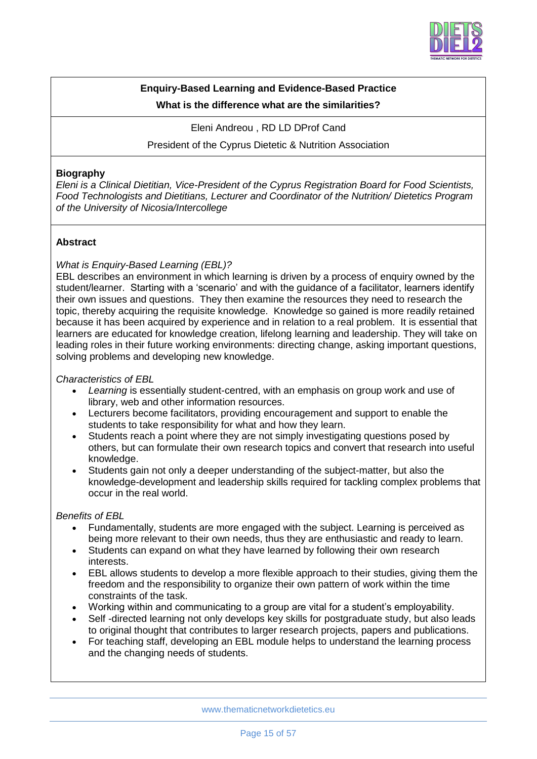## Enquiry-Based Learning and Evidence-Based Practice

**What is the difference what are the similarities?**

Eleni Andreou , RD LD DProf Cand

President of the Cyprus Dietetic & Nutrition Association

### Biography

*Eleni is a Clinical Dietitian, Vice-President of the Cyprus Registration Board for Food Scientists, Food Technologists and Dietitians, Lecturer and Coordinator of the Nutrition/ Dietetics Program of the University of Nicosia/Intercollege*

### Abstract

*What is Enquiry-Based Learning (EBL)?*

EBL describes an environment in which learning is driven by a process of enquiry owned by the student/learner. Starting with a 'scenario' and with the guidance of a facilitator, learners identify their own issues and questions. They then examine the resources they need to research the topic, thereby acquiring the requisite knowledge. Knowledge so gained is more readily retained because it has been acquired by experience and in relation to a real problem. It is essential that learners are educated for knowledge creation, lifelong learning and leadership. They will take on leading roles in their future working environments: directing change, asking important questions, solving problems and developing new knowledge.

*Characteristics of EBL*

- *Learning* is essentially student-centred, with an emphasis on group work and use of library, web and other information resources.
- Lecturers become facilitators, providing encouragement and support to enable the students to take responsibility for what and how they learn.
- Students reach a point where they are not simply investigating questions posed by others, but can formulate their own research topics and convert that research into useful knowledge.
- Students gain not only a deeper understanding of the subject-matter, but also the knowledge-development and leadership skills required for tackling complex problems that occur in the real world.

*Benefits of EBL*

- Fundamentally, students are more engaged with the subject. Learning is perceived as being more relevant to their own needs, thus they are enthusiastic and ready to learn.
- Students can expand on what they have learned by following their own research interests.
- EBL allows students to develop a more flexible approach to their studies, giving them the freedom and the responsibility to organize their own pattern of work within the time constraints of the task.
- Working within and communicating to a group are vital for a student's employability.
- Self -directed learning not only develops key skills for postgraduate study, but also leads to original thought that contributes to larger research projects, papers and publications.
- For teaching staff, developing an EBL module helps to understand the learning process and the changing needs of students.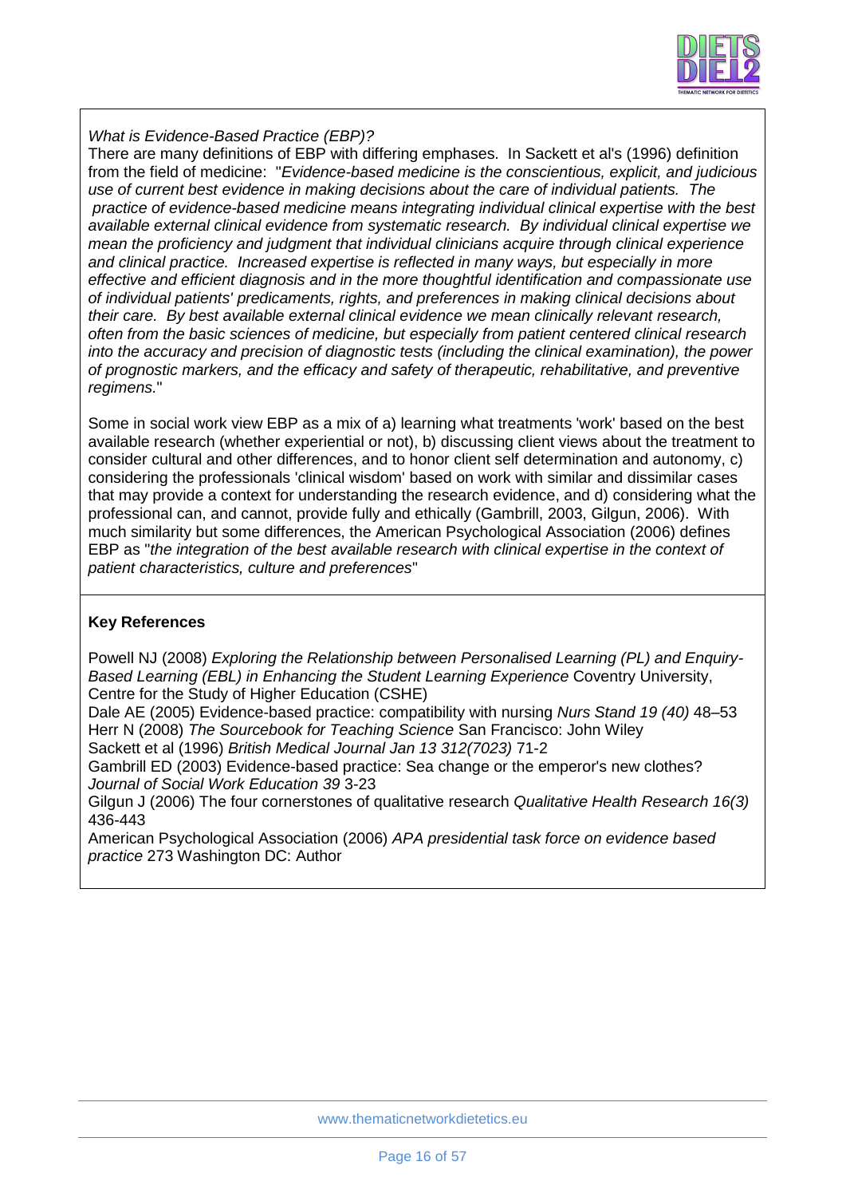*What is Evidence-Based Practice (EBP)?*

There are many definitions of EBP with differing emphases. In Sackett et al's (1996) definition from the field of medicine: "*Evidence-based medicine is the conscientious, explicit, and judicious use of current best evidence in making decisions about the care of individual patients. The practice of evidence-based medicine means integrating individual clinical expertise with the best available external clinical evidence from systematic research. By individual clinical expertise we mean the proficiency and judgment that individual clinicians acquire through clinical experience and clinical practice. Increased expertise is reflected in many ways, but especially in more effective and efficient diagnosis and in the more thoughtful identification and compassionate use of individual patients' predicaments, rights, and preferences in making clinical decisions about their care. By best available external clinical evidence we mean clinically relevant research, often from the basic sciences of medicine, but especially from patient centered clinical research into the accuracy and precision of diagnostic tests (including the clinical examination), the power of prognostic markers, and the efficacy and safety of therapeutic, rehabilitative, and preventive regimens.*"

Some in social work view EBP as a mix of a) learning what treatments 'work' based on the best available research (whether experiential or not), b) discussing client views about the treatment to consider cultural and other differences, and to honor client self determination and autonomy, c) considering the professionals 'clinical wisdom' based on work with similar and dissimilar cases that may provide a context for understanding the research evidence, and d) considering what the professional can, and cannot, provide fully and ethically (Gambrill, 2003, Gilgun, 2006). With much similarity but some differences, the American Psychological Association (2006) defines EBP as "*the integration of the best available research with clinical expertise in the context of patient characteristics, culture and preferences*"

**Key References**

Powell NJ (2008) *Exploring the Relationship between Personalised Learning (PL) and Enquiry-Based Learning (EBL) in Enhancing the Student Learning Experience* Coventry University, Centre for the Study of Higher Education (CSHE)

Dale AE (2005) Evidence-based practice: compatibility with nursing *Nurs Stand 19 (40)* 48–53

Herr N (2008) *The Sourcebook for Teaching Science* San Francisco: John Wiley

Sackett et al (1996) *British Medical Journal Jan 13 312(7023)* 71-2

Gambrill ED (2003) Evidence-based practice: Sea change or the emperor's new clothes? *Journal of Social Work Education 39* 3-23

Gilgun J (2006) The four cornerstones of qualitative research *Qualitative Health Research 16(3)* 436-443

American Psychological Association (2006) *APA presidential task force on evidence based practice* 273 Washington DC: Author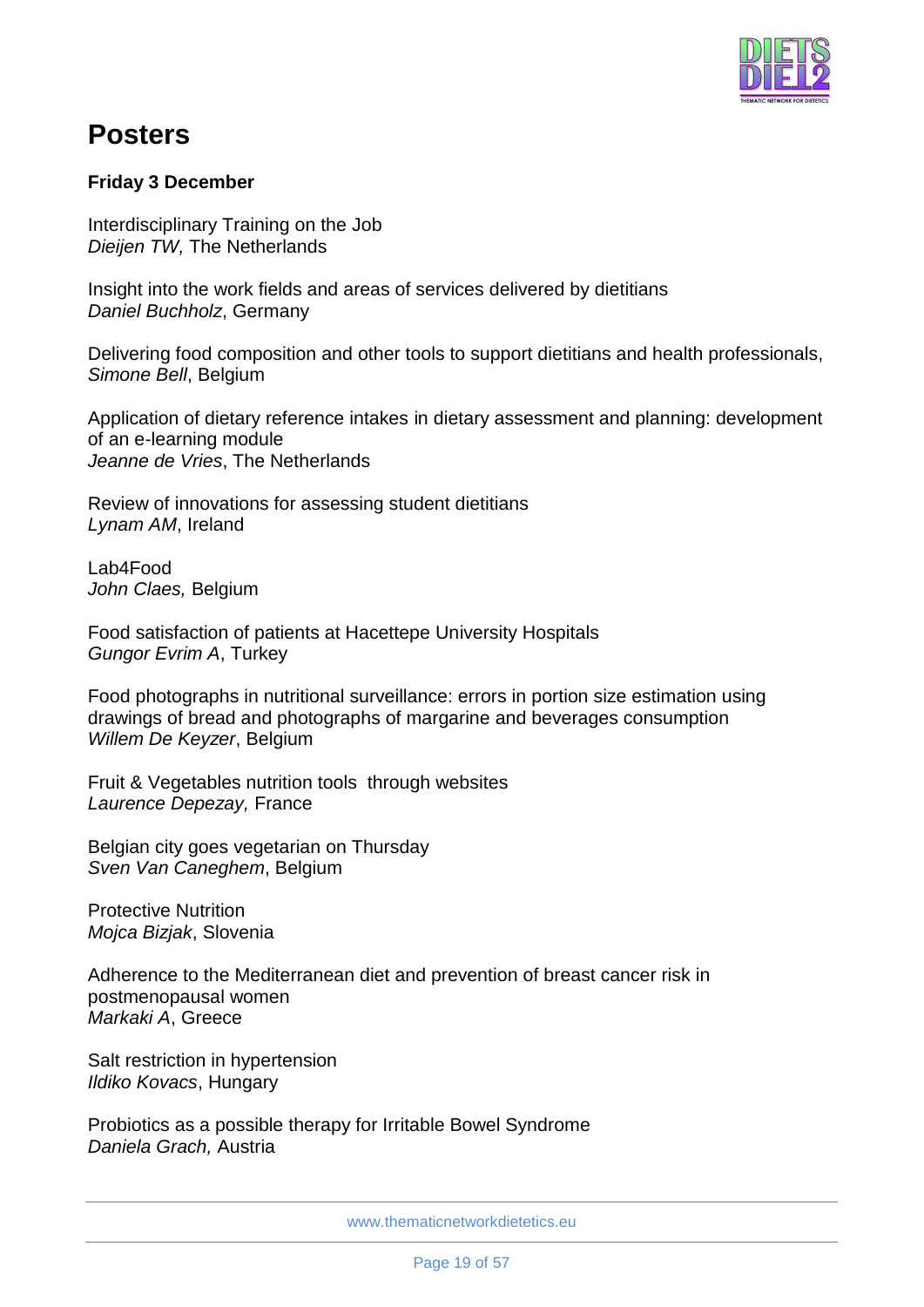# Posters

**Friday 3 December**

Interdisciplinary Training on the Job
*Dieijen TW,* The Netherlands

Insight into the work fields and areas of services delivered by dietitians
*Daniel Buchholz*, Germany

Delivering food composition and other tools to support dietitians and health professionals,
*Simone Bell*, Belgium

Application of dietary reference intakes in dietary assessment and planning: development of an e-learning module
*Jeanne de Vries*, The Netherlands

Review of innovations for assessing student dietitians
*Lynam AM*, Ireland

Lab4Food
*John Claes,* Belgium

Food satisfaction of patients at Hacettepe University Hospitals
*Gungor Evrim A*, Turkey

Food photographs in nutritional surveillance: errors in portion size estimation using drawings of bread and photographs of margarine and beverages consumption
*Willem De Keyzer*, Belgium

Fruit & Vegetables nutrition tools through websites
*Laurence Depezay,* France

Belgian city goes vegetarian on Thursday
*Sven Van Caneghem*, Belgium

Protective Nutrition
*Mojca Bizjak*, Slovenia

Adherence to the Mediterranean diet and prevention of breast cancer risk in postmenopausal women
*Markaki A*, Greece

Salt restriction in hypertension
*Ildiko Kovacs*, Hungary

Probiotics as a possible therapy for Irritable Bowel Syndrome
*Daniela Grach,* Austria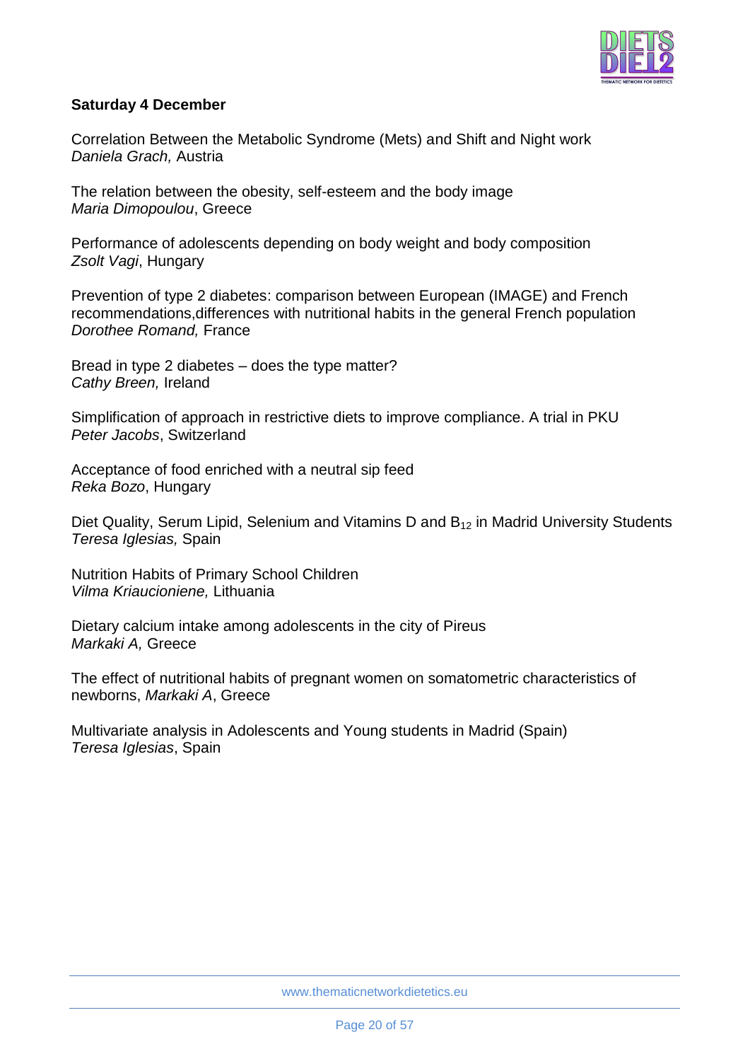**Saturday 4 December**

Correlation Between the Metabolic Syndrome (Mets) and Shift and Night work
*Daniela Grach,* Austria

The relation between the obesity, self-esteem and the body image
*Maria Dimopoulou*, Greece

Performance of adolescents depending on body weight and body composition
*Zsolt Vagi*, Hungary

Prevention of type 2 diabetes: comparison between European (IMAGE) and French recommendations,differences with nutritional habits in the general French population
*Dorothee Romand,* France

Bread in type 2 diabetes – does the type matter?
*Cathy Breen,* Ireland

Simplification of approach in restrictive diets to improve compliance. A trial in PKU
*Peter Jacobs*, Switzerland

Acceptance of food enriched with a neutral sip feed
*Reka Bozo*, Hungary

Diet Quality, Serum Lipid, Selenium and Vitamins D and $B_{12}$ in Madrid University Students
*Teresa Iglesias,* Spain

Nutrition Habits of Primary School Children
*Vilma Kriaucioniene,* Lithuania

Dietary calcium intake among adolescents in the city of Pireus
*Markaki A,* Greece

The effect of nutritional habits of pregnant women on somatometric characteristics of newborns, *Markaki A*, Greece

Multivariate analysis in Adolescents and Young students in Madrid (Spain)
*Teresa Iglesias*, Spain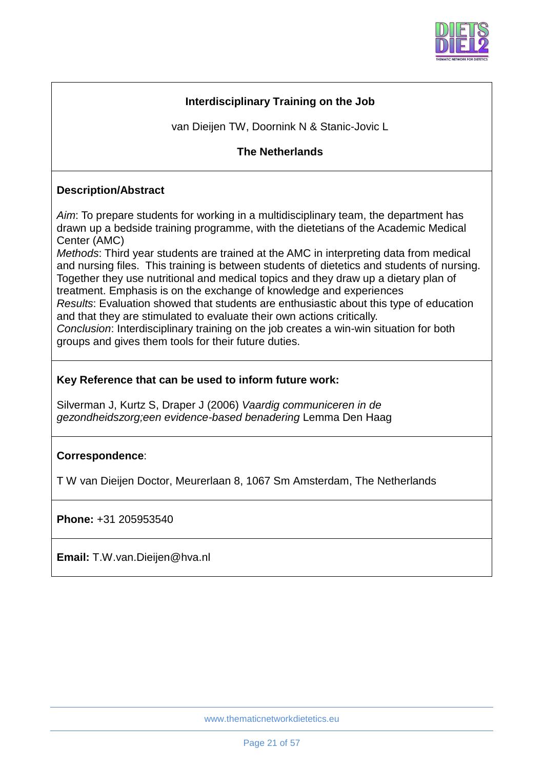## Interdisciplinary Training on the Job

van Dieijen TW, Doornink N & Stanic-Jovic L

**The Netherlands**

### Description/Abstract

*Aim*: To prepare students for working in a multidisciplinary team, the department has drawn up a bedside training programme, with the dietetians of the Academic Medical Center (AMC)

*Methods*: Third year students are trained at the AMC in interpreting data from medical and nursing files. This training is between students of dietetics and students of nursing. Together they use nutritional and medical topics and they draw up a dietary plan of treatment. Emphasis is on the exchange of knowledge and experiences

*Results*: Evaluation showed that students are enthusiastic about this type of education and that they are stimulated to evaluate their own actions critically.

*Conclusion*: Interdisciplinary training on the job creates a win-win situation for both groups and gives them tools for their future duties.

### Key Reference that can be used to inform future work:

Silverman J, Kurtz S, Draper J (2006) *Vaardig communiceren in de gezondheidszorg;een evidence-based benadering* Lemma Den Haag

**Correspondence**:

T W van Dieijen Doctor, Meurerlaan 8, 1067 Sm Amsterdam, The Netherlands

**Phone:** +31 205953540

**Email:** T.W.van.Dieijen@hva.nl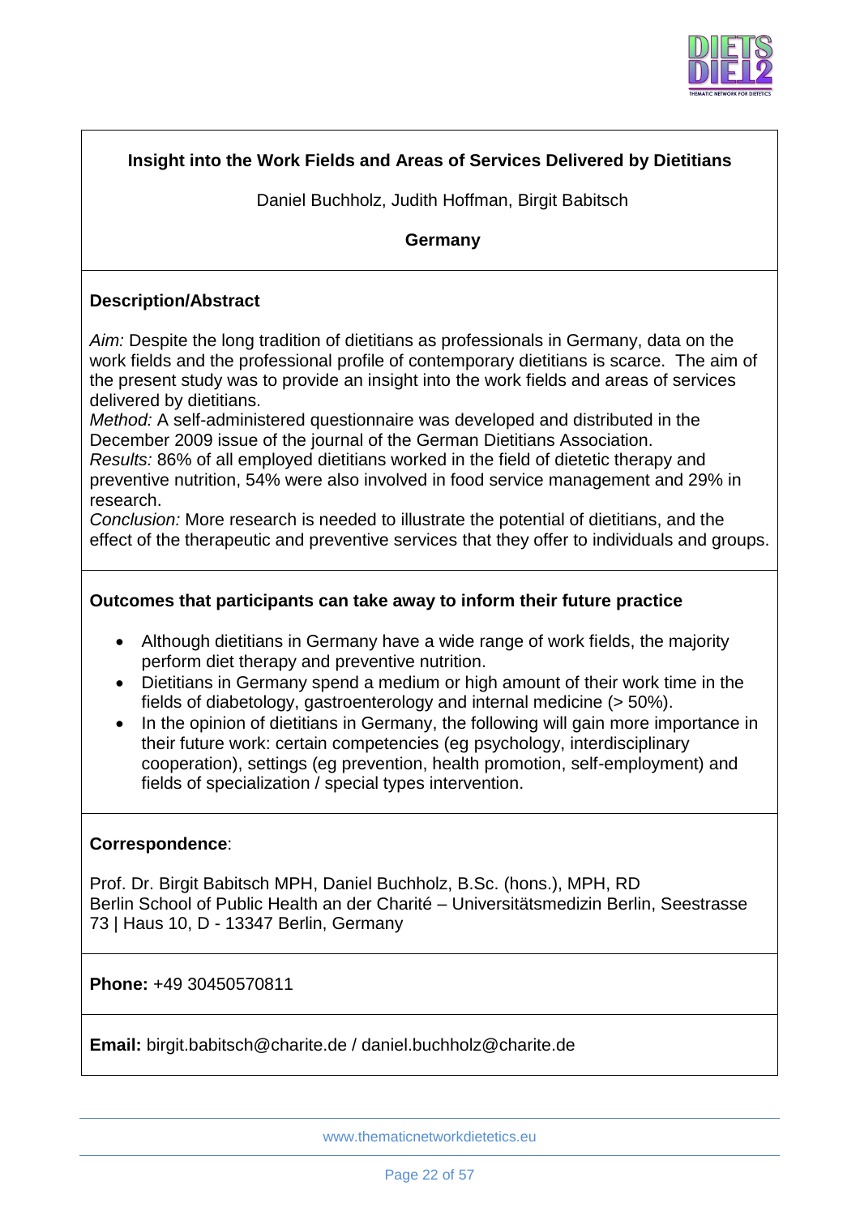## Insight into the Work Fields and Areas of Services Delivered by Dietitians

Daniel Buchholz, Judith Hoffman, Birgit Babitsch

**Germany**

### Description/Abstract

*Aim:* Despite the long tradition of dietitians as professionals in Germany, data on the work fields and the professional profile of contemporary dietitians is scarce. The aim of the present study was to provide an insight into the work fields and areas of services delivered by dietitians.

*Method:* A self-administered questionnaire was developed and distributed in the December 2009 issue of the journal of the German Dietitians Association.

*Results:* 86% of all employed dietitians worked in the field of dietetic therapy and preventive nutrition, 54% were also involved in food service management and 29% in research.

*Conclusion:* More research is needed to illustrate the potential of dietitians, and the effect of the therapeutic and preventive services that they offer to individuals and groups.

### Outcomes that participants can take away to inform their future practice

- Although dietitians in Germany have a wide range of work fields, the majority perform diet therapy and preventive nutrition.
- Dietitians in Germany spend a medium or high amount of their work time in the fields of diabetology, gastroenterology and internal medicine (> 50%).
- In the opinion of dietitians in Germany, the following will gain more importance in their future work: certain competencies (eg psychology, interdisciplinary cooperation), settings (eg prevention, health promotion, self-employment) and fields of specialization / special types intervention.

### Correspondence:

Prof. Dr. Birgit Babitsch MPH, Daniel Buchholz, B.Sc. (hons.), MPH, RD
Berlin School of Public Health an der Charité – Universitätsmedizin Berlin, Seestrasse 73 | Haus 10, D - 13347 Berlin, Germany

**Phone:** +49 30450570811

**Email:** birgit.babitsch@charite.de / daniel.buchholz@charite.de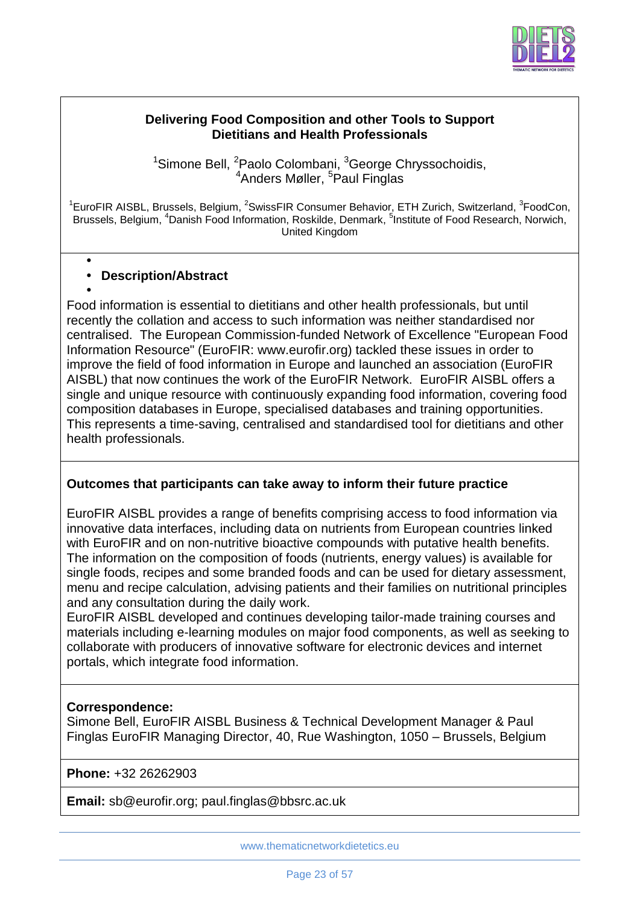## Delivering Food Composition and other Tools to Support Dietitians and Health Professionals

[1]Simone Bell, [2]Paolo Colombani, [3]George Chryssochoidis, [4]Anders Møller, [5]Paul Finglas

[1]EuroFIR AISBL, Brussels, Belgium, [2]SwissFIR Consumer Behavior, ETH Zurich, Switzerland, [3]FoodCon, Brussels, Belgium, [4]Danish Food Information, Roskilde, Denmark, [5]Institute of Food Research, Norwich, United Kingdom

- **Description/Abstract**

Food information is essential to dietitians and other health professionals, but until recently the collation and access to such information was neither standardised nor centralised. The European Commission-funded Network of Excellence "European Food Information Resource" (EuroFIR: www.eurofir.org) tackled these issues in order to improve the field of food information in Europe and launched an association (EuroFIR AISBL) that now continues the work of the EuroFIR Network. EuroFIR AISBL offers a single and unique resource with continuously expanding food information, covering food composition databases in Europe, specialised databases and training opportunities. This represents a time-saving, centralised and standardised tool for dietitians and other health professionals.

**Outcomes that participants can take away to inform their future practice**

EuroFIR AISBL provides a range of benefits comprising access to food information via innovative data interfaces, including data on nutrients from European countries linked with EuroFIR and on non-nutritive bioactive compounds with putative health benefits. The information on the composition of foods (nutrients, energy values) is available for single foods, recipes and some branded foods and can be used for dietary assessment, menu and recipe calculation, advising patients and their families on nutritional principles and any consultation during the daily work.
EuroFIR AISBL developed and continues developing tailor-made training courses and materials including e-learning modules on major food components, as well as seeking to collaborate with producers of innovative software for electronic devices and internet portals, which integrate food information.

**Correspondence:**
Simone Bell, EuroFIR AISBL Business & Technical Development Manager & Paul Finglas EuroFIR Managing Director, 40, Rue Washington, 1050 – Brussels, Belgium

**Phone:** +32 26262903

**Email:** sb@eurofir.org; paul.finglas@bbsrc.ac.uk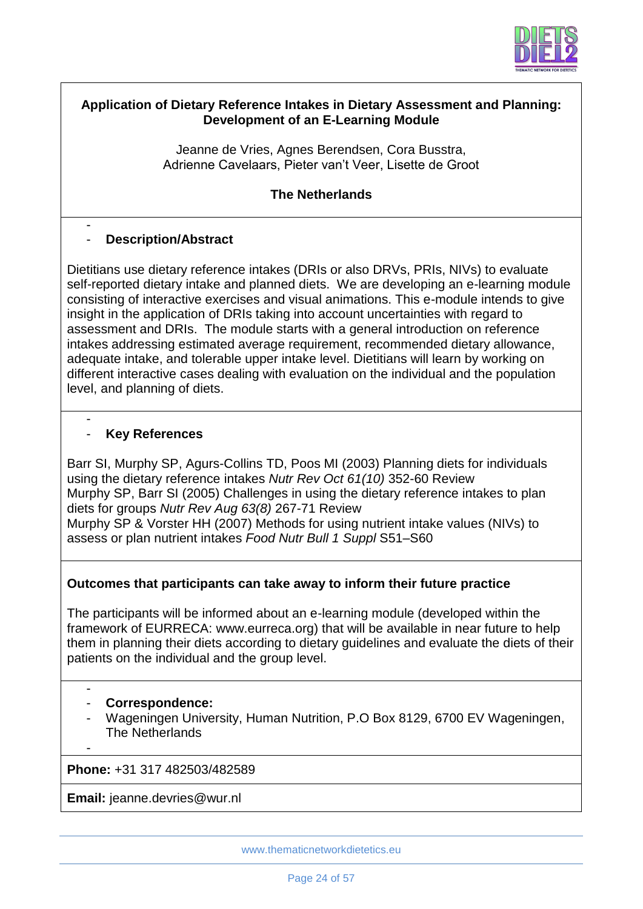## Application of Dietary Reference Intakes in Dietary Assessment and Planning: Development of an E-Learning Module

Jeanne de Vries, Agnes Berendsen, Cora Busstra, Adrienne Cavelaars, Pieter van't Veer, Lisette de Groot

**The Netherlands**

- **Description/Abstract**

Dietitians use dietary reference intakes (DRIs or also DRVs, PRIs, NIVs) to evaluate self-reported dietary intake and planned diets. We are developing an e-learning module consisting of interactive exercises and visual animations. This e-module intends to give insight in the application of DRIs taking into account uncertainties with regard to assessment and DRIs. The module starts with a general introduction on reference intakes addressing estimated average requirement, recommended dietary allowance, adequate intake, and tolerable upper intake level. Dietitians will learn by working on different interactive cases dealing with evaluation on the individual and the population level, and planning of diets.

- **Key References**

Barr SI, Murphy SP, Agurs-Collins TD, Poos MI (2003) Planning diets for individuals using the dietary reference intakes *Nutr Rev Oct 61(10)* 352-60 Review
Murphy SP, Barr SI (2005) Challenges in using the dietary reference intakes to plan diets for groups *Nutr Rev Aug 63(8)* 267-71 Review
Murphy SP & Vorster HH (2007) Methods for using nutrient intake values (NIVs) to assess or plan nutrient intakes *Food Nutr Bull 1 Suppl* S51–S60

**Outcomes that participants can take away to inform their future practice**

The participants will be informed about an e-learning module (developed within the framework of EURRECA: www.eurreca.org) that will be available in near future to help them in planning their diets according to dietary guidelines and evaluate the diets of their patients on the individual and the group level.

- **Correspondence:**
- Wageningen University, Human Nutrition, P.O Box 8129, 6700 EV Wageningen, The Netherlands

**Phone:** +31 317 482503/482589

**Email:** jeanne.devries@wur.nl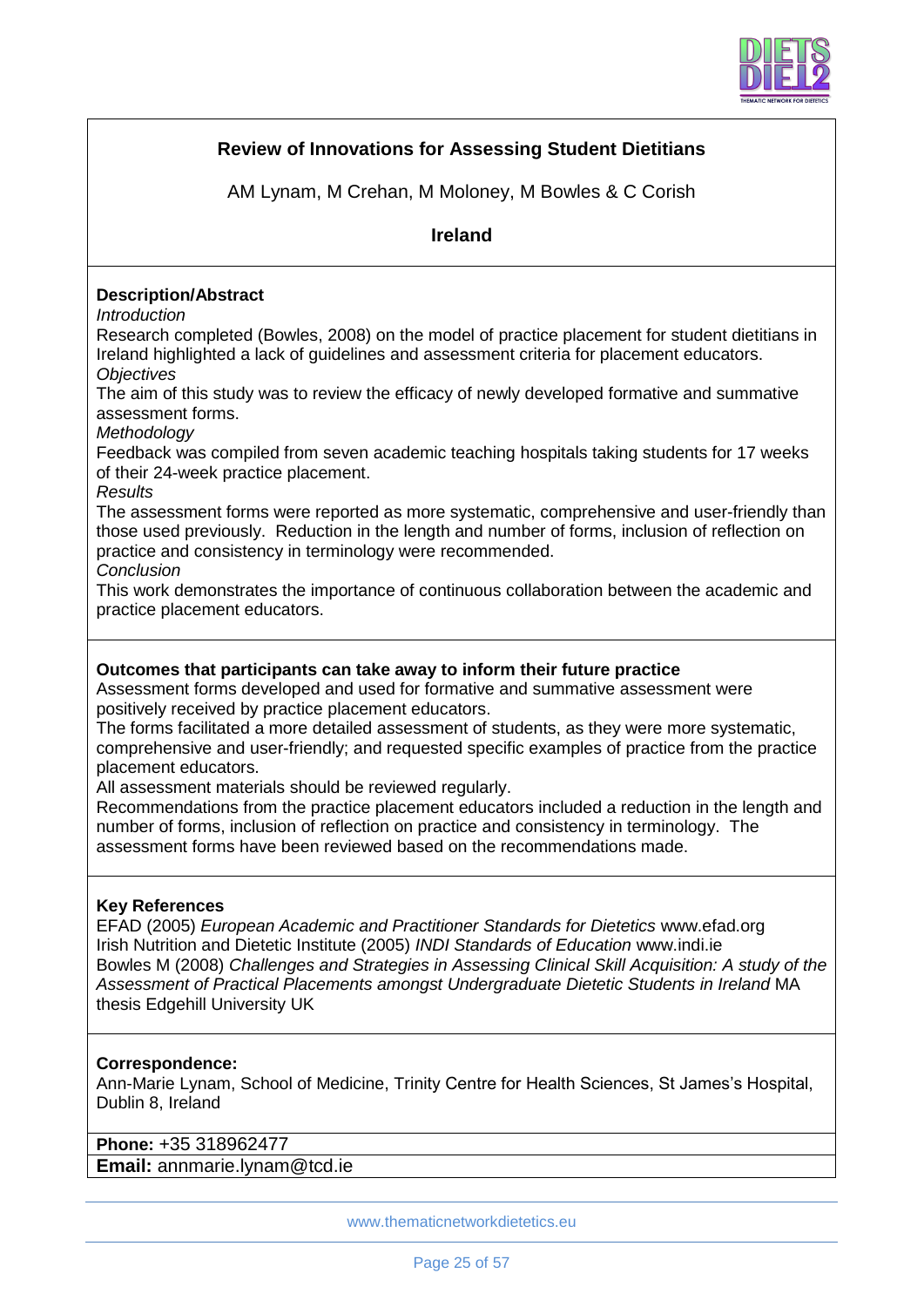## Review of Innovations for Assessing Student Dietitians

AM Lynam, M Crehan, M Moloney, M Bowles & C Corish

**Ireland**

**Description/Abstract**

*Introduction*

Research completed (Bowles, 2008) on the model of practice placement for student dietitians in Ireland highlighted a lack of guidelines and assessment criteria for placement educators.

*Objectives*

The aim of this study was to review the efficacy of newly developed formative and summative assessment forms.

*Methodology*

Feedback was compiled from seven academic teaching hospitals taking students for 17 weeks of their 24-week practice placement.

*Results*

The assessment forms were reported as more systematic, comprehensive and user-friendly than those used previously. Reduction in the length and number of forms, inclusion of reflection on practice and consistency in terminology were recommended.

*Conclusion*

This work demonstrates the importance of continuous collaboration between the academic and practice placement educators.

**Outcomes that participants can take away to inform their future practice**

Assessment forms developed and used for formative and summative assessment were positively received by practice placement educators.

The forms facilitated a more detailed assessment of students, as they were more systematic, comprehensive and user-friendly; and requested specific examples of practice from the practice placement educators.

All assessment materials should be reviewed regularly.

Recommendations from the practice placement educators included a reduction in the length and number of forms, inclusion of reflection on practice and consistency in terminology. The assessment forms have been reviewed based on the recommendations made.

**Key References**

EFAD (2005) *European Academic and Practitioner Standards for Dietetics* www.efad.org

Irish Nutrition and Dietetic Institute (2005) *INDI Standards of Education* www.indi.ie

Bowles M (2008) *Challenges and Strategies in Assessing Clinical Skill Acquisition: A study of the Assessment of Practical Placements amongst Undergraduate Dietetic Students in Ireland* MA thesis Edgehill University UK

**Correspondence:**

Ann-Marie Lynam, School of Medicine, Trinity Centre for Health Sciences, St James's Hospital, Dublin 8, Ireland

**Phone:** +35 318962477

**Email:** annmarie.lynam@tcd.ie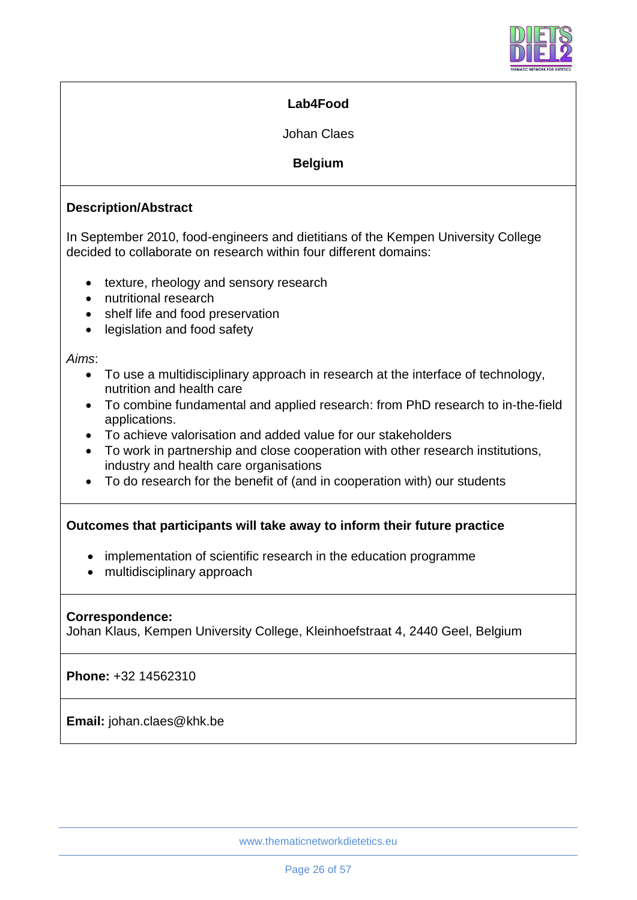**Lab4Food**

Johan Claes

**Belgium**

**Description/Abstract**

In September 2010, food-engineers and dietitians of the Kempen University College decided to collaborate on research within four different domains:

- texture, rheology and sensory research
- nutritional research
- shelf life and food preservation
- legislation and food safety

*Aims*:

- To use a multidisciplinary approach in research at the interface of technology, nutrition and health care
- To combine fundamental and applied research: from PhD research to in-the-field applications.
- To achieve valorisation and added value for our stakeholders
- To work in partnership and close cooperation with other research institutions, industry and health care organisations
- To do research for the benefit of (and in cooperation with) our students

**Outcomes that participants will take away to inform their future practice**

- implementation of scientific research in the education programme
- multidisciplinary approach

**Correspondence:**
Johan Klaus, Kempen University College, Kleinhoefstraat 4, 2440 Geel, Belgium

**Phone:** +32 14562310

**Email:** johan.claes@khk.be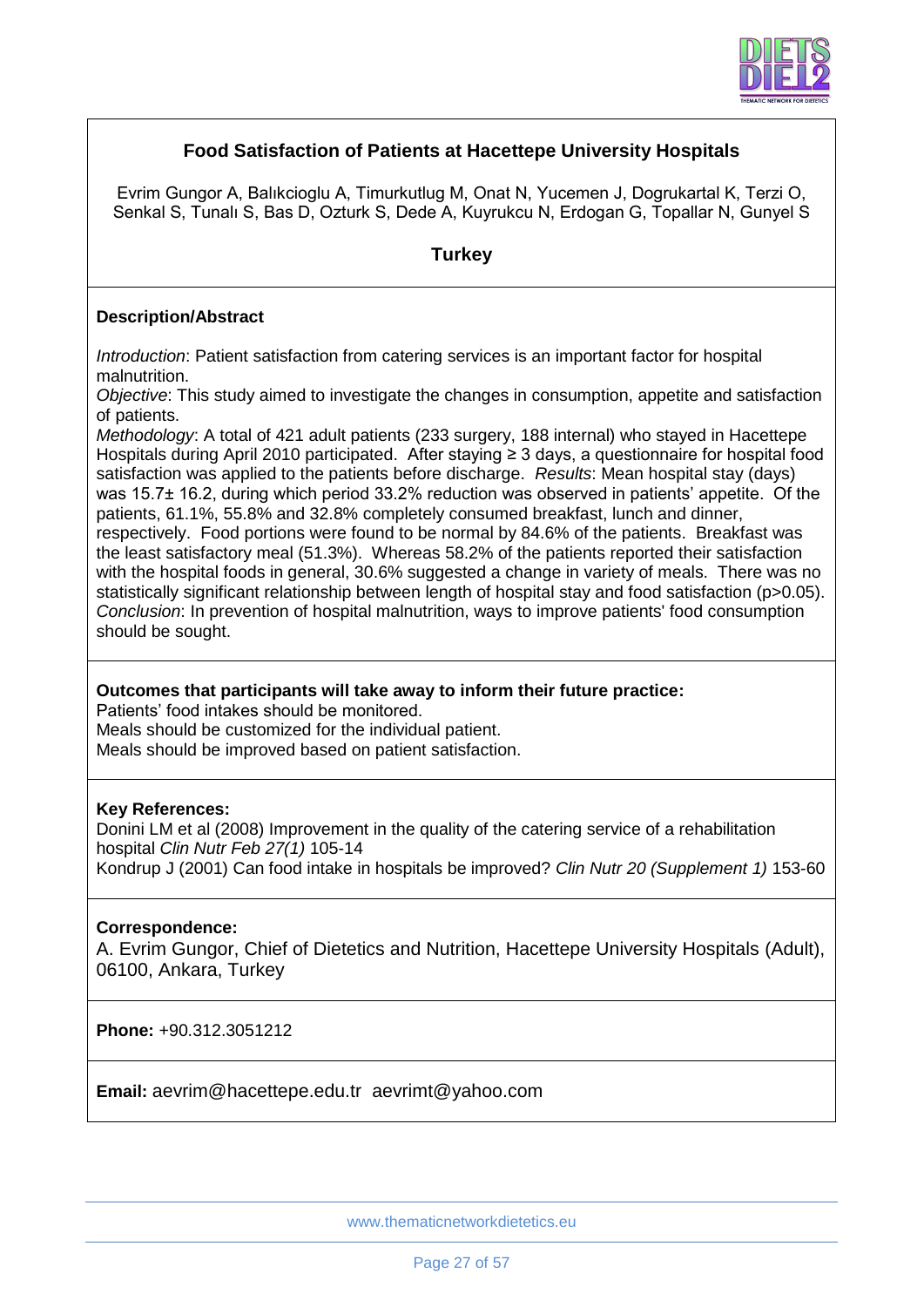## Food Satisfaction of Patients at Hacettepe University Hospitals

Evrim Gungor A, Balıkcioglu A, Timurkutlug M, Onat N, Yucemen J, Dogrukartal K, Terzi O, Senkal S, Tunalı S, Bas D, Ozturk S, Dede A, Kuyrukcu N, Erdogan G, Topallar N, Gunyel S

### Turkey

**Description/Abstract**

*Introduction*: Patient satisfaction from catering services is an important factor for hospital malnutrition.
*Objective*: This study aimed to investigate the changes in consumption, appetite and satisfaction of patients.
*Methodology*: A total of 421 adult patients (233 surgery, 188 internal) who stayed in Hacettepe Hospitals during April 2010 participated. After staying ≥ 3 days, a questionnaire for hospital food satisfaction was applied to the patients before discharge. *Results*: Mean hospital stay (days) was 15.7± 16.2, during which period 33.2% reduction was observed in patients' appetite. Of the patients, 61.1%, 55.8% and 32.8% completely consumed breakfast, lunch and dinner, respectively. Food portions were found to be normal by 84.6% of the patients. Breakfast was the least satisfactory meal (51.3%). Whereas 58.2% of the patients reported their satisfaction with the hospital foods in general, 30.6% suggested a change in variety of meals. There was no statistically significant relationship between length of hospital stay and food satisfaction ($p>0.05$).
*Conclusion*: In prevention of hospital malnutrition, ways to improve patients' food consumption should be sought.

**Outcomes that participants will take away to inform their future practice:**
Patients' food intakes should be monitored.
Meals should be customized for the individual patient.
Meals should be improved based on patient satisfaction.

**Key References:**
Donini LM et al (2008) Improvement in the quality of the catering service of a rehabilitation hospital *Clin Nutr Feb 27(1)* 105-14
Kondrup J (2001) Can food intake in hospitals be improved? *Clin Nutr 20 (Supplement 1)* 153-60

**Correspondence:**
A. Evrim Gungor, Chief of Dietetics and Nutrition, Hacettepe University Hospitals (Adult), 06100, Ankara, Turkey

**Phone:** +90.312.3051212

**Email:** aevrim@hacettepe.edu.tr aevrimt@yahoo.com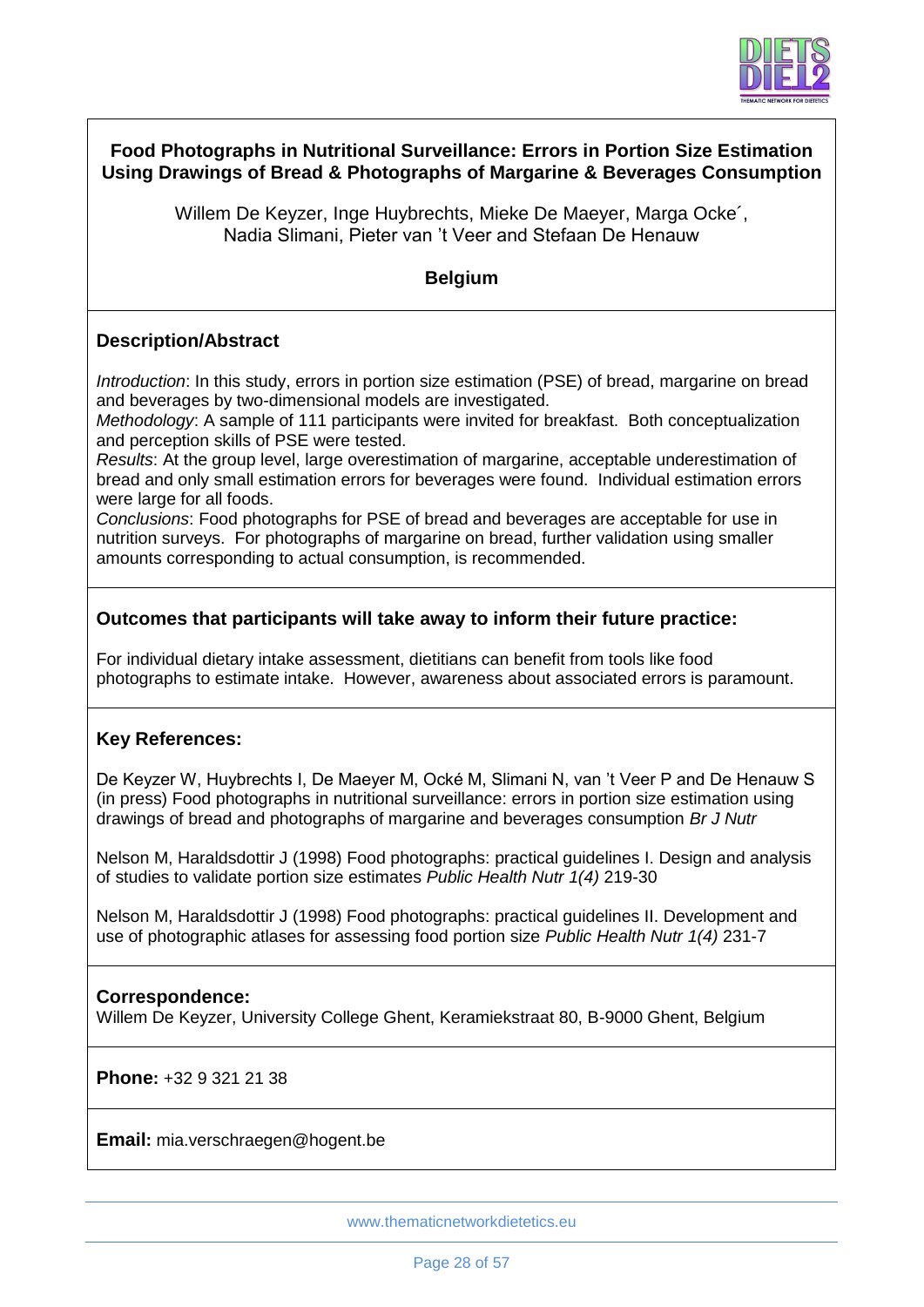## Food Photographs in Nutritional Surveillance: Errors in Portion Size Estimation Using Drawings of Bread & Photographs of Margarine & Beverages Consumption

Willem De Keyzer, Inge Huybrechts, Mieke De Maeyer, Marga Ocke´, Nadia Slimani, Pieter van 't Veer and Stefaan De Henauw

**Belgium**

### Description/Abstract

*Introduction*: In this study, errors in portion size estimation (PSE) of bread, margarine on bread and beverages by two-dimensional models are investigated.
*Methodology*: A sample of 111 participants were invited for breakfast. Both conceptualization and perception skills of PSE were tested.
*Results*: At the group level, large overestimation of margarine, acceptable underestimation of bread and only small estimation errors for beverages were found. Individual estimation errors were large for all foods.
*Conclusions*: Food photographs for PSE of bread and beverages are acceptable for use in nutrition surveys. For photographs of margarine on bread, further validation using smaller amounts corresponding to actual consumption, is recommended.

### Outcomes that participants will take away to inform their future practice:

For individual dietary intake assessment, dietitians can benefit from tools like food photographs to estimate intake. However, awareness about associated errors is paramount.

### Key References:

De Keyzer W, Huybrechts I, De Maeyer M, Ocké M, Slimani N, van 't Veer P and De Henauw S (in press) Food photographs in nutritional surveillance: errors in portion size estimation using drawings of bread and photographs of margarine and beverages consumption *Br J Nutr*

Nelson M, Haraldsdottir J (1998) Food photographs: practical guidelines I. Design and analysis of studies to validate portion size estimates *Public Health Nutr 1(4)* 219-30

Nelson M, Haraldsdottir J (1998) Food photographs: practical guidelines II. Development and use of photographic atlases for assessing food portion size *Public Health Nutr 1(4)* 231-7

**Correspondence:**
Willem De Keyzer, University College Ghent, Keramiekstraat 80, B-9000 Ghent, Belgium

**Phone:** +32 9 321 21 38

**Email:** mia.verschraegen@hogent.be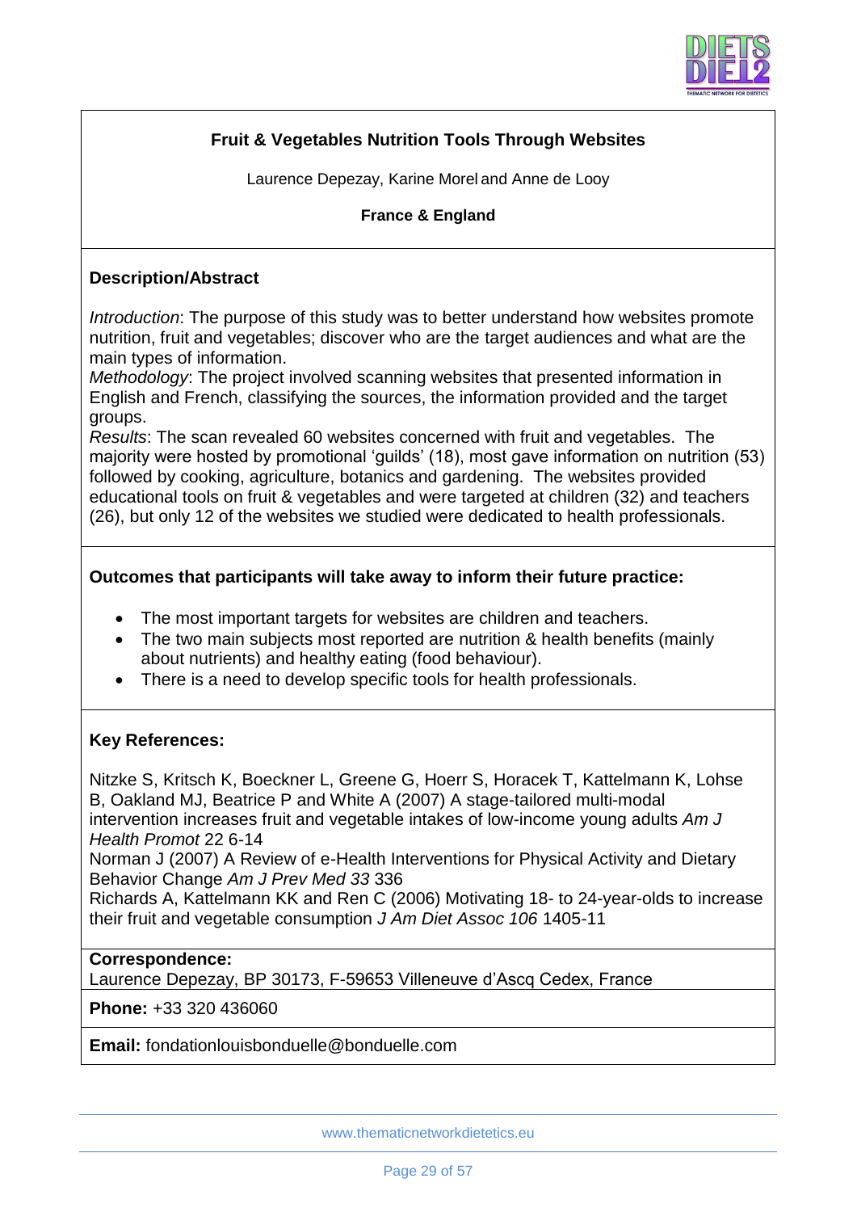## Fruit & Vegetables Nutrition Tools Through Websites

Laurence Depezay, Karine Morel and Anne de Looy

**France & England**

### Description/Abstract

*Introduction*: The purpose of this study was to better understand how websites promote nutrition, fruit and vegetables; discover who are the target audiences and what are the main types of information.
*Methodology*: The project involved scanning websites that presented information in English and French, classifying the sources, the information provided and the target groups.
*Results*: The scan revealed 60 websites concerned with fruit and vegetables. The majority were hosted by promotional 'guilds' (18), most gave information on nutrition (53) followed by cooking, agriculture, botanics and gardening. The websites provided educational tools on fruit & vegetables and were targeted at children (32) and teachers (26), but only 12 of the websites we studied were dedicated to health professionals.

### Outcomes that participants will take away to inform their future practice:

- The most important targets for websites are children and teachers.
- The two main subjects most reported are nutrition & health benefits (mainly about nutrients) and healthy eating (food behaviour).
- There is a need to develop specific tools for health professionals.

### Key References:

Nitzke S, Kritsch K, Boeckner L, Greene G, Hoerr S, Horacek T, Kattelmann K, Lohse B, Oakland MJ, Beatrice P and White A (2007) A stage-tailored multi-modal intervention increases fruit and vegetable intakes of low-income young adults *Am J Health Promot* 22 6-14
Norman J (2007) A Review of e-Health Interventions for Physical Activity and Dietary Behavior Change *Am J Prev Med 33* 336
Richards A, Kattelmann KK and Ren C (2006) Motivating 18- to 24-year-olds to increase their fruit and vegetable consumption *J Am Diet Assoc 106* 1405-11

**Correspondence:**
Laurence Depezay, BP 30173, F-59653 Villeneuve d'Ascq Cedex, France

**Phone:** +33 320 436060

**Email:** fondationlouisbonduelle@bonduelle.com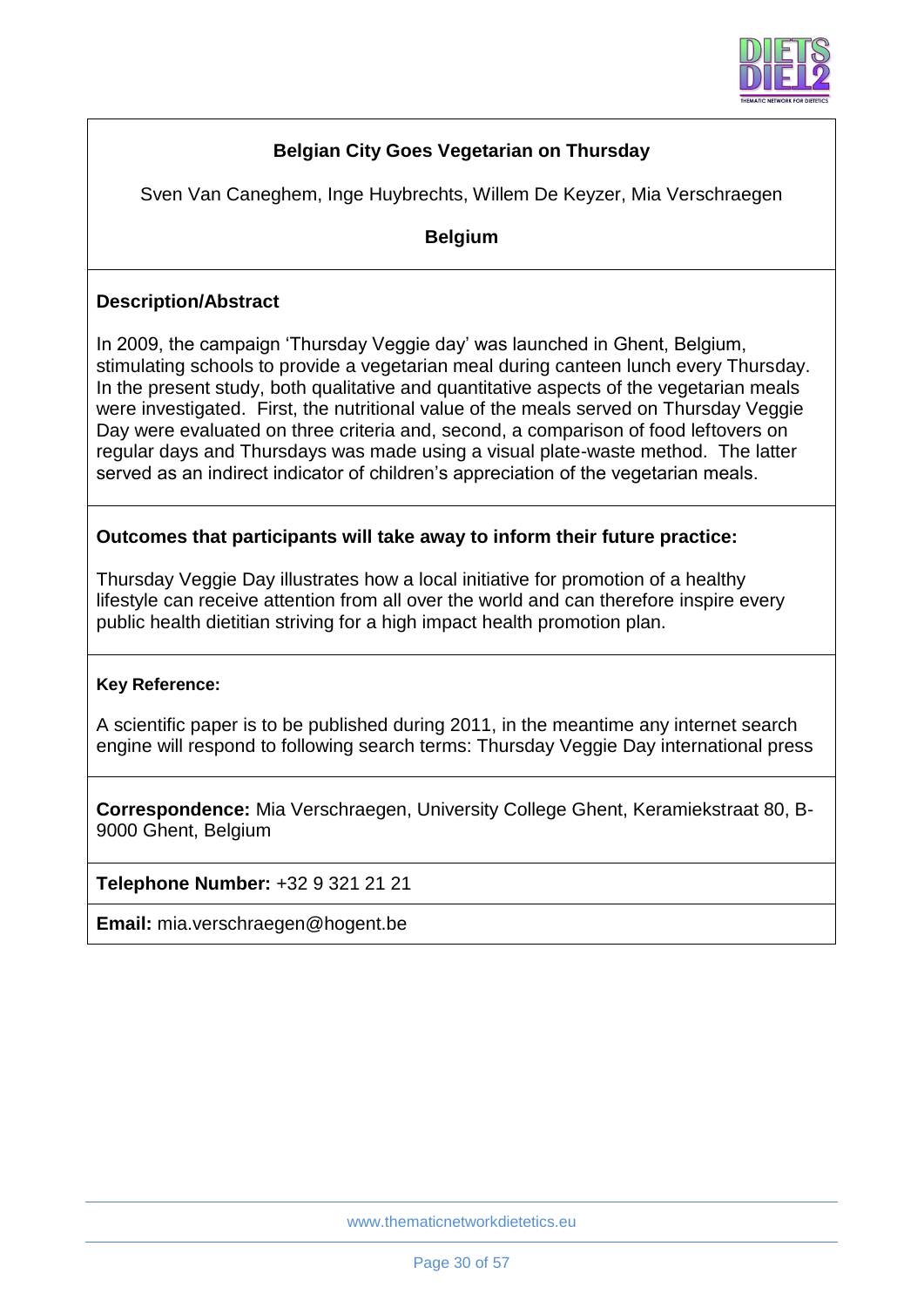## Belgian City Goes Vegetarian on Thursday

Sven Van Caneghem, Inge Huybrechts, Willem De Keyzer, Mia Verschraegen

**Belgium**

### Description/Abstract

In 2009, the campaign 'Thursday Veggie day' was launched in Ghent, Belgium, stimulating schools to provide a vegetarian meal during canteen lunch every Thursday. In the present study, both qualitative and quantitative aspects of the vegetarian meals were investigated. First, the nutritional value of the meals served on Thursday Veggie Day were evaluated on three criteria and, second, a comparison of food leftovers on regular days and Thursdays was made using a visual plate-waste method. The latter served as an indirect indicator of children's appreciation of the vegetarian meals.

### Outcomes that participants will take away to inform their future practice:

Thursday Veggie Day illustrates how a local initiative for promotion of a healthy lifestyle can receive attention from all over the world and can therefore inspire every public health dietitian striving for a high impact health promotion plan.

#### Key Reference:

A scientific paper is to be published during 2011, in the meantime any internet search engine will respond to following search terms: Thursday Veggie Day international press

**Correspondence:** Mia Verschraegen, University College Ghent, Keramiekstraat 80, B-9000 Ghent, Belgium

**Telephone Number:** +32 9 321 21 21

**Email:** mia.verschraegen@hogent.be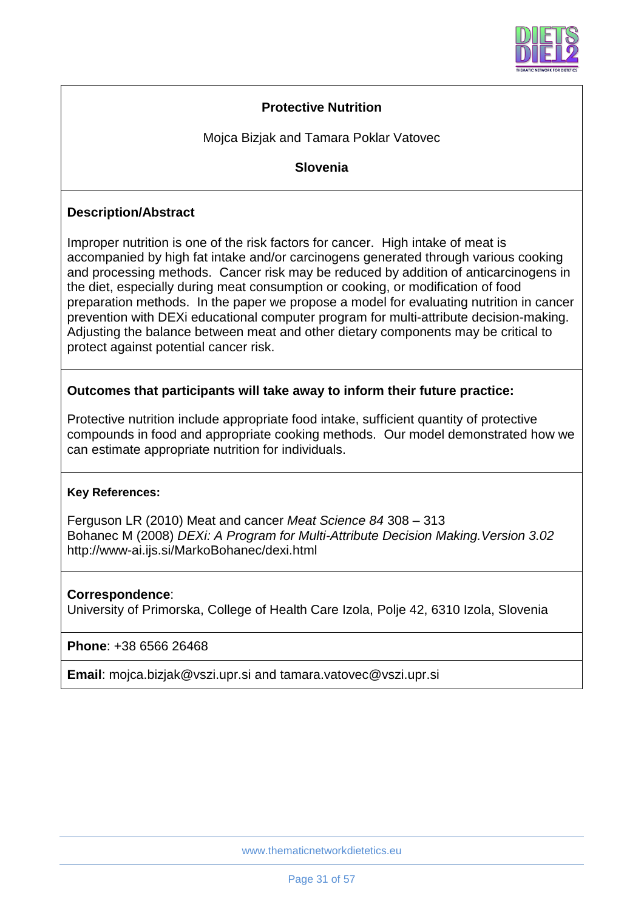## Protective Nutrition

Mojca Bizjak and Tamara Poklar Vatovec

**Slovenia**

### Description/Abstract

Improper nutrition is one of the risk factors for cancer. High intake of meat is accompanied by high fat intake and/or carcinogens generated through various cooking and processing methods. Cancer risk may be reduced by addition of anticarcinogens in the diet, especially during meat consumption or cooking, or modification of food preparation methods. In the paper we propose a model for evaluating nutrition in cancer prevention with DEXi educational computer program for multi-attribute decision-making. Adjusting the balance between meat and other dietary components may be critical to protect against potential cancer risk.

### Outcomes that participants will take away to inform their future practice:

Protective nutrition include appropriate food intake, sufficient quantity of protective compounds in food and appropriate cooking methods. Our model demonstrated how we can estimate appropriate nutrition for individuals.

#### Key References:

Ferguson LR (2010) Meat and cancer *Meat Science 84* 308 – 313
Bohanec M (2008) *DEXi: A Program for Multi-Attribute Decision Making.Version 3.02*
http://www-ai.ijs.si/MarkoBohanec/dexi.html

**Correspondence**:
University of Primorska, College of Health Care Izola, Polje 42, 6310 Izola, Slovenia

**Phone**: +38 6566 26468

**Email**: mojca.bizjak@vszi.upr.si and tamara.vatovec@vszi.upr.si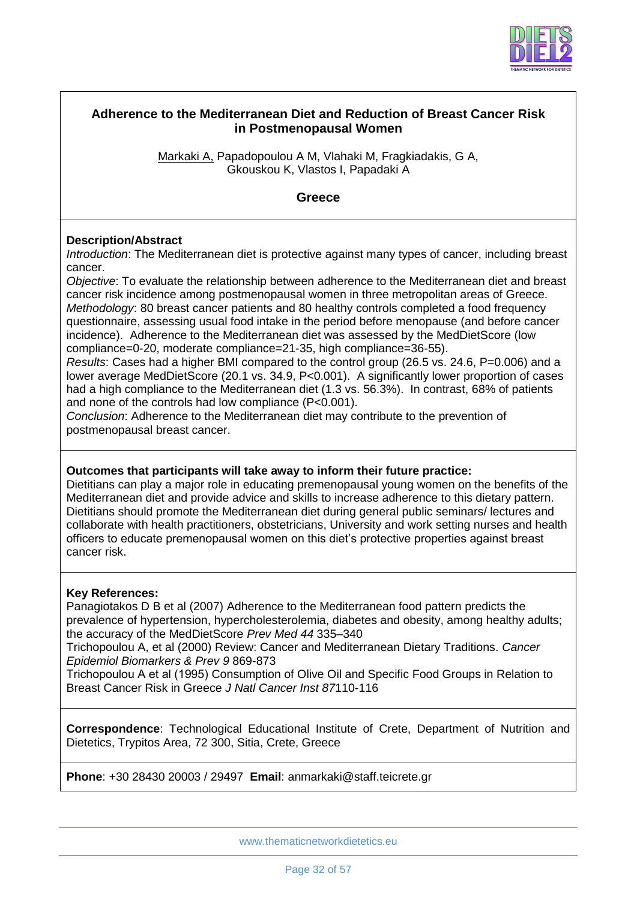## Adherence to the Mediterranean Diet and Reduction of Breast Cancer Risk in Postmenopausal Women

Markaki A, Papadopoulou A M, Vlahaki M, Fragkiadakis, G A, Gkouskou K, Vlastos I, Papadaki A

**Greece**

### Description/Abstract

*Introduction*: The Mediterranean diet is protective against many types of cancer, including breast cancer.

*Objective*: To evaluate the relationship between adherence to the Mediterranean diet and breast cancer risk incidence among postmenopausal women in three metropolitan areas of Greece.

*Methodology*: 80 breast cancer patients and 80 healthy controls completed a food frequency questionnaire, assessing usual food intake in the period before menopause (and before cancer incidence). Adherence to the Mediterranean diet was assessed by the MedDietScore (low compliance=0-20, moderate compliance=21-35, high compliance=36-55).

*Results*: Cases had a higher BMI compared to the control group (26.5 vs. 24.6, P=0.006) and a lower average MedDietScore (20.1 vs. 34.9, P<0.001). A significantly lower proportion of cases had a high compliance to the Mediterranean diet (1.3 vs. 56.3%). In contrast, 68% of patients and none of the controls had low compliance (P<0.001).

*Conclusion*: Adherence to the Mediterranean diet may contribute to the prevention of postmenopausal breast cancer.

### Outcomes that participants will take away to inform their future practice:

Dietitians can play a major role in educating premenopausal young women on the benefits of the Mediterranean diet and provide advice and skills to increase adherence to this dietary pattern. Dietitians should promote the Mediterranean diet during general public seminars/ lectures and collaborate with health practitioners, obstetricians, University and work setting nurses and health officers to educate premenopausal women on this diet's protective properties against breast cancer risk.

### Key References:

Panagiotakos D B et al (2007) Adherence to the Mediterranean food pattern predicts the prevalence of hypertension, hypercholesterolemia, diabetes and obesity, among healthy adults; the accuracy of the MedDietScore *Prev Med 44* 335–340

Trichopoulou A, et al (2000) Review: Cancer and Mediterranean Dietary Traditions. *Cancer Epidemiol Biomarkers & Prev 9* 869-873

Trichopoulou A et al (1995) Consumption of Olive Oil and Specific Food Groups in Relation to Breast Cancer Risk in Greece *J Natl Cancer Inst 87*110-116

**Correspondence**: Technological Educational Institute of Crete, Department of Nutrition and Dietetics, Trypitos Area, 72 300, Sitia, Crete, Greece

**Phone**: +30 28430 20003 / 29497 **Email**: anmarkaki@staff.teicrete.gr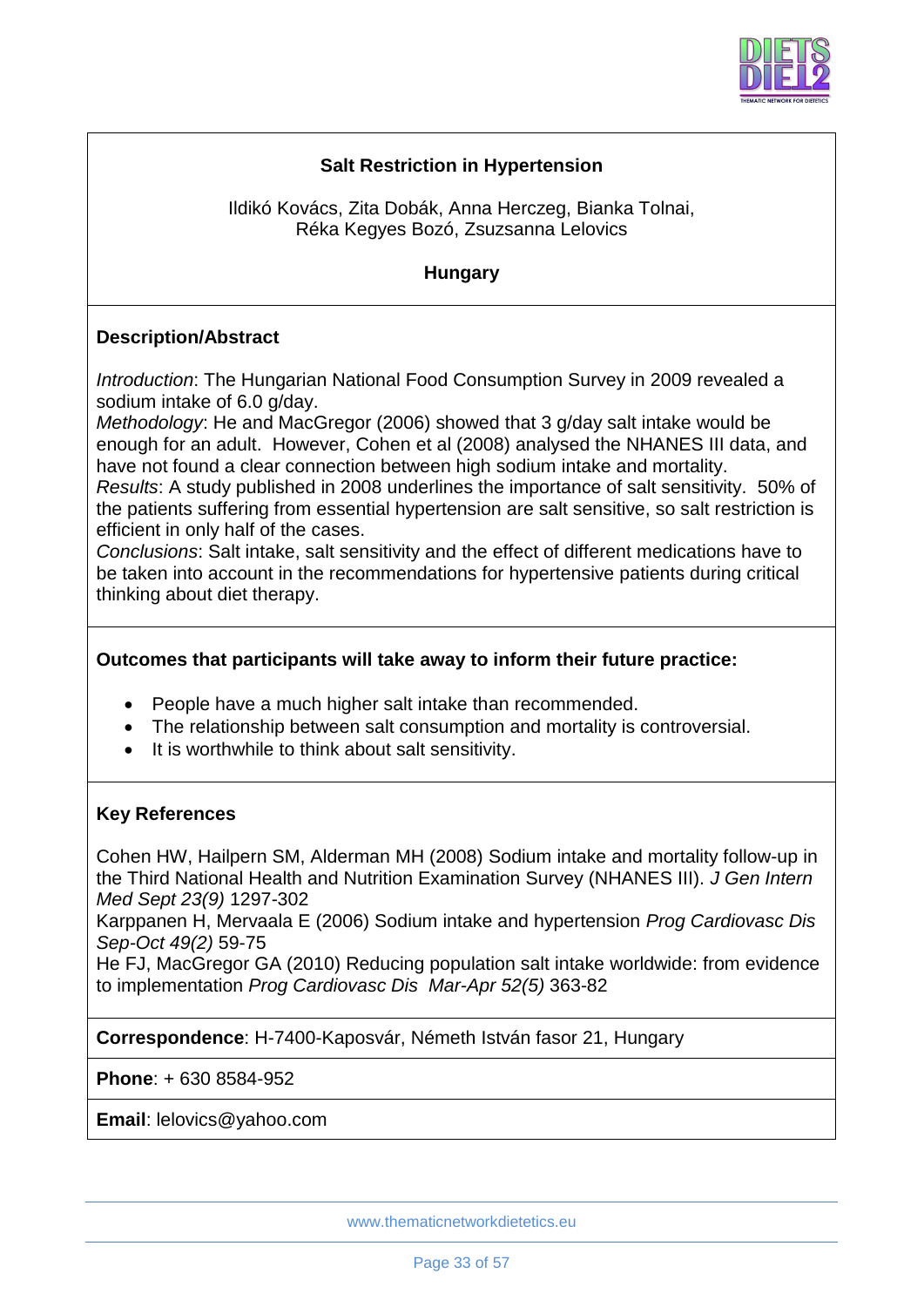## Salt Restriction in Hypertension

Ildikó Kovács, Zita Dobák, Anna Herczeg, Bianka Tolnai, Réka Kegyes Bozó, Zsuzsanna Lelovics

**Hungary**

### Description/Abstract

*Introduction*: The Hungarian National Food Consumption Survey in 2009 revealed a sodium intake of 6.0 g/day.
*Methodology*: He and MacGregor (2006) showed that 3 g/day salt intake would be enough for an adult. However, Cohen et al (2008) analysed the NHANES III data, and have not found a clear connection between high sodium intake and mortality.
*Results*: A study published in 2008 underlines the importance of salt sensitivity. 50% of the patients suffering from essential hypertension are salt sensitive, so salt restriction is efficient in only half of the cases.
*Conclusions*: Salt intake, salt sensitivity and the effect of different medications have to be taken into account in the recommendations for hypertensive patients during critical thinking about diet therapy.

### Outcomes that participants will take away to inform their future practice:

- People have a much higher salt intake than recommended.
- The relationship between salt consumption and mortality is controversial.
- It is worthwhile to think about salt sensitivity.

### Key References

Cohen HW, Hailpern SM, Alderman MH (2008) Sodium intake and mortality follow-up in the Third National Health and Nutrition Examination Survey (NHANES III). *J Gen Intern Med Sept 23(9)* 1297-302
Karppanen H, Mervaala E (2006) Sodium intake and hypertension *Prog Cardiovasc Dis Sep-Oct 49(2)* 59-75
He FJ, MacGregor GA (2010) Reducing population salt intake worldwide: from evidence to implementation *Prog Cardiovasc Dis Mar-Apr 52(5)* 363-82

**Correspondence**: H-7400-Kaposvár, Németh István fasor 21, Hungary

**Phone**: + 630 8584-952

**Email**: lelovics@yahoo.com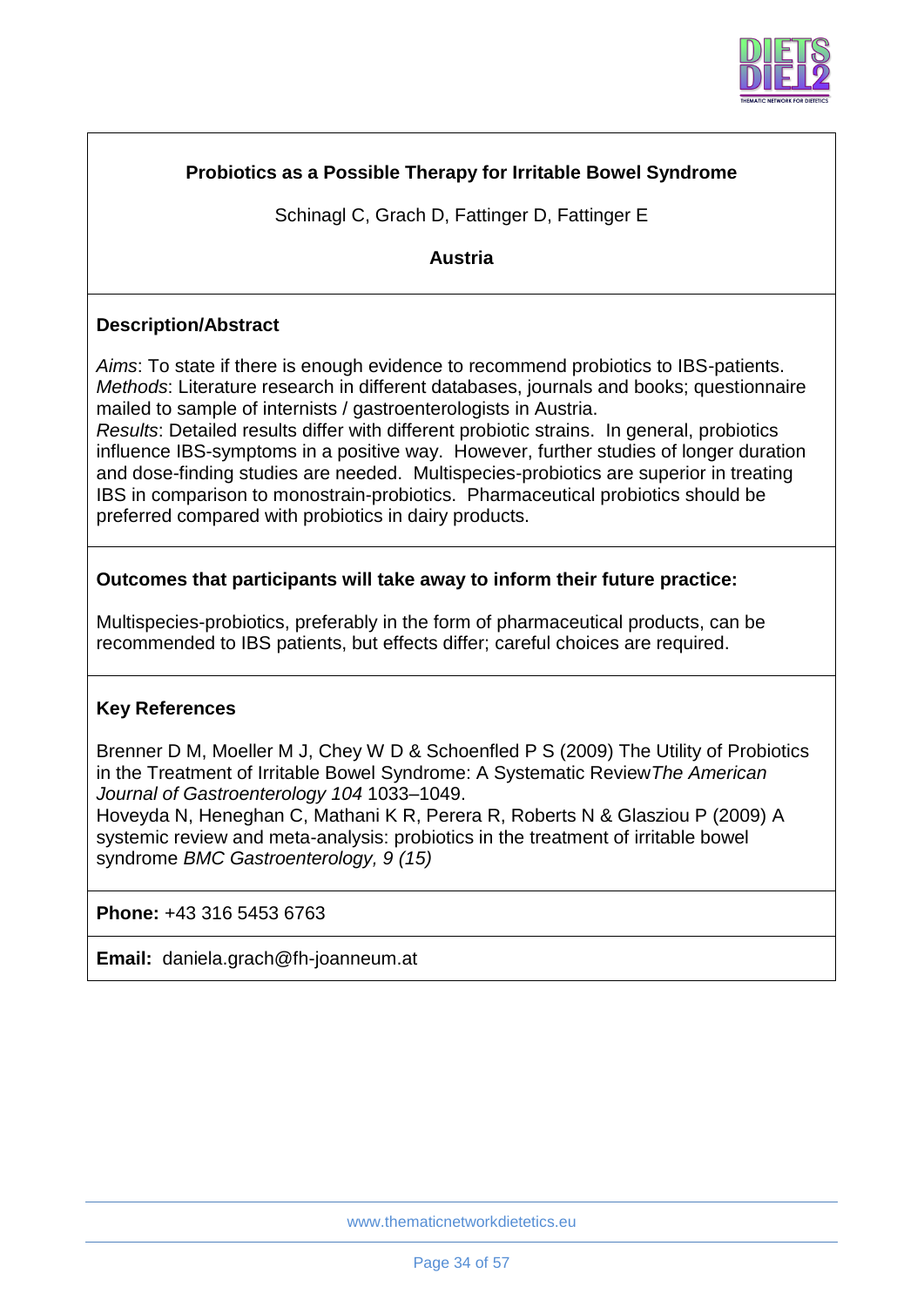**Probiotics as a Possible Therapy for Irritable Bowel Syndrome**

Schinagl C, Grach D, Fattinger D, Fattinger E

**Austria**

**Description/Abstract**

*Aims*: To state if there is enough evidence to recommend probiotics to IBS-patients.
*Methods*: Literature research in different databases, journals and books; questionnaire mailed to sample of internists / gastroenterologists in Austria.
*Results*: Detailed results differ with different probiotic strains. In general, probiotics influence IBS-symptoms in a positive way. However, further studies of longer duration and dose-finding studies are needed. Multispecies-probiotics are superior in treating IBS in comparison to monostrain-probiotics. Pharmaceutical probiotics should be preferred compared with probiotics in dairy products.

**Outcomes that participants will take away to inform their future practice:**

Multispecies-probiotics, preferably in the form of pharmaceutical products, can be recommended to IBS patients, but effects differ; careful choices are required.

**Key References**

Brenner D M, Moeller M J, Chey W D & Schoenfled P S (2009) The Utility of Probiotics in the Treatment of Irritable Bowel Syndrome: A Systematic Review*The American Journal of Gastroenterology 104* 1033–1049.
Hoveyda N, Heneghan C, Mathani K R, Perera R, Roberts N & Glasziou P (2009) A systemic review and meta-analysis: probiotics in the treatment of irritable bowel syndrome *BMC Gastroenterology, 9 (15)*

**Phone:** +43 316 5453 6763

**Email:** daniela.grach@fh-joanneum.at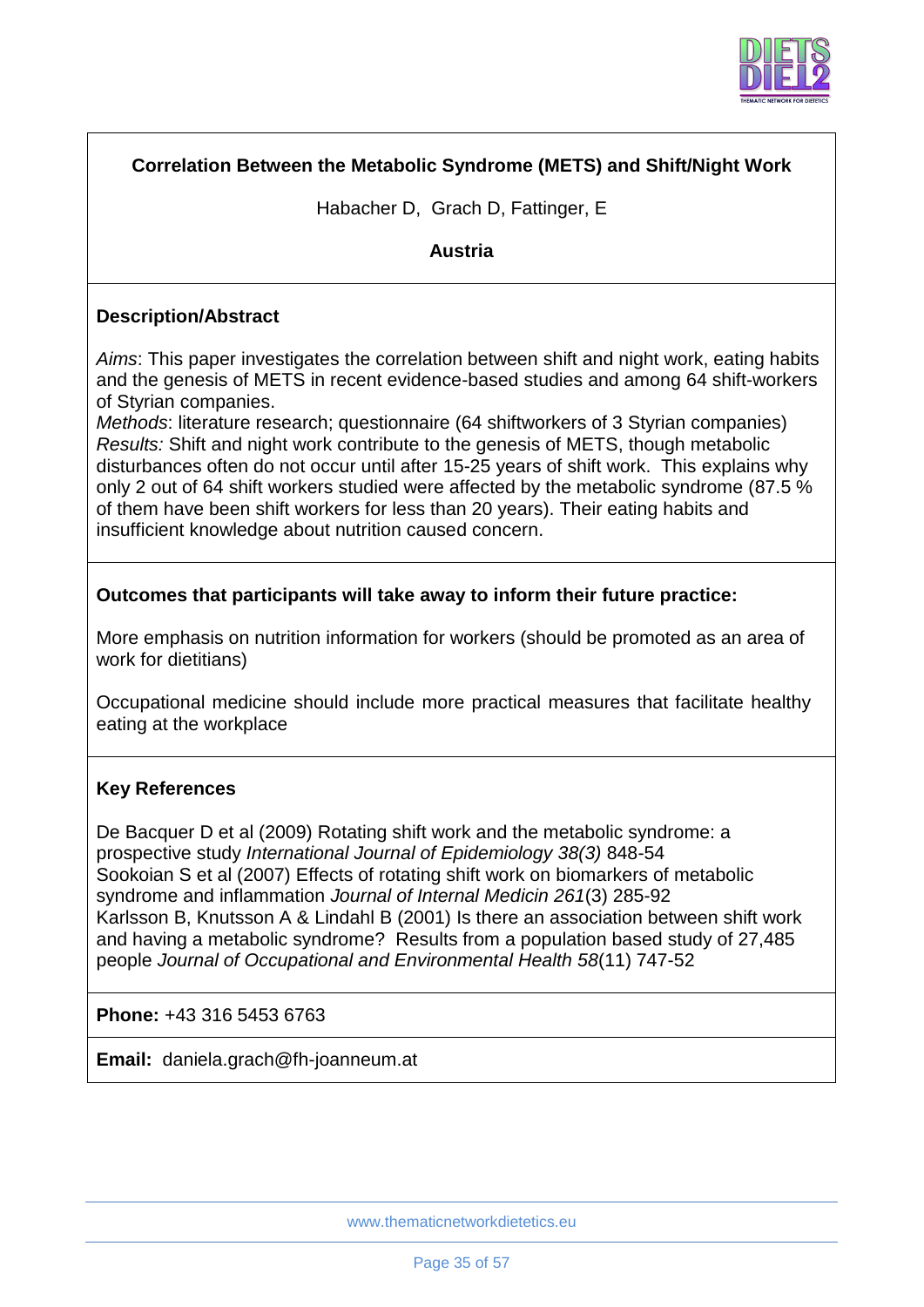## Correlation Between the Metabolic Syndrome (METS) and Shift/Night Work

Habacher D, Grach D, Fattinger, E

**Austria**

### Description/Abstract

*Aims*: This paper investigates the correlation between shift and night work, eating habits and the genesis of METS in recent evidence-based studies and among 64 shift-workers of Styrian companies.
*Methods*: literature research; questionnaire (64 shiftworkers of 3 Styrian companies)
*Results:* Shift and night work contribute to the genesis of METS, though metabolic disturbances often do not occur until after 15-25 years of shift work. This explains why only 2 out of 64 shift workers studied were affected by the metabolic syndrome (87.5 % of them have been shift workers for less than 20 years). Their eating habits and insufficient knowledge about nutrition caused concern.

### Outcomes that participants will take away to inform their future practice:

More emphasis on nutrition information for workers (should be promoted as an area of work for dietitians)

Occupational medicine should include more practical measures that facilitate healthy eating at the workplace

### Key References

De Bacquer D et al (2009) Rotating shift work and the metabolic syndrome: a prospective study *International Journal of Epidemiology 38(3)* 848-54
Sookoian S et al (2007) Effects of rotating shift work on biomarkers of metabolic syndrome and inflammation *Journal of Internal Medicin 261*(3) 285-92
Karlsson B, Knutsson A & Lindahl B (2001) Is there an association between shift work and having a metabolic syndrome? Results from a population based study of 27,485 people *Journal of Occupational and Environmental Health 58*(11) 747-52

**Phone:** +43 316 5453 6763

**Email:** daniela.grach@fh-joanneum.at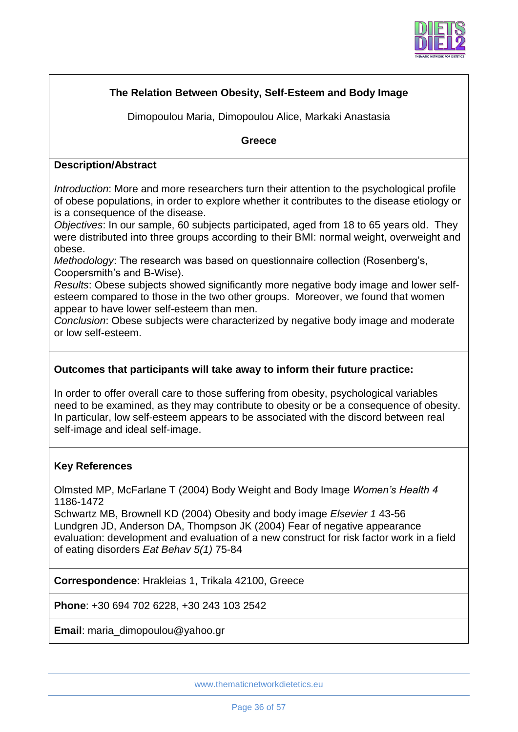## The Relation Between Obesity, Self-Esteem and Body Image

Dimopoulou Maria, Dimopoulou Alice, Markaki Anastasia

**Greece**

### Description/Abstract

*Introduction*: More and more researchers turn their attention to the psychological profile of obese populations, in order to explore whether it contributes to the disease etiology or is a consequence of the disease.
*Objectives*: In our sample, 60 subjects participated, aged from 18 to 65 years old. They were distributed into three groups according to their BMI: normal weight, overweight and obese.
*Methodology*: The research was based on questionnaire collection (Rosenberg's, Coopersmith's and B-Wise).
*Results*: Obese subjects showed significantly more negative body image and lower self-esteem compared to those in the two other groups. Moreover, we found that women appear to have lower self-esteem than men.
*Conclusion*: Obese subjects were characterized by negative body image and moderate or low self-esteem.

### Outcomes that participants will take away to inform their future practice:

In order to offer overall care to those suffering from obesity, psychological variables need to be examined, as they may contribute to obesity or be a consequence of obesity. In particular, low self-esteem appears to be associated with the discord between real self-image and ideal self-image.

### Key References

Olmsted MP, McFarlane T (2004) Body Weight and Body Image *Women's Health 4* 1186-1472
Schwartz MB, Brownell KD (2004) Obesity and body image *Elsevier 1* 43-56
Lundgren JD, Anderson DA, Thompson JK (2004) Fear of negative appearance evaluation: development and evaluation of a new construct for risk factor work in a field of eating disorders *Eat Behav 5(1)* 75-84

**Correspondence**: Hrakleias 1, Trikala 42100, Greece

**Phone**: +30 694 702 6228, +30 243 103 2542

**Email**: maria_dimopoulou@yahoo.gr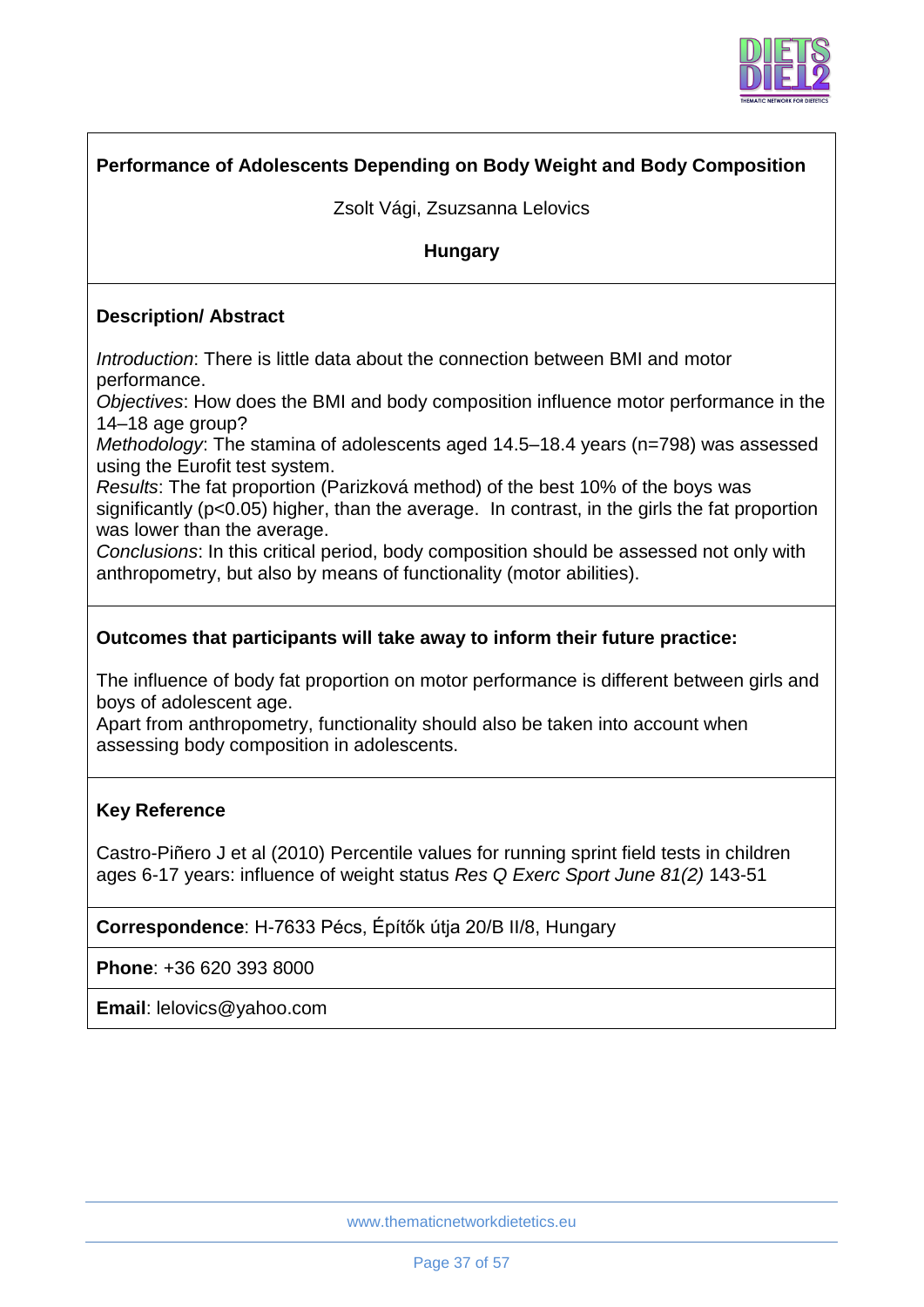**Performance of Adolescents Depending on Body Weight and Body Composition**

Zsolt Vági, Zsuzsanna Lelovics

**Hungary**

**Description/ Abstract**

*Introduction*: There is little data about the connection between BMI and motor performance.
*Objectives*: How does the BMI and body composition influence motor performance in the 14–18 age group?
*Methodology*: The stamina of adolescents aged 14.5–18.4 years (n=798) was assessed using the Eurofit test system.
*Results*: The fat proportion (Parizková method) of the best 10% of the boys was significantly ($p<0.05$) higher, than the average. In contrast, in the girls the fat proportion was lower than the average.
*Conclusions*: In this critical period, body composition should be assessed not only with anthropometry, but also by means of functionality (motor abilities).

**Outcomes that participants will take away to inform their future practice:**

The influence of body fat proportion on motor performance is different between girls and boys of adolescent age.
Apart from anthropometry, functionality should also be taken into account when assessing body composition in adolescents.

**Key Reference**

Castro-Piñero J et al (2010) Percentile values for running sprint field tests in children ages 6-17 years: influence of weight status *Res Q Exerc Sport June 81(2)* 143-51

**Correspondence**: H-7633 Pécs, Építők útja 20/B II/8, Hungary

**Phone**: +36 620 393 8000

**Email**: lelovics@yahoo.com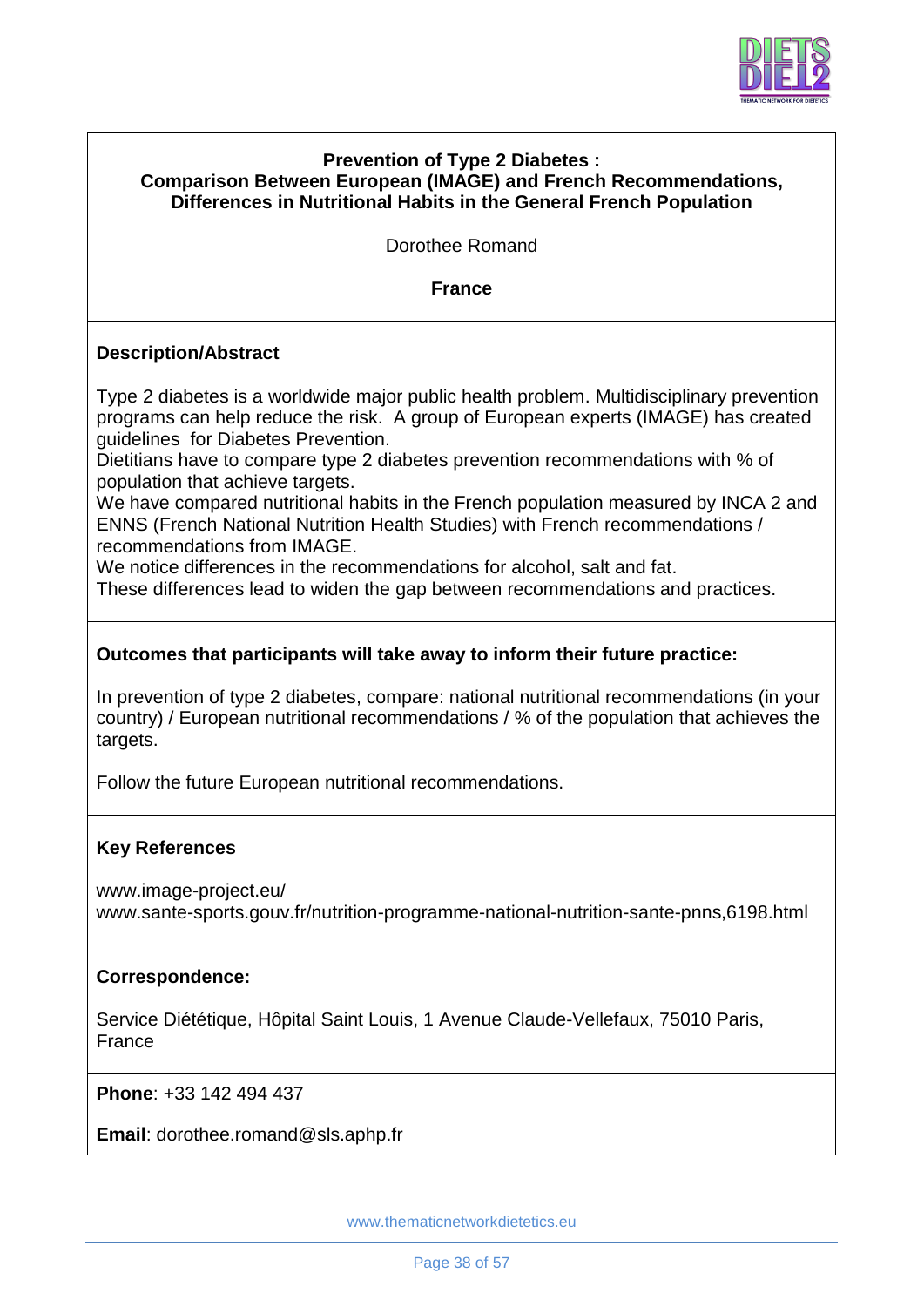**Prevention of Type 2 Diabetes :**
**Comparison Between European (IMAGE) and French Recommendations, Differences in Nutritional Habits in the General French Population**

Dorothee Romand

**France**

**Description/Abstract**

Type 2 diabetes is a worldwide major public health problem. Multidisciplinary prevention programs can help reduce the risk. A group of European experts (IMAGE) has created guidelines for Diabetes Prevention.
Dietitians have to compare type 2 diabetes prevention recommendations with % of population that achieve targets.
We have compared nutritional habits in the French population measured by INCA 2 and ENNS (French National Nutrition Health Studies) with French recommendations / recommendations from IMAGE.
We notice differences in the recommendations for alcohol, salt and fat.
These differences lead to widen the gap between recommendations and practices.

**Outcomes that participants will take away to inform their future practice:**

In prevention of type 2 diabetes, compare: national nutritional recommendations (in your country) / European nutritional recommendations / % of the population that achieves the targets.

Follow the future European nutritional recommendations.

**Key References**

www.image-project.eu/
www.sante-sports.gouv.fr/nutrition-programme-national-nutrition-sante-pnns,6198.html

**Correspondence:**

Service Diététique, Hôpital Saint Louis, 1 Avenue Claude-Vellefaux, 75010 Paris, France

**Phone**: +33 142 494 437

**Email**: dorothee.romand@sls.aphp.fr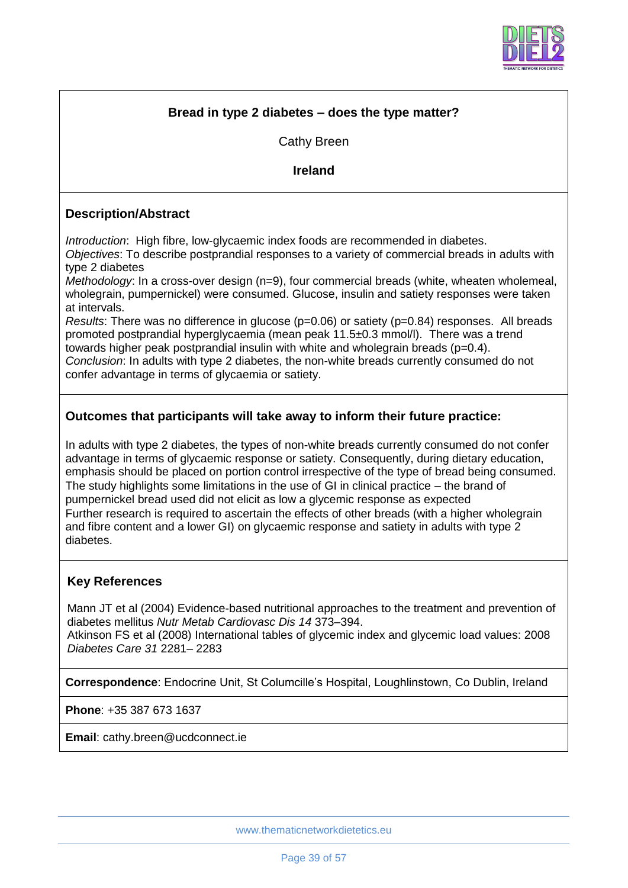## Bread in type 2 diabetes – does the type matter?

Cathy Breen

**Ireland**

### Description/Abstract

*Introduction*: High fibre, low-glycaemic index foods are recommended in diabetes.
*Objectives*: To describe postprandial responses to a variety of commercial breads in adults with type 2 diabetes
*Methodology*: In a cross-over design (n=9), four commercial breads (white, wheaten wholemeal, wholegrain, pumpernickel) were consumed. Glucose, insulin and satiety responses were taken at intervals.
*Results*: There was no difference in glucose ($p=0.06$) or satiety ($p=0.84$) responses. All breads promoted postprandial hyperglycaemia (mean peak $11.5 \pm 0.3$ mmol/l). There was a trend towards higher peak postprandial insulin with white and wholegrain breads ($p=0.4$).
*Conclusion*: In adults with type 2 diabetes, the non-white breads currently consumed do not confer advantage in terms of glycaemia or satiety.

### Outcomes that participants will take away to inform their future practice:

In adults with type 2 diabetes, the types of non-white breads currently consumed do not confer advantage in terms of glycaemic response or satiety. Consequently, during dietary education, emphasis should be placed on portion control irrespective of the type of bread being consumed.
The study highlights some limitations in the use of GI in clinical practice – the brand of pumpernickel bread used did not elicit as low a glycemic response as expected
Further research is required to ascertain the effects of other breads (with a higher wholegrain and fibre content and a lower GI) on glycaemic response and satiety in adults with type 2 diabetes.

### Key References

Mann JT et al (2004) Evidence-based nutritional approaches to the treatment and prevention of diabetes mellitus *Nutr Metab Cardiovasc Dis 14* 373–394.
Atkinson FS et al (2008) International tables of glycemic index and glycemic load values: 2008 *Diabetes Care 31* 2281– 2283

**Correspondence**: Endocrine Unit, St Columcille's Hospital, Loughlinstown, Co Dublin, Ireland

**Phone**: +35 387 673 1637

**Email**: cathy.breen@ucdconnect.ie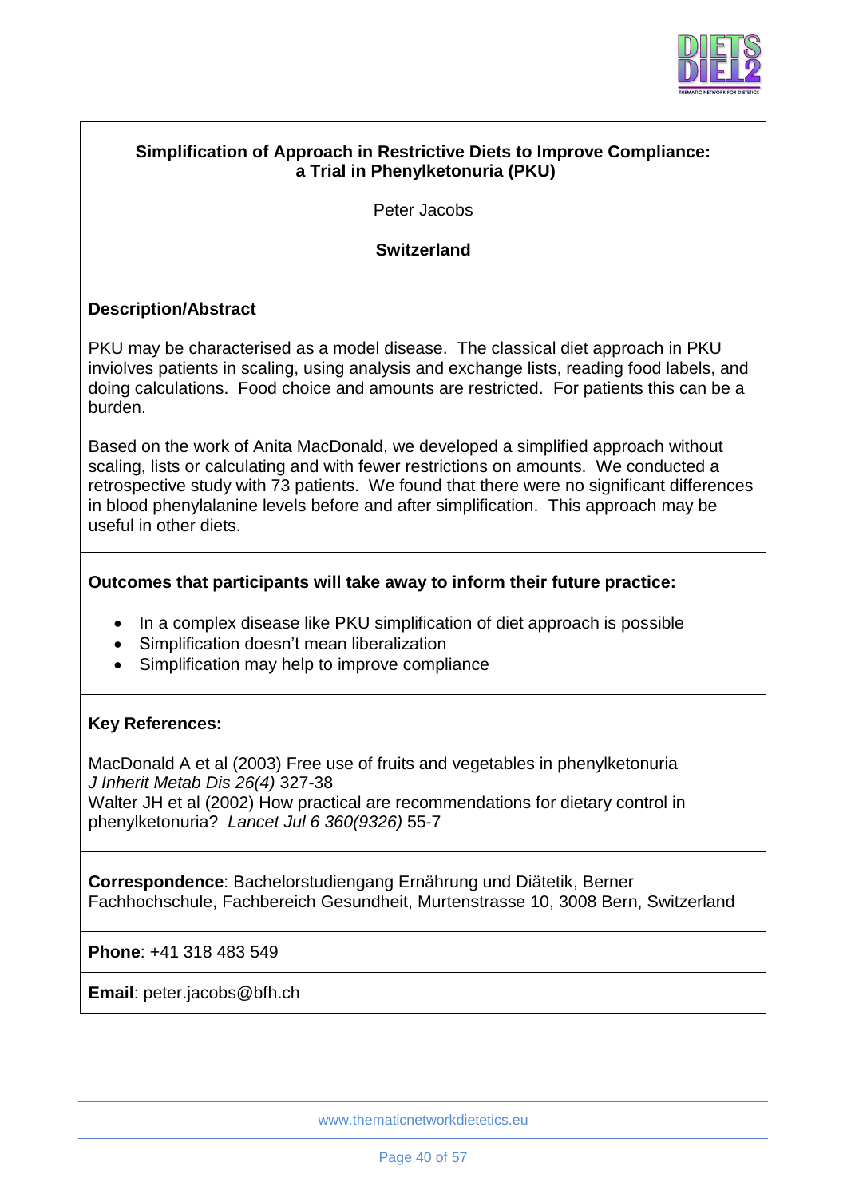**Simplification of Approach in Restrictive Diets to Improve Compliance: a Trial in Phenylketonuria (PKU)**

Peter Jacobs

**Switzerland**

**Description/Abstract**

PKU may be characterised as a model disease. The classical diet approach in PKU inviolves patients in scaling, using analysis and exchange lists, reading food labels, and doing calculations. Food choice and amounts are restricted. For patients this can be a burden.

Based on the work of Anita MacDonald, we developed a simplified approach without scaling, lists or calculating and with fewer restrictions on amounts. We conducted a retrospective study with 73 patients. We found that there were no significant differences in blood phenylalanine levels before and after simplification. This approach may be useful in other diets.

**Outcomes that participants will take away to inform their future practice:**

- In a complex disease like PKU simplification of diet approach is possible
- Simplification doesn't mean liberalization
- Simplification may help to improve compliance

**Key References:**

MacDonald A et al (2003) Free use of fruits and vegetables in phenylketonuria *J Inherit Metab Dis 26(4)* 327-38
Walter JH et al (2002) How practical are recommendations for dietary control in phenylketonuria? *Lancet Jul 6 360(9326)* 55-7

**Correspondence**: Bachelorstudiengang Ernährung und Diätetik, Berner Fachhochschule, Fachbereich Gesundheit, Murtenstrasse 10, 3008 Bern, Switzerland

**Phone**: +41 318 483 549

**Email**: peter.jacobs@bfh.ch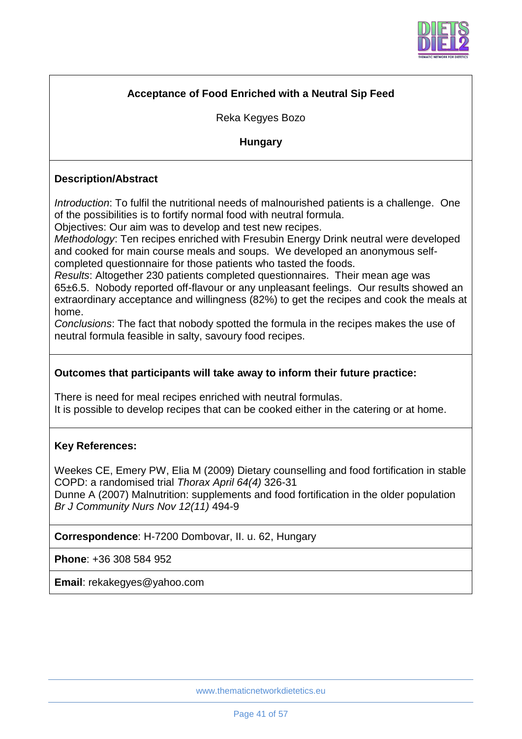## Acceptance of Food Enriched with a Neutral Sip Feed

Reka Kegyes Bozo

**Hungary**

### Description/Abstract

*Introduction*: To fulfil the nutritional needs of malnourished patients is a challenge. One of the possibilities is to fortify normal food with neutral formula.

Objectives: Our aim was to develop and test new recipes.

*Methodology*: Ten recipes enriched with Fresubin Energy Drink neutral were developed and cooked for main course meals and soups. We developed an anonymous self-completed questionnaire for those patients who tasted the foods.

*Results*: Altogether 230 patients completed questionnaires. Their mean age was 65±6.5. Nobody reported off-flavour or any unpleasant feelings. Our results showed an extraordinary acceptance and willingness (82%) to get the recipes and cook the meals at home.

*Conclusions*: The fact that nobody spotted the formula in the recipes makes the use of neutral formula feasible in salty, savoury food recipes.

### Outcomes that participants will take away to inform their future practice:

There is need for meal recipes enriched with neutral formulas.
It is possible to develop recipes that can be cooked either in the catering or at home.

### Key References:

Weekes CE, Emery PW, Elia M (2009) Dietary counselling and food fortification in stable COPD: a randomised trial *Thorax April 64(4)* 326-31

Dunne A (2007) Malnutrition: supplements and food fortification in the older population *Br J Community Nurs Nov 12(11)* 494-9

**Correspondence**: H-7200 Dombovar, II. u. 62, Hungary

**Phone**: +36 308 584 952

**Email**: rekakegyes@yahoo.com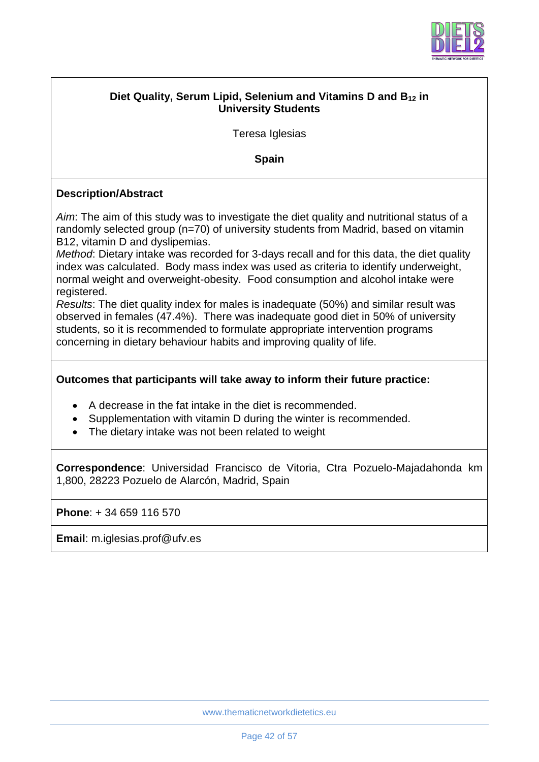## Diet Quality, Serum Lipid, Selenium and Vitamins D and $B_{12}$ in University Students

Teresa Iglesias

**Spain**

### Description/Abstract

*Aim*: The aim of this study was to investigate the diet quality and nutritional status of a randomly selected group (n=70) of university students from Madrid, based on vitamin B12, vitamin D and dyslipemias.
*Method*: Dietary intake was recorded for 3-days recall and for this data, the diet quality index was calculated. Body mass index was used as criteria to identify underweight, normal weight and overweight-obesity. Food consumption and alcohol intake were registered.
*Results*: The diet quality index for males is inadequate (50%) and similar result was observed in females (47.4%). There was inadequate good diet in 50% of university students, so it is recommended to formulate appropriate intervention programs concerning in dietary behaviour habits and improving quality of life.

### Outcomes that participants will take away to inform their future practice:

- A decrease in the fat intake in the diet is recommended.
- Supplementation with vitamin D during the winter is recommended.
- The dietary intake was not been related to weight

**Correspondence**: Universidad Francisco de Vitoria, Ctra Pozuelo-Majadahonda km 1,800, 28223 Pozuelo de Alarcón, Madrid, Spain

**Phone**: + 34 659 116 570

**Email**: m.iglesias.prof@ufv.es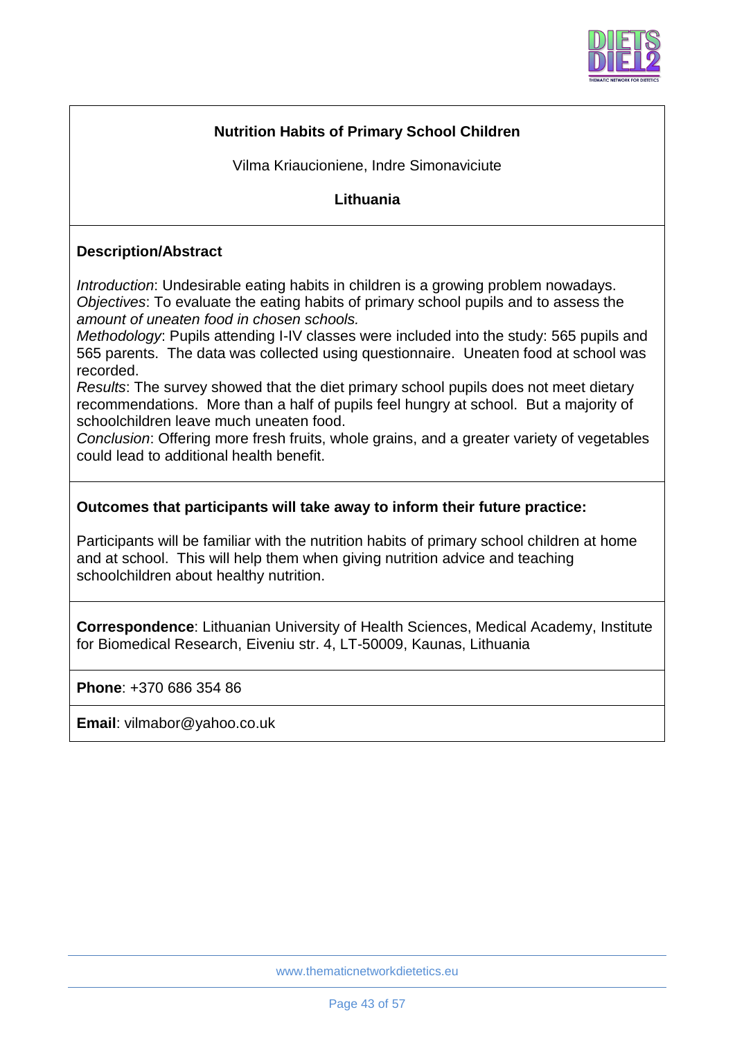## Nutrition Habits of Primary School Children

Vilma Kriaucioniene, Indre Simonaviciute

**Lithuania**

**Description/Abstract**

*Introduction*: Undesirable eating habits in children is a growing problem nowadays.
*Objectives*: To evaluate the eating habits of primary school pupils and to assess the *amount of uneaten food in chosen schools.*
*Methodology*: Pupils attending I-IV classes were included into the study: 565 pupils and 565 parents. The data was collected using questionnaire. Uneaten food at school was recorded.
*Results*: The survey showed that the diet primary school pupils does not meet dietary recommendations. More than a half of pupils feel hungry at school. But a majority of schoolchildren leave much uneaten food.
*Conclusion*: Offering more fresh fruits, whole grains, and a greater variety of vegetables could lead to additional health benefit.

**Outcomes that participants will take away to inform their future practice:**

Participants will be familiar with the nutrition habits of primary school children at home and at school. This will help them when giving nutrition advice and teaching schoolchildren about healthy nutrition.

**Correspondence**: Lithuanian University of Health Sciences, Medical Academy, Institute for Biomedical Research, Eiveniu str. 4, LT-50009, Kaunas, Lithuania

**Phone**: +370 686 354 86

**Email**: vilmabor@yahoo.co.uk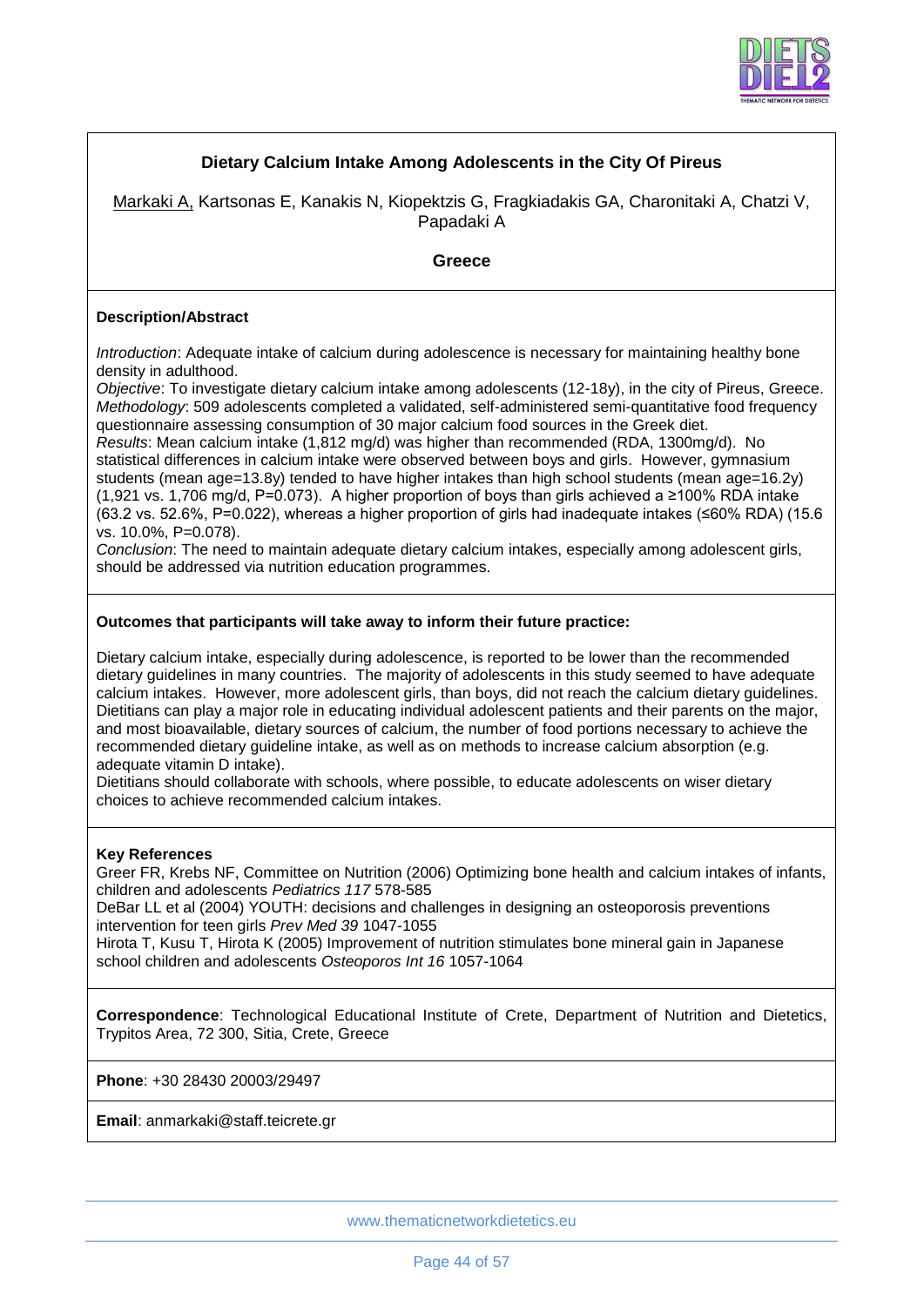## Dietary Calcium Intake Among Adolescents in the City Of Pireus

Markaki A, Kartsonas E, Kanakis N, Kiopektzis G, Fragkiadakis GA, Charonitaki A, Chatzi V, Papadaki A

**Greece**

**Description/Abstract**

*Introduction*: Adequate intake of calcium during adolescence is necessary for maintaining healthy bone density in adulthood.
*Objective*: To investigate dietary calcium intake among adolescents (12-18y), in the city of Pireus, Greece.
*Methodology*: 509 adolescents completed a validated, self-administered semi-quantitative food frequency questionnaire assessing consumption of 30 major calcium food sources in the Greek diet.
*Results*: Mean calcium intake (1,812 mg/d) was higher than recommended (RDA, 1300mg/d). No statistical differences in calcium intake were observed between boys and girls. However, gymnasium students (mean age=13.8y) tended to have higher intakes than high school students (mean age=16.2y) (1,921 vs. 1,706 mg/d, P=0.073). A higher proportion of boys than girls achieved a ≥100% RDA intake (63.2 vs. 52.6%, P=0.022), whereas a higher proportion of girls had inadequate intakes (≤60% RDA) (15.6 vs. 10.0%, P=0.078).
*Conclusion*: The need to maintain adequate dietary calcium intakes, especially among adolescent girls, should be addressed via nutrition education programmes.

**Outcomes that participants will take away to inform their future practice:**

Dietary calcium intake, especially during adolescence, is reported to be lower than the recommended dietary guidelines in many countries. The majority of adolescents in this study seemed to have adequate calcium intakes. However, more adolescent girls, than boys, did not reach the calcium dietary guidelines. Dietitians can play a major role in educating individual adolescent patients and their parents on the major, and most bioavailable, dietary sources of calcium, the number of food portions necessary to achieve the recommended dietary guideline intake, as well as on methods to increase calcium absorption (e.g. adequate vitamin D intake).
Dietitians should collaborate with schools, where possible, to educate adolescents on wiser dietary choices to achieve recommended calcium intakes.

**Key References**
Greer FR, Krebs NF, Committee on Nutrition (2006) Optimizing bone health and calcium intakes of infants, children and adolescents *Pediatrics 117* 578-585
DeBar LL et al (2004) YOUTH: decisions and challenges in designing an osteoporosis preventions intervention for teen girls *Prev Med 39* 1047-1055
Hirota T, Kusu T, Hirota K (2005) Improvement of nutrition stimulates bone mineral gain in Japanese school children and adolescents *Osteoporos Int 16* 1057-1064

**Correspondence**: Technological Educational Institute of Crete, Department of Nutrition and Dietetics, Trypitos Area, 72 300, Sitia, Crete, Greece

**Phone**: +30 28430 20003/29497

**Email**: anmarkaki@staff.teicrete.gr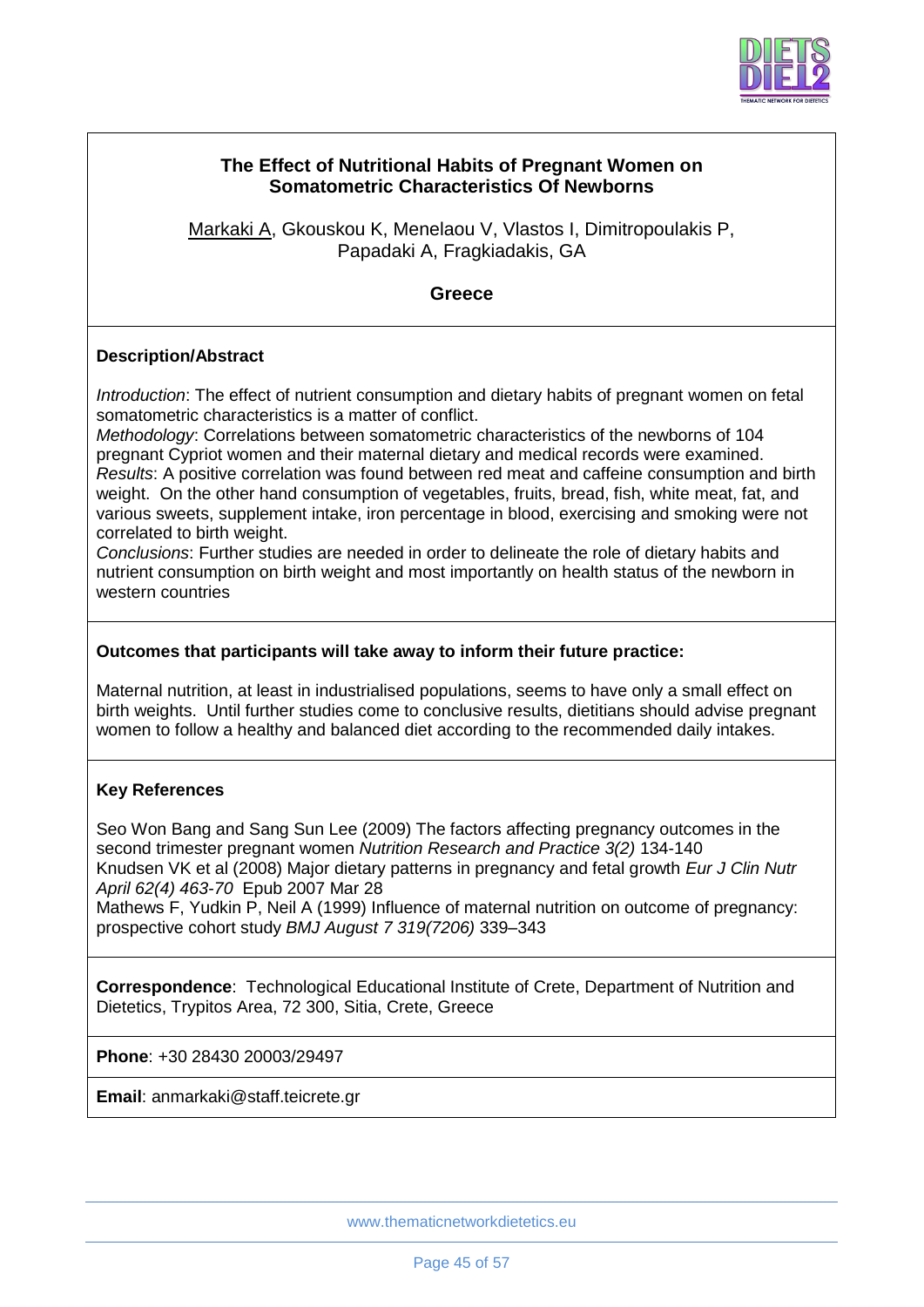## The Effect of Nutritional Habits of Pregnant Women on Somatometric Characteristics Of Newborns

Markaki A, Gkouskou K, Menelaou V, Vlastos I, Dimitropoulakis P, Papadaki A, Fragkiadakis, GA

**Greece**

### Description/Abstract

*Introduction*: The effect of nutrient consumption and dietary habits of pregnant women on fetal somatometric characteristics is a matter of conflict.
*Methodology*: Correlations between somatometric characteristics of the newborns of 104 pregnant Cypriot women and their maternal dietary and medical records were examined.
*Results*: A positive correlation was found between red meat and caffeine consumption and birth weight. On the other hand consumption of vegetables, fruits, bread, fish, white meat, fat, and various sweets, supplement intake, iron percentage in blood, exercising and smoking were not correlated to birth weight.
*Conclusions*: Further studies are needed in order to delineate the role of dietary habits and nutrient consumption on birth weight and most importantly on health status of the newborn in western countries

### Outcomes that participants will take away to inform their future practice:

Maternal nutrition, at least in industrialised populations, seems to have only a small effect on birth weights. Until further studies come to conclusive results, dietitians should advise pregnant women to follow a healthy and balanced diet according to the recommended daily intakes.

### Key References

Seo Won Bang and Sang Sun Lee (2009) The factors affecting pregnancy outcomes in the second trimester pregnant women *Nutrition Research and Practice 3(2)* 134-140
Knudsen VK et al (2008) Major dietary patterns in pregnancy and fetal growth *Eur J Clin Nutr April 62(4) 463-70* Epub 2007 Mar 28
Mathews F, Yudkin P, Neil A (1999) Influence of maternal nutrition on outcome of pregnancy: prospective cohort study *BMJ August 7 319(7206)* 339–343

**Correspondence**: Technological Educational Institute of Crete, Department of Nutrition and Dietetics, Trypitos Area, 72 300, Sitia, Crete, Greece

**Phone**: +30 28430 20003/29497

**Email**: anmarkaki@staff.teicrete.gr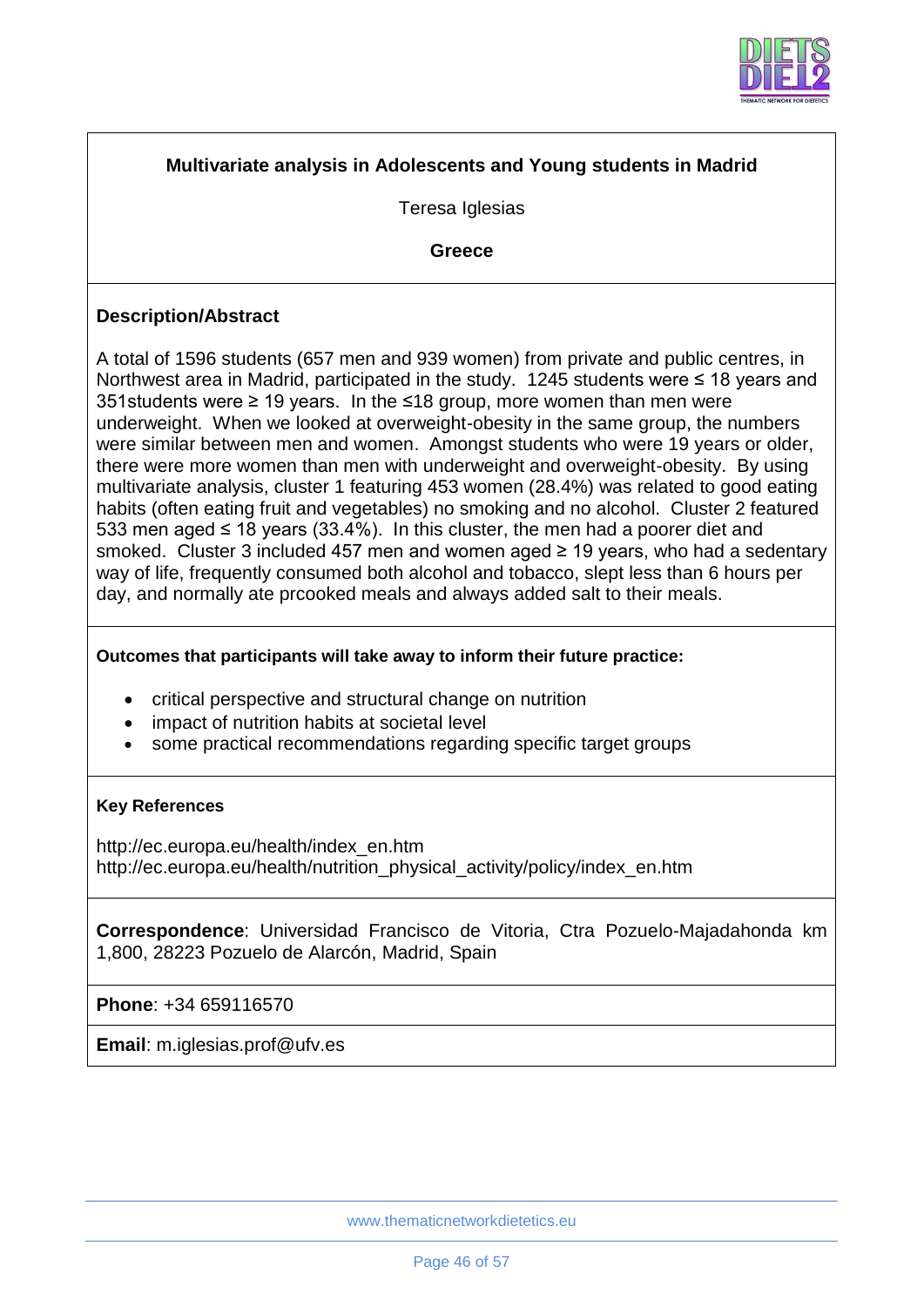**Multivariate analysis in Adolescents and Young students in Madrid**

Teresa Iglesias

**Greece**

### Description/Abstract

A total of 1596 students (657 men and 939 women) from private and public centres, in Northwest area in Madrid, participated in the study. 1245 students were ≤ 18 years and 351students were ≥ 19 years. In the ≤18 group, more women than men were underweight. When we looked at overweight-obesity in the same group, the numbers were similar between men and women. Amongst students who were 19 years or older, there were more women than men with underweight and overweight-obesity. By using multivariate analysis, cluster 1 featuring 453 women (28.4%) was related to good eating habits (often eating fruit and vegetables) no smoking and no alcohol. Cluster 2 featured 533 men aged ≤ 18 years (33.4%). In this cluster, the men had a poorer diet and smoked. Cluster 3 included 457 men and women aged ≥ 19 years, who had a sedentary way of life, frequently consumed both alcohol and tobacco, slept less than 6 hours per day, and normally ate prcooked meals and always added salt to their meals.

**Outcomes that participants will take away to inform their future practice:**

- critical perspective and structural change on nutrition
- impact of nutrition habits at societal level
- some practical recommendations regarding specific target groups

**Key References**

http://ec.europa.eu/health/index_en.htm
http://ec.europa.eu/health/nutrition_physical_activity/policy/index_en.htm

**Correspondence**: Universidad Francisco de Vitoria, Ctra Pozuelo-Majadahonda km 1,800, 28223 Pozuelo de Alarcón, Madrid, Spain

**Phone**: +34 659116570

**Email**: m.iglesias.prof@ufv.es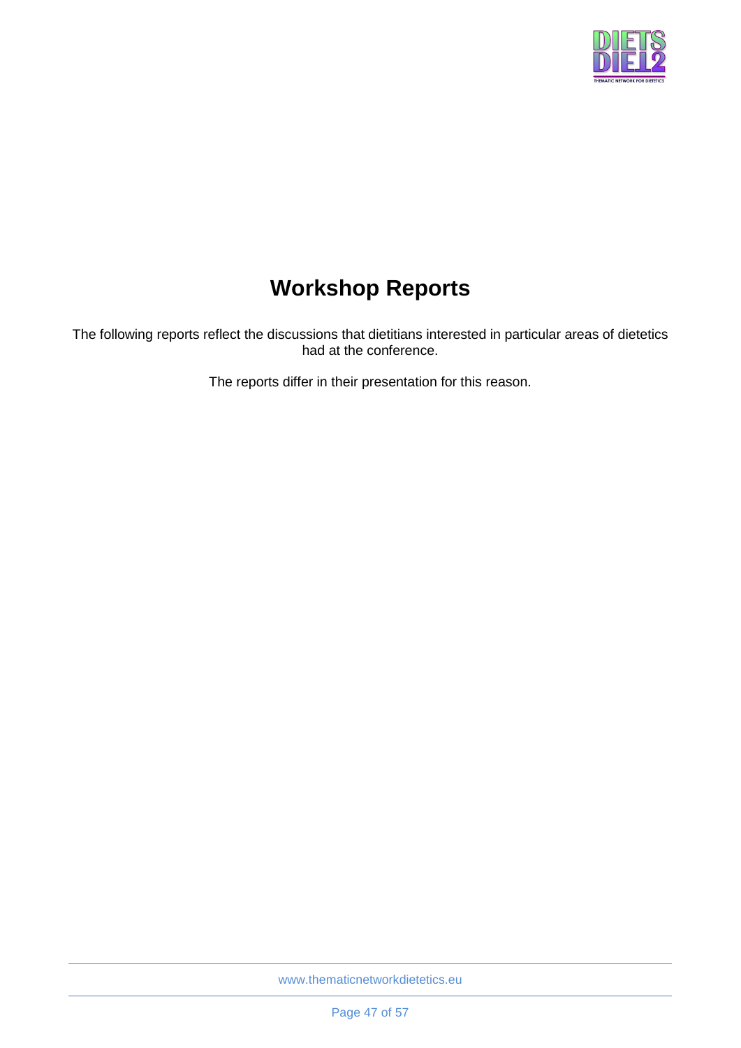# Workshop Reports

The following reports reflect the discussions that dietitians interested in particular areas of dietetics had at the conference.

The reports differ in their presentation for this reason.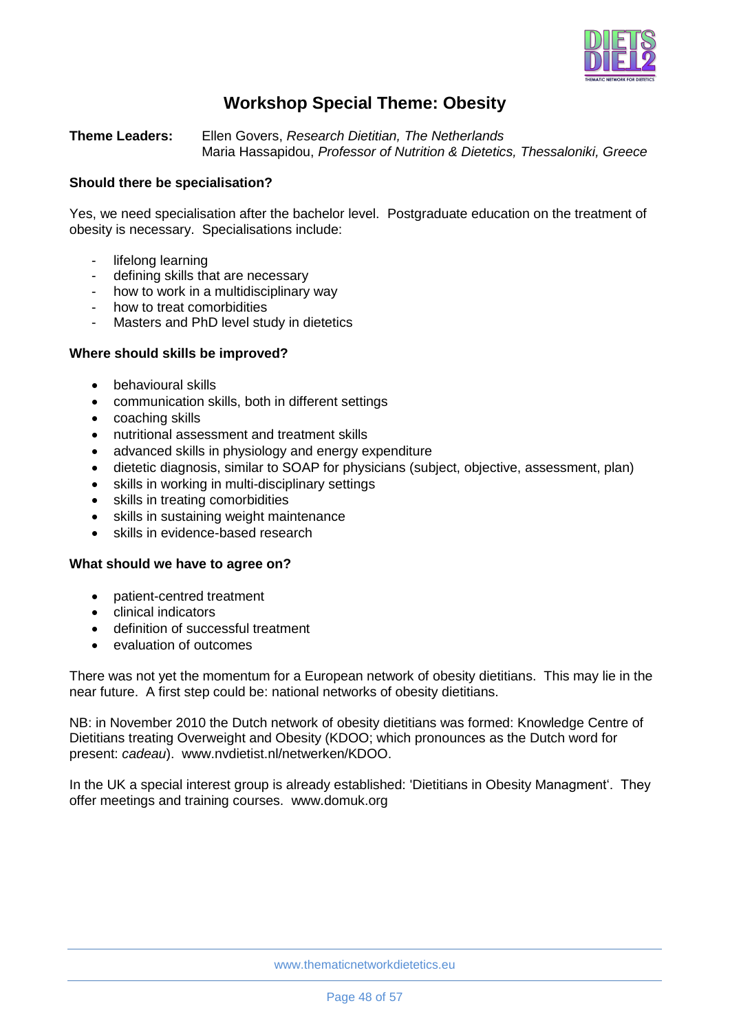# Workshop Special Theme: Obesity

**Theme Leaders:** Ellen Govers, *Research Dietitian, The Netherlands*
Maria Hassapidou, *Professor of Nutrition & Dietetics, Thessaloniki, Greece*

**Should there be specialisation?**

Yes, we need specialisation after the bachelor level. Postgraduate education on the treatment of obesity is necessary. Specialisations include:

- lifelong learning
- defining skills that are necessary
- how to work in a multidisciplinary way
- how to treat comorbidities
- Masters and PhD level study in dietetics

**Where should skills be improved?**

- behavioural skills
- communication skills, both in different settings
- coaching skills
- nutritional assessment and treatment skills
- advanced skills in physiology and energy expenditure
- dietetic diagnosis, similar to SOAP for physicians (subject, objective, assessment, plan)
- skills in working in multi-disciplinary settings
- skills in treating comorbidities
- skills in sustaining weight maintenance
- skills in evidence-based research

**What should we have to agree on?**

- patient-centred treatment
- clinical indicators
- definition of successful treatment
- evaluation of outcomes

There was not yet the momentum for a European network of obesity dietitians. This may lie in the near future. A first step could be: national networks of obesity dietitians.

NB: in November 2010 the Dutch network of obesity dietitians was formed: Knowledge Centre of Dietitians treating Overweight and Obesity (KDOO; which pronounces as the Dutch word for present: *cadeau*). www.nvdietist.nl/netwerken/KDOO.

In the UK a special interest group is already established: 'Dietitians in Obesity Managment'. They offer meetings and training courses. www.domuk.org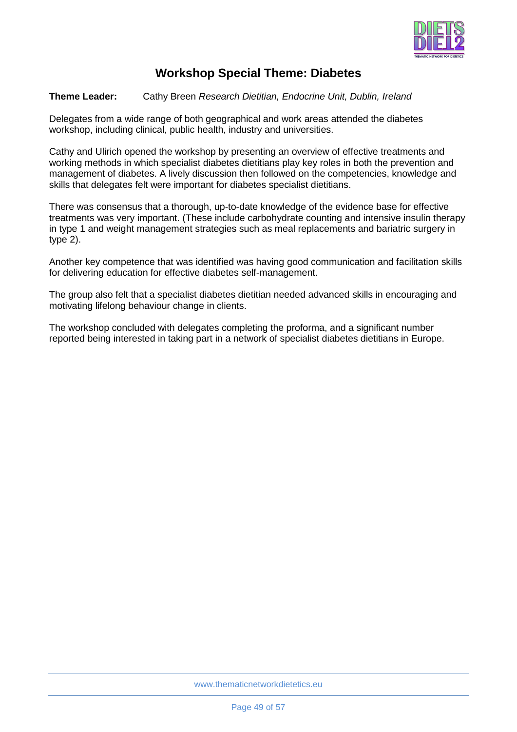## Workshop Special Theme: Diabetes

**Theme Leader:** Cathy Breen *Research Dietitian, Endocrine Unit, Dublin, Ireland*

Delegates from a wide range of both geographical and work areas attended the diabetes workshop, including clinical, public health, industry and universities.

Cathy and Ulirich opened the workshop by presenting an overview of effective treatments and working methods in which specialist diabetes dietitians play key roles in both the prevention and management of diabetes. A lively discussion then followed on the competencies, knowledge and skills that delegates felt were important for diabetes specialist dietitians.

There was consensus that a thorough, up-to-date knowledge of the evidence base for effective treatments was very important. (These include carbohydrate counting and intensive insulin therapy in type 1 and weight management strategies such as meal replacements and bariatric surgery in type 2).

Another key competence that was identified was having good communication and facilitation skills for delivering education for effective diabetes self-management.

The group also felt that a specialist diabetes dietitian needed advanced skills in encouraging and motivating lifelong behaviour change in clients.

The workshop concluded with delegates completing the proforma, and a significant number reported being interested in taking part in a network of specialist diabetes dietitians in Europe.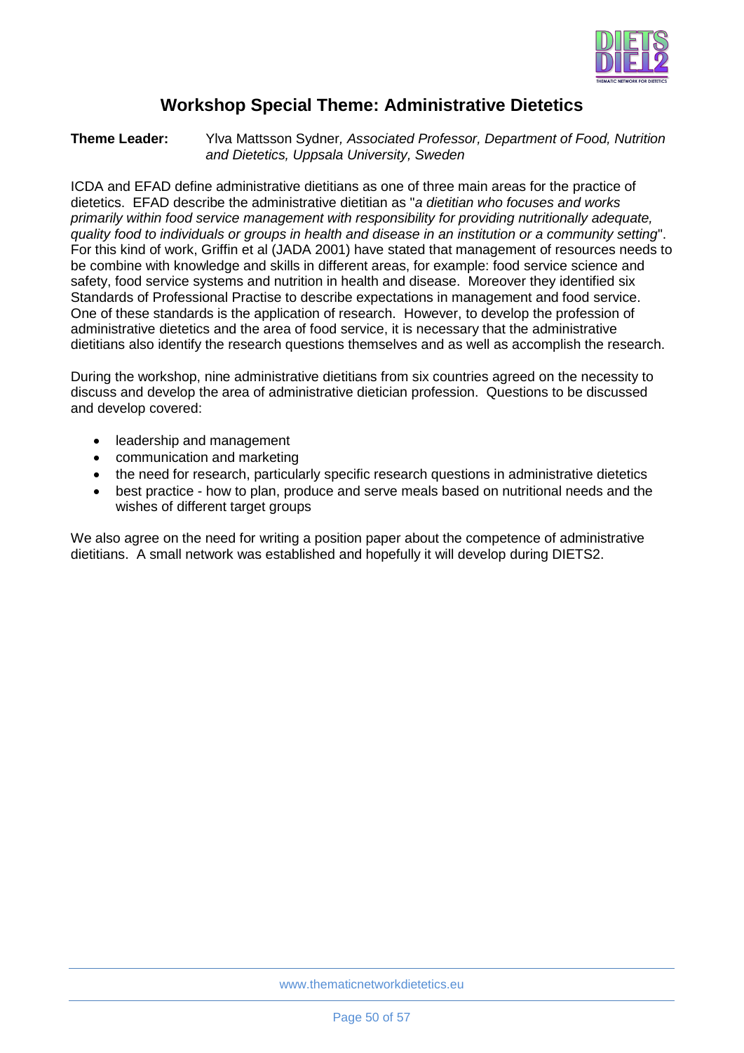## Workshop Special Theme: Administrative Dietetics

**Theme Leader:** Ylva Mattsson Sydner*, Associated Professor, Department of Food, Nutrition and Dietetics, Uppsala University, Sweden*

ICDA and EFAD define administrative dietitians as one of three main areas for the practice of dietetics. EFAD describe the administrative dietitian as "*a dietitian who focuses and works primarily within food service management with responsibility for providing nutritionally adequate, quality food to individuals or groups in health and disease in an institution or a community setting*". For this kind of work, Griffin et al (JADA 2001) have stated that management of resources needs to be combine with knowledge and skills in different areas, for example: food service science and safety, food service systems and nutrition in health and disease. Moreover they identified six Standards of Professional Practise to describe expectations in management and food service. One of these standards is the application of research. However, to develop the profession of administrative dietetics and the area of food service, it is necessary that the administrative dietitians also identify the research questions themselves and as well as accomplish the research.

During the workshop, nine administrative dietitians from six countries agreed on the necessity to discuss and develop the area of administrative dietician profession. Questions to be discussed and develop covered:

- leadership and management
- communication and marketing
- the need for research, particularly specific research questions in administrative dietetics
- best practice - how to plan, produce and serve meals based on nutritional needs and the wishes of different target groups

We also agree on the need for writing a position paper about the competence of administrative dietitians. A small network was established and hopefully it will develop during DIETS2.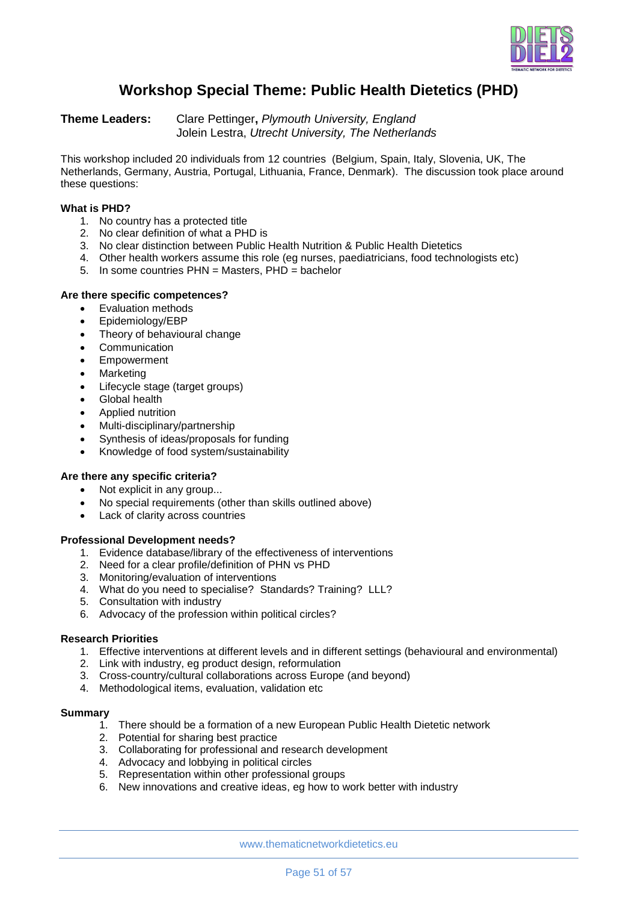# Workshop Special Theme: Public Health Dietetics (PHD)

**Theme Leaders:** Clare Pettinger**,** *Plymouth University, England*
Jolein Lestra, *Utrecht University, The Netherlands*

This workshop included 20 individuals from 12 countries (Belgium, Spain, Italy, Slovenia, UK, The Netherlands, Germany, Austria, Portugal, Lithuania, France, Denmark). The discussion took place around these questions:

**What is PHD?**

1. No country has a protected title
2. No clear definition of what a PHD is
3. No clear distinction between Public Health Nutrition & Public Health Dietetics
4. Other health workers assume this role (eg nurses, paediatricians, food technologists etc)
5. In some countries PHN = Masters, PHD = bachelor

**Are there specific competences?**

- Evaluation methods
- Epidemiology/EBP
- Theory of behavioural change
- Communication
- Empowerment
- Marketing
- Lifecycle stage (target groups)
- Global health
- Applied nutrition
- Multi-disciplinary/partnership
- Synthesis of ideas/proposals for funding
- Knowledge of food system/sustainability

**Are there any specific criteria?**

- Not explicit in any group...
- No special requirements (other than skills outlined above)
- Lack of clarity across countries

**Professional Development needs?**

1. Evidence database/library of the effectiveness of interventions
2. Need for a clear profile/definition of PHN vs PHD
3. Monitoring/evaluation of interventions
4. What do you need to specialise? Standards? Training? LLL?
5. Consultation with industry
6. Advocacy of the profession within political circles?

**Research Priorities**

1. Effective interventions at different levels and in different settings (behavioural and environmental)
2. Link with industry, eg product design, reformulation
3. Cross-country/cultural collaborations across Europe (and beyond)
4. Methodological items, evaluation, validation etc

**Summary**

1. There should be a formation of a new European Public Health Dietetic network
2. Potential for sharing best practice
3. Collaborating for professional and research development
4. Advocacy and lobbying in political circles
5. Representation within other professional groups
6. New innovations and creative ideas, eg how to work better with industry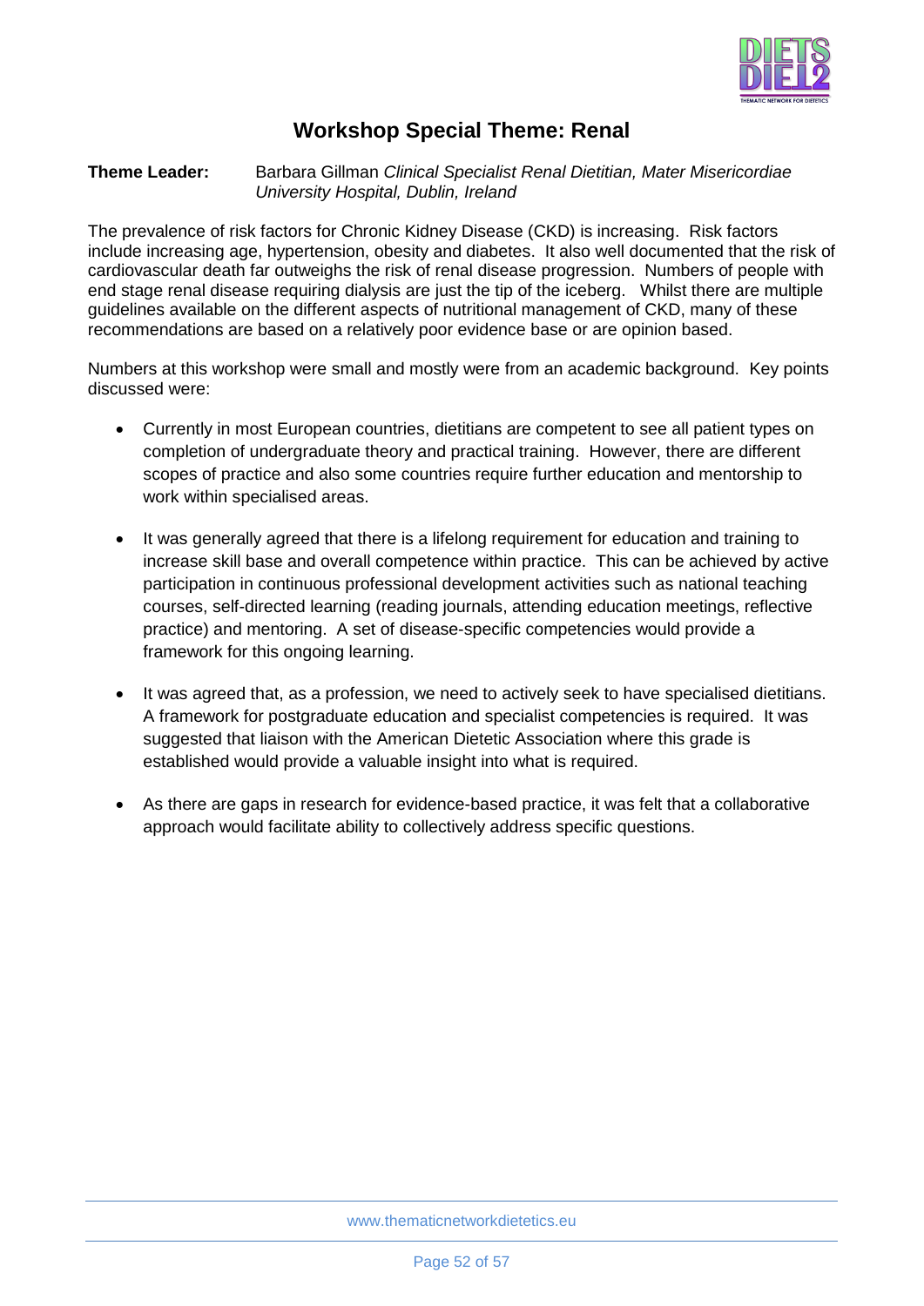## Workshop Special Theme: Renal

**Theme Leader:** Barbara Gillman *Clinical Specialist Renal Dietitian, Mater Misericordiae University Hospital, Dublin, Ireland*

The prevalence of risk factors for Chronic Kidney Disease (CKD) is increasing. Risk factors include increasing age, hypertension, obesity and diabetes. It also well documented that the risk of cardiovascular death far outweighs the risk of renal disease progression. Numbers of people with end stage renal disease requiring dialysis are just the tip of the iceberg. Whilst there are multiple guidelines available on the different aspects of nutritional management of CKD, many of these recommendations are based on a relatively poor evidence base or are opinion based.

Numbers at this workshop were small and mostly were from an academic background. Key points discussed were:

- Currently in most European countries, dietitians are competent to see all patient types on completion of undergraduate theory and practical training. However, there are different scopes of practice and also some countries require further education and mentorship to work within specialised areas.
- It was generally agreed that there is a lifelong requirement for education and training to increase skill base and overall competence within practice. This can be achieved by active participation in continuous professional development activities such as national teaching courses, self-directed learning (reading journals, attending education meetings, reflective practice) and mentoring. A set of disease-specific competencies would provide a framework for this ongoing learning.
- It was agreed that, as a profession, we need to actively seek to have specialised dietitians. A framework for postgraduate education and specialist competencies is required. It was suggested that liaison with the American Dietetic Association where this grade is established would provide a valuable insight into what is required.
- As there are gaps in research for evidence-based practice, it was felt that a collaborative approach would facilitate ability to collectively address specific questions.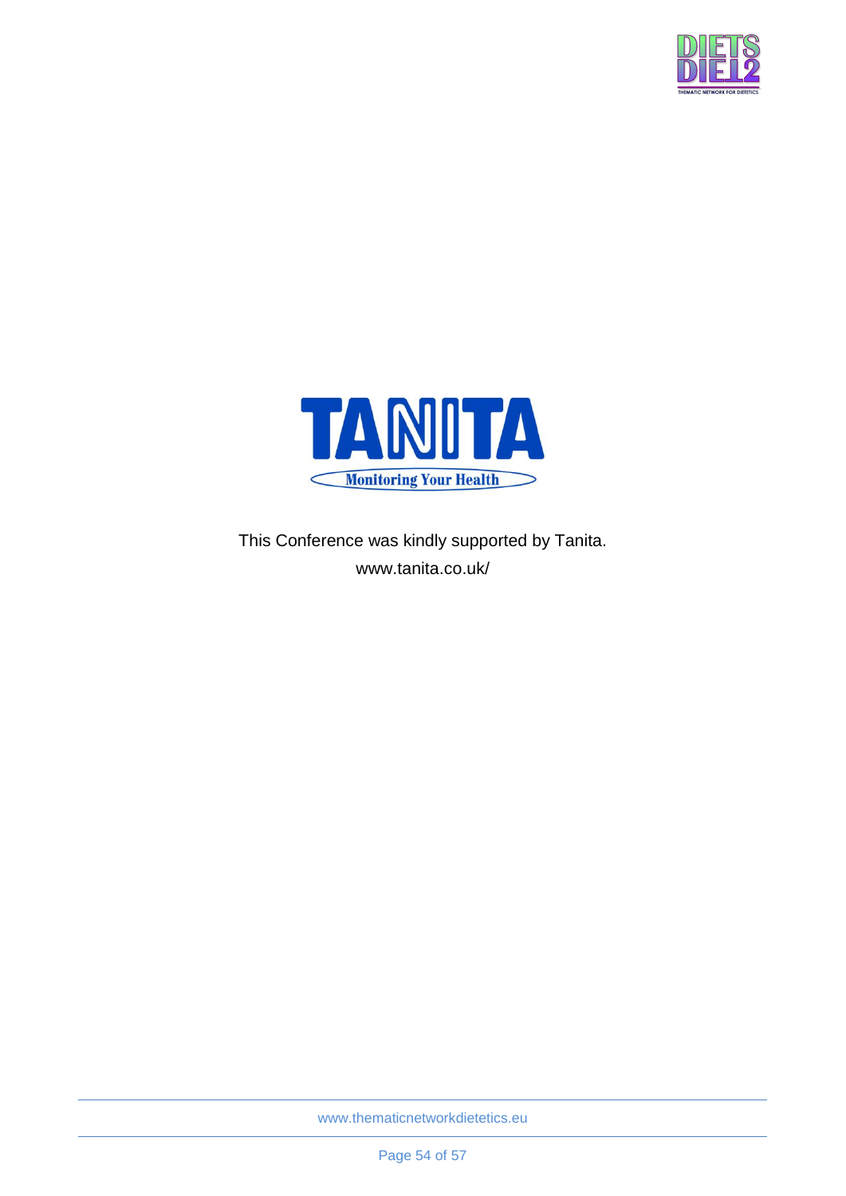This Conference was kindly supported by Tanita.

www.tanita.co.uk/